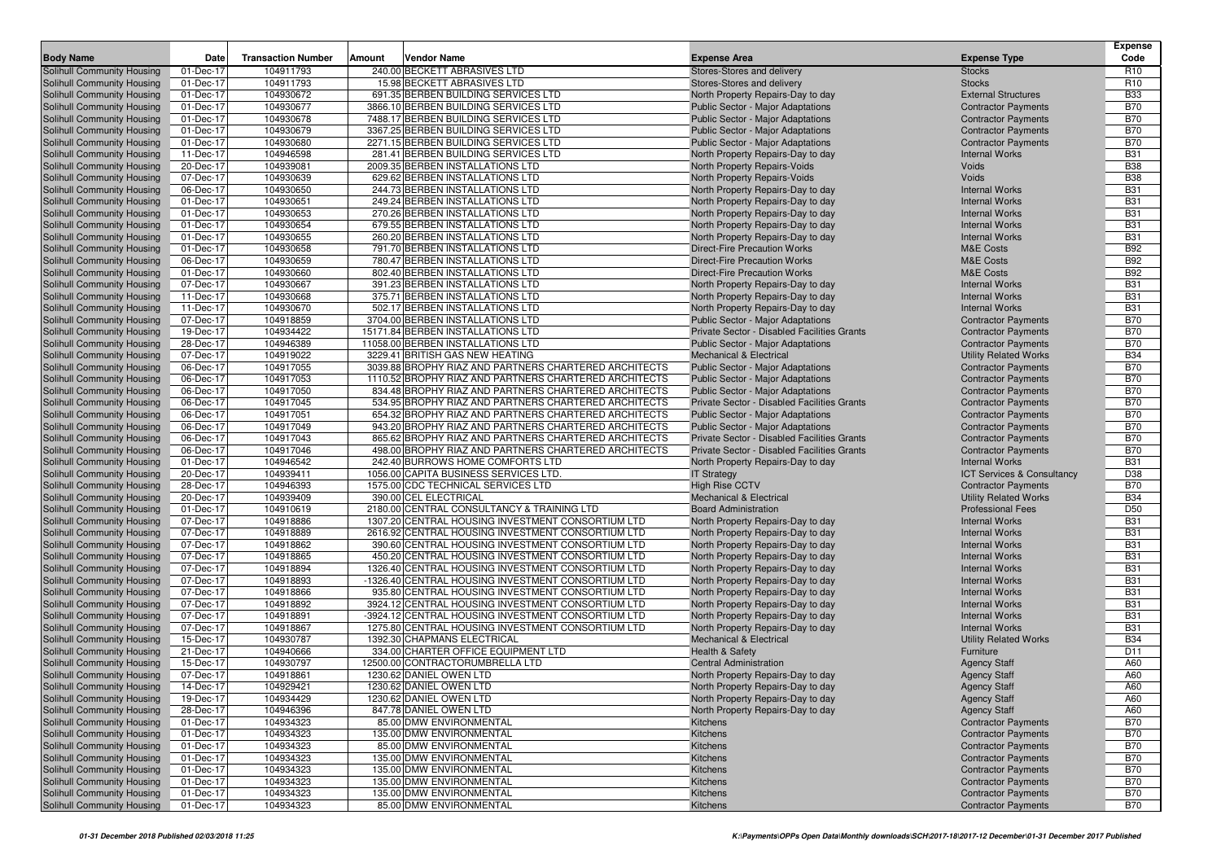| Body Name | Date | Transaction Number | Amount | Vendor Name | Expense Area | Expense Type | Expense Code |
|---|---|---|---|---|---|---|---|
| Solihull Community Housing | 01-Dec-17 | 104911793 | 240.00 | BECKETT ABRASIVES LTD | Stores-Stores and delivery | Stocks | R10 |
| Solihull Community Housing | 01-Dec-17 | 104911793 | 15.98 | BECKETT ABRASIVES LTD | Stores-Stores and delivery | Stocks | R10 |
| Solihull Community Housing | 01-Dec-17 | 104930672 | 691.35 | BERBEN BUILDING SERVICES LTD | North Property Repairs-Day to day | External Structures | B33 |
| Solihull Community Housing | 01-Dec-17 | 104930677 | 3866.10 | BERBEN BUILDING SERVICES LTD | Public Sector - Major Adaptations | Contractor Payments | B70 |
| Solihull Community Housing | 01-Dec-17 | 104930678 | 7488.17 | BERBEN BUILDING SERVICES LTD | Public Sector - Major Adaptations | Contractor Payments | B70 |
| Solihull Community Housing | 01-Dec-17 | 104930679 | 3367.25 | BERBEN BUILDING SERVICES LTD | Public Sector - Major Adaptations | Contractor Payments | B70 |
| Solihull Community Housing | 01-Dec-17 | 104930680 | 2271.15 | BERBEN BUILDING SERVICES LTD | Public Sector - Major Adaptations | Contractor Payments | B70 |
| Solihull Community Housing | 11-Dec-17 | 104946598 | 281.41 | BERBEN BUILDING SERVICES LTD | North Property Repairs-Day to day | Internal Works | B31 |
| Solihull Community Housing | 20-Dec-17 | 104939081 | 2009.35 | BERBEN INSTALLATIONS LTD | North Property Repairs-Voids | Voids | B38 |
| Solihull Community Housing | 07-Dec-17 | 104930639 | 629.62 | BERBEN INSTALLATIONS LTD | North Property Repairs-Voids | Voids | B38 |
| Solihull Community Housing | 06-Dec-17 | 104930650 | 244.73 | BERBEN INSTALLATIONS LTD | North Property Repairs-Day to day | Internal Works | B31 |
| Solihull Community Housing | 01-Dec-17 | 104930651 | 249.24 | BERBEN INSTALLATIONS LTD | North Property Repairs-Day to day | Internal Works | B31 |
| Solihull Community Housing | 01-Dec-17 | 104930653 | 270.26 | BERBEN INSTALLATIONS LTD | North Property Repairs-Day to day | Internal Works | B31 |
| Solihull Community Housing | 01-Dec-17 | 104930654 | 679.55 | BERBEN INSTALLATIONS LTD | North Property Repairs-Day to day | Internal Works | B31 |
| Solihull Community Housing | 01-Dec-17 | 104930655 | 260.20 | BERBEN INSTALLATIONS LTD | North Property Repairs-Day to day | Internal Works | B31 |
| Solihull Community Housing | 01-Dec-17 | 104930658 | 791.70 | BERBEN INSTALLATIONS LTD | Direct-Fire Precaution Works | M&E Costs | B92 |
| Solihull Community Housing | 06-Dec-17 | 104930659 | 780.47 | BERBEN INSTALLATIONS LTD | Direct-Fire Precaution Works | M&E Costs | B92 |
| Solihull Community Housing | 01-Dec-17 | 104930660 | 802.40 | BERBEN INSTALLATIONS LTD | Direct-Fire Precaution Works | M&E Costs | B92 |
| Solihull Community Housing | 07-Dec-17 | 104930667 | 391.23 | BERBEN INSTALLATIONS LTD | North Property Repairs-Day to day | Internal Works | B31 |
| Solihull Community Housing | 11-Dec-17 | 104930668 | 375.71 | BERBEN INSTALLATIONS LTD | North Property Repairs-Day to day | Internal Works | B31 |
| Solihull Community Housing | 11-Dec-17 | 104930670 | 502.17 | BERBEN INSTALLATIONS LTD | North Property Repairs-Day to day | Internal Works | B31 |
| Solihull Community Housing | 07-Dec-17 | 104918859 | 3704.00 | BERBEN INSTALLATIONS LTD | Public Sector - Major Adaptations | Contractor Payments | B70 |
| Solihull Community Housing | 19-Dec-17 | 104934422 | 15171.84 | BERBEN INSTALLATIONS LTD | Private Sector - Disabled Facilities Grants | Contractor Payments | B70 |
| Solihull Community Housing | 28-Dec-17 | 104946389 | 11058.00 | BERBEN INSTALLATIONS LTD | Public Sector - Major Adaptations | Contractor Payments | B70 |
| Solihull Community Housing | 07-Dec-17 | 104919022 | 3229.41 | BRITISH GAS NEW HEATING | Mechanical & Electrical | Utility Related Works | B34 |
| Solihull Community Housing | 06-Dec-17 | 104917055 | 3039.88 | BROPHY RIAZ AND PARTNERS CHARTERED ARCHITECTS | Public Sector - Major Adaptations | Contractor Payments | B70 |
| Solihull Community Housing | 06-Dec-17 | 104917053 | 1110.52 | BROPHY RIAZ AND PARTNERS CHARTERED ARCHITECTS | Public Sector - Major Adaptations | Contractor Payments | B70 |
| Solihull Community Housing | 06-Dec-17 | 104917050 | 834.48 | BROPHY RIAZ AND PARTNERS CHARTERED ARCHITECTS | Public Sector - Major Adaptations | Contractor Payments | B70 |
| Solihull Community Housing | 06-Dec-17 | 104917045 | 534.95 | BROPHY RIAZ AND PARTNERS CHARTERED ARCHITECTS | Private Sector - Disabled Facilities Grants | Contractor Payments | B70 |
| Solihull Community Housing | 06-Dec-17 | 104917051 | 654.32 | BROPHY RIAZ AND PARTNERS CHARTERED ARCHITECTS | Public Sector - Major Adaptations | Contractor Payments | B70 |
| Solihull Community Housing | 06-Dec-17 | 104917049 | 943.20 | BROPHY RIAZ AND PARTNERS CHARTERED ARCHITECTS | Public Sector - Major Adaptations | Contractor Payments | B70 |
| Solihull Community Housing | 06-Dec-17 | 104917043 | 865.62 | BROPHY RIAZ AND PARTNERS CHARTERED ARCHITECTS | Private Sector - Disabled Facilities Grants | Contractor Payments | B70 |
| Solihull Community Housing | 06-Dec-17 | 104917046 | 498.00 | BROPHY RIAZ AND PARTNERS CHARTERED ARCHITECTS | Private Sector - Disabled Facilities Grants | Contractor Payments | B70 |
| Solihull Community Housing | 01-Dec-17 | 104946542 | 242.40 | BURROWS HOME COMFORTS LTD | North Property Repairs-Day to day | Internal Works | B31 |
| Solihull Community Housing | 20-Dec-17 | 104939411 | 1056.00 | CAPITA BUSINESS SERVICES LTD. | IT Strategy | ICT Services & Consultancy | D38 |
| Solihull Community Housing | 28-Dec-17 | 104946393 | 1575.00 | CDC TECHNICAL SERVICES LTD | High Rise CCTV | Contractor Payments | B70 |
| Solihull Community Housing | 20-Dec-17 | 104939409 | 390.00 | CEL ELECTRICAL | Mechanical & Electrical | Utility Related Works | B34 |
| Solihull Community Housing | 01-Dec-17 | 104910619 | 2180.00 | CENTRAL CONSULTANCY & TRAINING LTD | Board Administration | Professional Fees | D50 |
| Solihull Community Housing | 07-Dec-17 | 104918886 | 1307.20 | CENTRAL HOUSING INVESTMENT CONSORTIUM LTD | North Property Repairs-Day to day | Internal Works | B31 |
| Solihull Community Housing | 07-Dec-17 | 104918889 | 2616.92 | CENTRAL HOUSING INVESTMENT CONSORTIUM LTD | North Property Repairs-Day to day | Internal Works | B31 |
| Solihull Community Housing | 07-Dec-17 | 104918862 | 390.60 | CENTRAL HOUSING INVESTMENT CONSORTIUM LTD | North Property Repairs-Day to day | Internal Works | B31 |
| Solihull Community Housing | 07-Dec-17 | 104918865 | 450.20 | CENTRAL HOUSING INVESTMENT CONSORTIUM LTD | North Property Repairs-Day to day | Internal Works | B31 |
| Solihull Community Housing | 07-Dec-17 | 104918894 | 1326.40 | CENTRAL HOUSING INVESTMENT CONSORTIUM LTD | North Property Repairs-Day to day | Internal Works | B31 |
| Solihull Community Housing | 07-Dec-17 | 104918893 | -1326.40 | CENTRAL HOUSING INVESTMENT CONSORTIUM LTD | North Property Repairs-Day to day | Internal Works | B31 |
| Solihull Community Housing | 07-Dec-17 | 104918866 | 935.80 | CENTRAL HOUSING INVESTMENT CONSORTIUM LTD | North Property Repairs-Day to day | Internal Works | B31 |
| Solihull Community Housing | 07-Dec-17 | 104918892 | 3924.12 | CENTRAL HOUSING INVESTMENT CONSORTIUM LTD | North Property Repairs-Day to day | Internal Works | B31 |
| Solihull Community Housing | 07-Dec-17 | 104918891 | -3924.12 | CENTRAL HOUSING INVESTMENT CONSORTIUM LTD | North Property Repairs-Day to day | Internal Works | B31 |
| Solihull Community Housing | 07-Dec-17 | 104918867 | 1275.80 | CENTRAL HOUSING INVESTMENT CONSORTIUM LTD | North Property Repairs-Day to day | Internal Works | B31 |
| Solihull Community Housing | 15-Dec-17 | 104930787 | 1392.30 | CHAPMANS ELECTRICAL | Mechanical & Electrical | Utility Related Works | B34 |
| Solihull Community Housing | 21-Dec-17 | 104940666 | 334.00 | CHARTER OFFICE EQUIPMENT LTD | Health & Safety | Furniture | D11 |
| Solihull Community Housing | 15-Dec-17 | 104930797 | 12500.00 | CONTRACTORUMBRELLA LTD | Central Administration | Agency Staff | A60 |
| Solihull Community Housing | 07-Dec-17 | 104918861 | 1230.62 | DANIEL OWEN LTD | North Property Repairs-Day to day | Agency Staff | A60 |
| Solihull Community Housing | 14-Dec-17 | 104929421 | 1230.62 | DANIEL OWEN LTD | North Property Repairs-Day to day | Agency Staff | A60 |
| Solihull Community Housing | 19-Dec-17 | 104934429 | 1230.62 | DANIEL OWEN LTD | North Property Repairs-Day to day | Agency Staff | A60 |
| Solihull Community Housing | 28-Dec-17 | 104946396 | 847.78 | DANIEL OWEN LTD | North Property Repairs-Day to day | Agency Staff | A60 |
| Solihull Community Housing | 01-Dec-17 | 104934323 | 85.00 | DMW ENVIRONMENTAL | Kitchens | Contractor Payments | B70 |
| Solihull Community Housing | 01-Dec-17 | 104934323 | 135.00 | DMW ENVIRONMENTAL | Kitchens | Contractor Payments | B70 |
| Solihull Community Housing | 01-Dec-17 | 104934323 | 85.00 | DMW ENVIRONMENTAL | Kitchens | Contractor Payments | B70 |
| Solihull Community Housing | 01-Dec-17 | 104934323 | 135.00 | DMW ENVIRONMENTAL | Kitchens | Contractor Payments | B70 |
| Solihull Community Housing | 01-Dec-17 | 104934323 | 135.00 | DMW ENVIRONMENTAL | Kitchens | Contractor Payments | B70 |
| Solihull Community Housing | 01-Dec-17 | 104934323 | 135.00 | DMW ENVIRONMENTAL | Kitchens | Contractor Payments | B70 |
| Solihull Community Housing | 01-Dec-17 | 104934323 | 135.00 | DMW ENVIRONMENTAL | Kitchens | Contractor Payments | B70 |
| Solihull Community Housing | 01-Dec-17 | 104934323 | 85.00 | DMW ENVIRONMENTAL | Kitchens | Contractor Payments | B70 |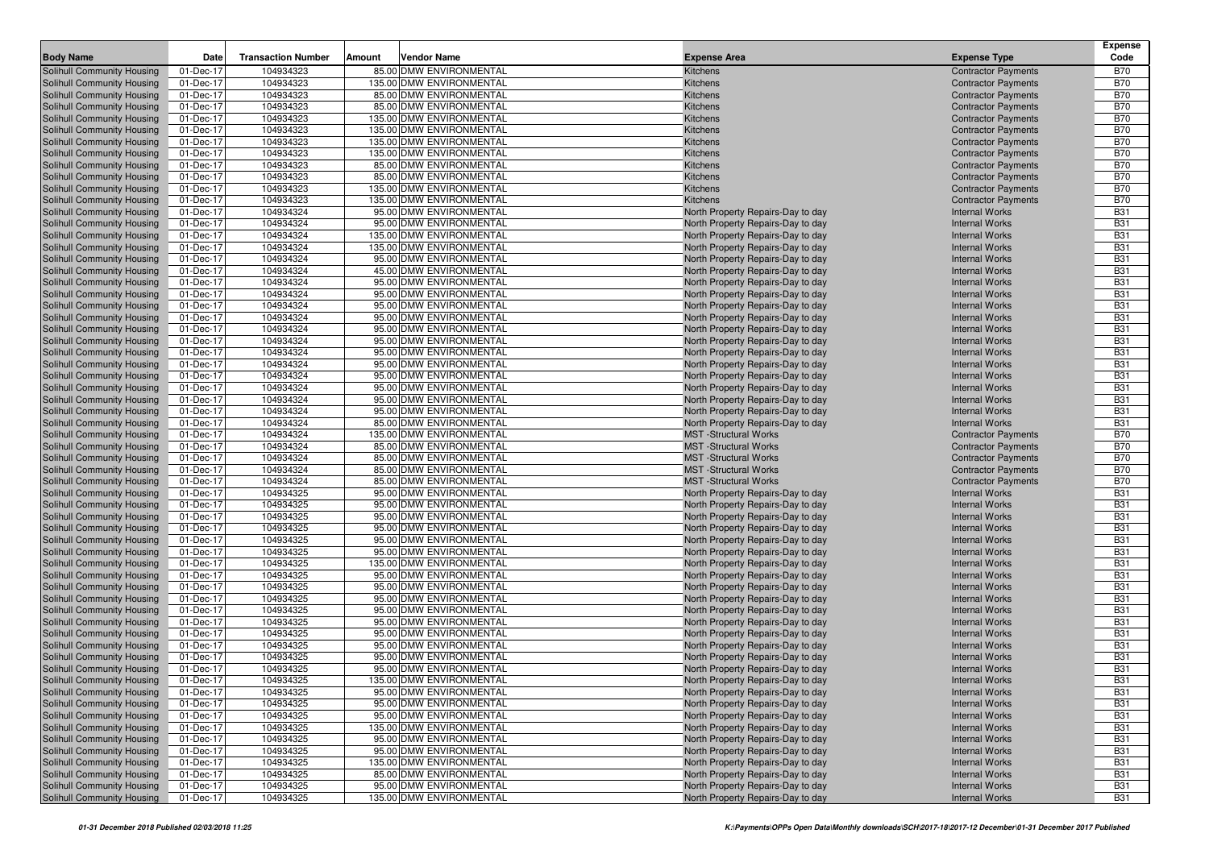| Body Name | Date | Transaction Number | Amount | Vendor Name | Expense Area | Expense Type | Expense Code |
|---|---|---|---|---|---|---|---|
| Solihull Community Housing | 01-Dec-17 | 104934323 | 85.00 | DMW ENVIRONMENTAL | Kitchens | Contractor Payments | B70 |
| Solihull Community Housing | 01-Dec-17 | 104934323 | 135.00 | DMW ENVIRONMENTAL | Kitchens | Contractor Payments | B70 |
| Solihull Community Housing | 01-Dec-17 | 104934323 | 85.00 | DMW ENVIRONMENTAL | Kitchens | Contractor Payments | B70 |
| Solihull Community Housing | 01-Dec-17 | 104934323 | 85.00 | DMW ENVIRONMENTAL | Kitchens | Contractor Payments | B70 |
| Solihull Community Housing | 01-Dec-17 | 104934323 | 135.00 | DMW ENVIRONMENTAL | Kitchens | Contractor Payments | B70 |
| Solihull Community Housing | 01-Dec-17 | 104934323 | 135.00 | DMW ENVIRONMENTAL | Kitchens | Contractor Payments | B70 |
| Solihull Community Housing | 01-Dec-17 | 104934323 | 135.00 | DMW ENVIRONMENTAL | Kitchens | Contractor Payments | B70 |
| Solihull Community Housing | 01-Dec-17 | 104934323 | 135.00 | DMW ENVIRONMENTAL | Kitchens | Contractor Payments | B70 |
| Solihull Community Housing | 01-Dec-17 | 104934323 | 85.00 | DMW ENVIRONMENTAL | Kitchens | Contractor Payments | B70 |
| Solihull Community Housing | 01-Dec-17 | 104934323 | 85.00 | DMW ENVIRONMENTAL | Kitchens | Contractor Payments | B70 |
| Solihull Community Housing | 01-Dec-17 | 104934323 | 135.00 | DMW ENVIRONMENTAL | Kitchens | Contractor Payments | B70 |
| Solihull Community Housing | 01-Dec-17 | 104934323 | 135.00 | DMW ENVIRONMENTAL | Kitchens | Contractor Payments | B70 |
| Solihull Community Housing | 01-Dec-17 | 104934324 | 95.00 | DMW ENVIRONMENTAL | North Property Repairs-Day to day | Internal Works | B31 |
| Solihull Community Housing | 01-Dec-17 | 104934324 | 95.00 | DMW ENVIRONMENTAL | North Property Repairs-Day to day | Internal Works | B31 |
| Solihull Community Housing | 01-Dec-17 | 104934324 | 135.00 | DMW ENVIRONMENTAL | North Property Repairs-Day to day | Internal Works | B31 |
| Solihull Community Housing | 01-Dec-17 | 104934324 | 135.00 | DMW ENVIRONMENTAL | North Property Repairs-Day to day | Internal Works | B31 |
| Solihull Community Housing | 01-Dec-17 | 104934324 | 95.00 | DMW ENVIRONMENTAL | North Property Repairs-Day to day | Internal Works | B31 |
| Solihull Community Housing | 01-Dec-17 | 104934324 | 45.00 | DMW ENVIRONMENTAL | North Property Repairs-Day to day | Internal Works | B31 |
| Solihull Community Housing | 01-Dec-17 | 104934324 | 95.00 | DMW ENVIRONMENTAL | North Property Repairs-Day to day | Internal Works | B31 |
| Solihull Community Housing | 01-Dec-17 | 104934324 | 95.00 | DMW ENVIRONMENTAL | North Property Repairs-Day to day | Internal Works | B31 |
| Solihull Community Housing | 01-Dec-17 | 104934324 | 95.00 | DMW ENVIRONMENTAL | North Property Repairs-Day to day | Internal Works | B31 |
| Solihull Community Housing | 01-Dec-17 | 104934324 | 95.00 | DMW ENVIRONMENTAL | North Property Repairs-Day to day | Internal Works | B31 |
| Solihull Community Housing | 01-Dec-17 | 104934324 | 95.00 | DMW ENVIRONMENTAL | North Property Repairs-Day to day | Internal Works | B31 |
| Solihull Community Housing | 01-Dec-17 | 104934324 | 95.00 | DMW ENVIRONMENTAL | North Property Repairs-Day to day | Internal Works | B31 |
| Solihull Community Housing | 01-Dec-17 | 104934324 | 95.00 | DMW ENVIRONMENTAL | North Property Repairs-Day to day | Internal Works | B31 |
| Solihull Community Housing | 01-Dec-17 | 104934324 | 95.00 | DMW ENVIRONMENTAL | North Property Repairs-Day to day | Internal Works | B31 |
| Solihull Community Housing | 01-Dec-17 | 104934324 | 95.00 | DMW ENVIRONMENTAL | North Property Repairs-Day to day | Internal Works | B31 |
| Solihull Community Housing | 01-Dec-17 | 104934324 | 95.00 | DMW ENVIRONMENTAL | North Property Repairs-Day to day | Internal Works | B31 |
| Solihull Community Housing | 01-Dec-17 | 104934324 | 95.00 | DMW ENVIRONMENTAL | North Property Repairs-Day to day | Internal Works | B31 |
| Solihull Community Housing | 01-Dec-17 | 104934324 | 95.00 | DMW ENVIRONMENTAL | North Property Repairs-Day to day | Internal Works | B31 |
| Solihull Community Housing | 01-Dec-17 | 104934324 | 85.00 | DMW ENVIRONMENTAL | North Property Repairs-Day to day | Internal Works | B31 |
| Solihull Community Housing | 01-Dec-17 | 104934324 | 135.00 | DMW ENVIRONMENTAL | MST -Structural Works | Contractor Payments | B70 |
| Solihull Community Housing | 01-Dec-17 | 104934324 | 85.00 | DMW ENVIRONMENTAL | MST -Structural Works | Contractor Payments | B70 |
| Solihull Community Housing | 01-Dec-17 | 104934324 | 85.00 | DMW ENVIRONMENTAL | MST -Structural Works | Contractor Payments | B70 |
| Solihull Community Housing | 01-Dec-17 | 104934324 | 85.00 | DMW ENVIRONMENTAL | MST -Structural Works | Contractor Payments | B70 |
| Solihull Community Housing | 01-Dec-17 | 104934324 | 85.00 | DMW ENVIRONMENTAL | MST -Structural Works | Contractor Payments | B70 |
| Solihull Community Housing | 01-Dec-17 | 104934325 | 95.00 | DMW ENVIRONMENTAL | North Property Repairs-Day to day | Internal Works | B31 |
| Solihull Community Housing | 01-Dec-17 | 104934325 | 95.00 | DMW ENVIRONMENTAL | North Property Repairs-Day to day | Internal Works | B31 |
| Solihull Community Housing | 01-Dec-17 | 104934325 | 95.00 | DMW ENVIRONMENTAL | North Property Repairs-Day to day | Internal Works | B31 |
| Solihull Community Housing | 01-Dec-17 | 104934325 | 95.00 | DMW ENVIRONMENTAL | North Property Repairs-Day to day | Internal Works | B31 |
| Solihull Community Housing | 01-Dec-17 | 104934325 | 95.00 | DMW ENVIRONMENTAL | North Property Repairs-Day to day | Internal Works | B31 |
| Solihull Community Housing | 01-Dec-17 | 104934325 | 95.00 | DMW ENVIRONMENTAL | North Property Repairs-Day to day | Internal Works | B31 |
| Solihull Community Housing | 01-Dec-17 | 104934325 | 135.00 | DMW ENVIRONMENTAL | North Property Repairs-Day to day | Internal Works | B31 |
| Solihull Community Housing | 01-Dec-17 | 104934325 | 95.00 | DMW ENVIRONMENTAL | North Property Repairs-Day to day | Internal Works | B31 |
| Solihull Community Housing | 01-Dec-17 | 104934325 | 95.00 | DMW ENVIRONMENTAL | North Property Repairs-Day to day | Internal Works | B31 |
| Solihull Community Housing | 01-Dec-17 | 104934325 | 95.00 | DMW ENVIRONMENTAL | North Property Repairs-Day to day | Internal Works | B31 |
| Solihull Community Housing | 01-Dec-17 | 104934325 | 95.00 | DMW ENVIRONMENTAL | North Property Repairs-Day to day | Internal Works | B31 |
| Solihull Community Housing | 01-Dec-17 | 104934325 | 95.00 | DMW ENVIRONMENTAL | North Property Repairs-Day to day | Internal Works | B31 |
| Solihull Community Housing | 01-Dec-17 | 104934325 | 95.00 | DMW ENVIRONMENTAL | North Property Repairs-Day to day | Internal Works | B31 |
| Solihull Community Housing | 01-Dec-17 | 104934325 | 95.00 | DMW ENVIRONMENTAL | North Property Repairs-Day to day | Internal Works | B31 |
| Solihull Community Housing | 01-Dec-17 | 104934325 | 95.00 | DMW ENVIRONMENTAL | North Property Repairs-Day to day | Internal Works | B31 |
| Solihull Community Housing | 01-Dec-17 | 104934325 | 95.00 | DMW ENVIRONMENTAL | North Property Repairs-Day to day | Internal Works | B31 |
| Solihull Community Housing | 01-Dec-17 | 104934325 | 135.00 | DMW ENVIRONMENTAL | North Property Repairs-Day to day | Internal Works | B31 |
| Solihull Community Housing | 01-Dec-17 | 104934325 | 95.00 | DMW ENVIRONMENTAL | North Property Repairs-Day to day | Internal Works | B31 |
| Solihull Community Housing | 01-Dec-17 | 104934325 | 95.00 | DMW ENVIRONMENTAL | North Property Repairs-Day to day | Internal Works | B31 |
| Solihull Community Housing | 01-Dec-17 | 104934325 | 95.00 | DMW ENVIRONMENTAL | North Property Repairs-Day to day | Internal Works | B31 |
| Solihull Community Housing | 01-Dec-17 | 104934325 | 135.00 | DMW ENVIRONMENTAL | North Property Repairs-Day to day | Internal Works | B31 |
| Solihull Community Housing | 01-Dec-17 | 104934325 | 95.00 | DMW ENVIRONMENTAL | North Property Repairs-Day to day | Internal Works | B31 |
| Solihull Community Housing | 01-Dec-17 | 104934325 | 95.00 | DMW ENVIRONMENTAL | North Property Repairs-Day to day | Internal Works | B31 |
| Solihull Community Housing | 01-Dec-17 | 104934325 | 135.00 | DMW ENVIRONMENTAL | North Property Repairs-Day to day | Internal Works | B31 |
| Solihull Community Housing | 01-Dec-17 | 104934325 | 85.00 | DMW ENVIRONMENTAL | North Property Repairs-Day to day | Internal Works | B31 |
| Solihull Community Housing | 01-Dec-17 | 104934325 | 95.00 | DMW ENVIRONMENTAL | North Property Repairs-Day to day | Internal Works | B31 |
| Solihull Community Housing | 01-Dec-17 | 104934325 | 135.00 | DMW ENVIRONMENTAL | North Property Repairs-Day to day | Internal Works | B31 |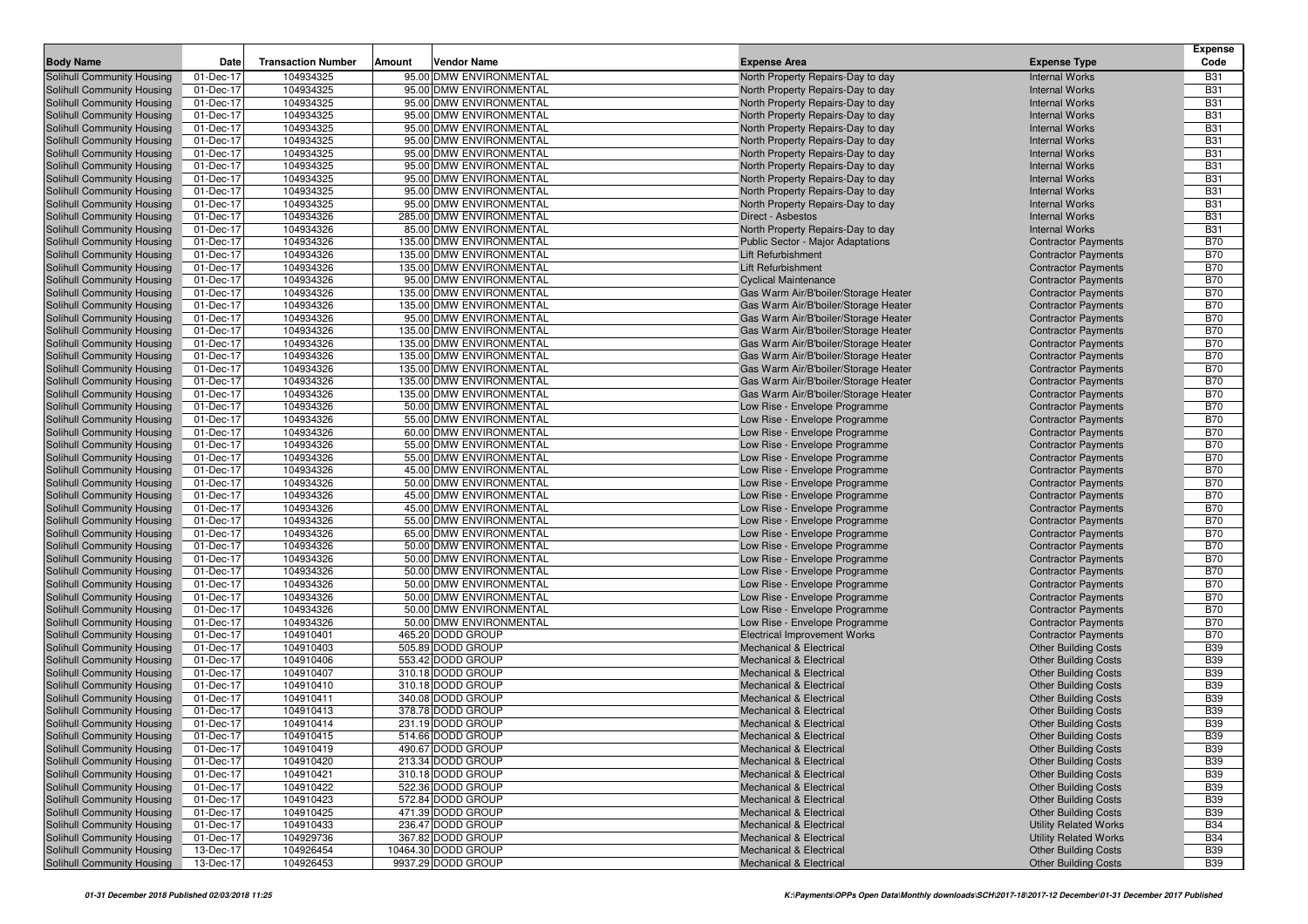| Body Name | Date | Transaction Number | Amount | Vendor Name | Expense Area | Expense Type | Expense Code |
|---|---|---|---|---|---|---|---|
| Solihull Community Housing | 01-Dec-17 | 104934325 | 95.00 | DMW ENVIRONMENTAL | North Property Repairs-Day to day | Internal Works | B31 |
| Solihull Community Housing | 01-Dec-17 | 104934325 | 95.00 | DMW ENVIRONMENTAL | North Property Repairs-Day to day | Internal Works | B31 |
| Solihull Community Housing | 01-Dec-17 | 104934325 | 95.00 | DMW ENVIRONMENTAL | North Property Repairs-Day to day | Internal Works | B31 |
| Solihull Community Housing | 01-Dec-17 | 104934325 | 95.00 | DMW ENVIRONMENTAL | North Property Repairs-Day to day | Internal Works | B31 |
| Solihull Community Housing | 01-Dec-17 | 104934325 | 95.00 | DMW ENVIRONMENTAL | North Property Repairs-Day to day | Internal Works | B31 |
| Solihull Community Housing | 01-Dec-17 | 104934325 | 95.00 | DMW ENVIRONMENTAL | North Property Repairs-Day to day | Internal Works | B31 |
| Solihull Community Housing | 01-Dec-17 | 104934325 | 95.00 | DMW ENVIRONMENTAL | North Property Repairs-Day to day | Internal Works | B31 |
| Solihull Community Housing | 01-Dec-17 | 104934325 | 95.00 | DMW ENVIRONMENTAL | North Property Repairs-Day to day | Internal Works | B31 |
| Solihull Community Housing | 01-Dec-17 | 104934325 | 95.00 | DMW ENVIRONMENTAL | North Property Repairs-Day to day | Internal Works | B31 |
| Solihull Community Housing | 01-Dec-17 | 104934325 | 95.00 | DMW ENVIRONMENTAL | North Property Repairs-Day to day | Internal Works | B31 |
| Solihull Community Housing | 01-Dec-17 | 104934325 | 95.00 | DMW ENVIRONMENTAL | North Property Repairs-Day to day | Internal Works | B31 |
| Solihull Community Housing | 01-Dec-17 | 104934326 | 285.00 | DMW ENVIRONMENTAL | Direct - Asbestos | Internal Works | B31 |
| Solihull Community Housing | 01-Dec-17 | 104934326 | 85.00 | DMW ENVIRONMENTAL | North Property Repairs-Day to day | Internal Works | B31 |
| Solihull Community Housing | 01-Dec-17 | 104934326 | 135.00 | DMW ENVIRONMENTAL | Public Sector - Major Adaptations | Contractor Payments | B70 |
| Solihull Community Housing | 01-Dec-17 | 104934326 | 135.00 | DMW ENVIRONMENTAL | Lift Refurbishment | Contractor Payments | B70 |
| Solihull Community Housing | 01-Dec-17 | 104934326 | 135.00 | DMW ENVIRONMENTAL | Lift Refurbishment | Contractor Payments | B70 |
| Solihull Community Housing | 01-Dec-17 | 104934326 | 95.00 | DMW ENVIRONMENTAL | Cyclical Maintenance | Contractor Payments | B70 |
| Solihull Community Housing | 01-Dec-17 | 104934326 | 135.00 | DMW ENVIRONMENTAL | Gas Warm Air/B'boiler/Storage Heater | Contractor Payments | B70 |
| Solihull Community Housing | 01-Dec-17 | 104934326 | 135.00 | DMW ENVIRONMENTAL | Gas Warm Air/B'boiler/Storage Heater | Contractor Payments | B70 |
| Solihull Community Housing | 01-Dec-17 | 104934326 | 95.00 | DMW ENVIRONMENTAL | Gas Warm Air/B'boiler/Storage Heater | Contractor Payments | B70 |
| Solihull Community Housing | 01-Dec-17 | 104934326 | 135.00 | DMW ENVIRONMENTAL | Gas Warm Air/B'boiler/Storage Heater | Contractor Payments | B70 |
| Solihull Community Housing | 01-Dec-17 | 104934326 | 135.00 | DMW ENVIRONMENTAL | Gas Warm Air/B'boiler/Storage Heater | Contractor Payments | B70 |
| Solihull Community Housing | 01-Dec-17 | 104934326 | 135.00 | DMW ENVIRONMENTAL | Gas Warm Air/B'boiler/Storage Heater | Contractor Payments | B70 |
| Solihull Community Housing | 01-Dec-17 | 104934326 | 135.00 | DMW ENVIRONMENTAL | Gas Warm Air/B'boiler/Storage Heater | Contractor Payments | B70 |
| Solihull Community Housing | 01-Dec-17 | 104934326 | 135.00 | DMW ENVIRONMENTAL | Gas Warm Air/B'boiler/Storage Heater | Contractor Payments | B70 |
| Solihull Community Housing | 01-Dec-17 | 104934326 | 135.00 | DMW ENVIRONMENTAL | Gas Warm Air/B'boiler/Storage Heater | Contractor Payments | B70 |
| Solihull Community Housing | 01-Dec-17 | 104934326 | 50.00 | DMW ENVIRONMENTAL | Low Rise - Envelope Programme | Contractor Payments | B70 |
| Solihull Community Housing | 01-Dec-17 | 104934326 | 55.00 | DMW ENVIRONMENTAL | Low Rise - Envelope Programme | Contractor Payments | B70 |
| Solihull Community Housing | 01-Dec-17 | 104934326 | 60.00 | DMW ENVIRONMENTAL | Low Rise - Envelope Programme | Contractor Payments | B70 |
| Solihull Community Housing | 01-Dec-17 | 104934326 | 55.00 | DMW ENVIRONMENTAL | Low Rise - Envelope Programme | Contractor Payments | B70 |
| Solihull Community Housing | 01-Dec-17 | 104934326 | 55.00 | DMW ENVIRONMENTAL | Low Rise - Envelope Programme | Contractor Payments | B70 |
| Solihull Community Housing | 01-Dec-17 | 104934326 | 45.00 | DMW ENVIRONMENTAL | Low Rise - Envelope Programme | Contractor Payments | B70 |
| Solihull Community Housing | 01-Dec-17 | 104934326 | 50.00 | DMW ENVIRONMENTAL | Low Rise - Envelope Programme | Contractor Payments | B70 |
| Solihull Community Housing | 01-Dec-17 | 104934326 | 45.00 | DMW ENVIRONMENTAL | Low Rise - Envelope Programme | Contractor Payments | B70 |
| Solihull Community Housing | 01-Dec-17 | 104934326 | 45.00 | DMW ENVIRONMENTAL | Low Rise - Envelope Programme | Contractor Payments | B70 |
| Solihull Community Housing | 01-Dec-17 | 104934326 | 55.00 | DMW ENVIRONMENTAL | Low Rise - Envelope Programme | Contractor Payments | B70 |
| Solihull Community Housing | 01-Dec-17 | 104934326 | 65.00 | DMW ENVIRONMENTAL | Low Rise - Envelope Programme | Contractor Payments | B70 |
| Solihull Community Housing | 01-Dec-17 | 104934326 | 50.00 | DMW ENVIRONMENTAL | Low Rise - Envelope Programme | Contractor Payments | B70 |
| Solihull Community Housing | 01-Dec-17 | 104934326 | 50.00 | DMW ENVIRONMENTAL | Low Rise - Envelope Programme | Contractor Payments | B70 |
| Solihull Community Housing | 01-Dec-17 | 104934326 | 50.00 | DMW ENVIRONMENTAL | Low Rise - Envelope Programme | Contractor Payments | B70 |
| Solihull Community Housing | 01-Dec-17 | 104934326 | 50.00 | DMW ENVIRONMENTAL | Low Rise - Envelope Programme | Contractor Payments | B70 |
| Solihull Community Housing | 01-Dec-17 | 104934326 | 50.00 | DMW ENVIRONMENTAL | Low Rise - Envelope Programme | Contractor Payments | B70 |
| Solihull Community Housing | 01-Dec-17 | 104934326 | 50.00 | DMW ENVIRONMENTAL | Low Rise - Envelope Programme | Contractor Payments | B70 |
| Solihull Community Housing | 01-Dec-17 | 104934326 | 50.00 | DMW ENVIRONMENTAL | Low Rise - Envelope Programme | Contractor Payments | B70 |
| Solihull Community Housing | 01-Dec-17 | 104910401 | 465.20 | DODD GROUP | Electrical Improvement Works | Contractor Payments | B70 |
| Solihull Community Housing | 01-Dec-17 | 104910403 | 505.89 | DODD GROUP | Mechanical & Electrical | Other Building Costs | B39 |
| Solihull Community Housing | 01-Dec-17 | 104910406 | 553.42 | DODD GROUP | Mechanical & Electrical | Other Building Costs | B39 |
| Solihull Community Housing | 01-Dec-17 | 104910407 | 310.18 | DODD GROUP | Mechanical & Electrical | Other Building Costs | B39 |
| Solihull Community Housing | 01-Dec-17 | 104910410 | 310.18 | DODD GROUP | Mechanical & Electrical | Other Building Costs | B39 |
| Solihull Community Housing | 01-Dec-17 | 104910411 | 340.08 | DODD GROUP | Mechanical & Electrical | Other Building Costs | B39 |
| Solihull Community Housing | 01-Dec-17 | 104910413 | 378.78 | DODD GROUP | Mechanical & Electrical | Other Building Costs | B39 |
| Solihull Community Housing | 01-Dec-17 | 104910414 | 231.19 | DODD GROUP | Mechanical & Electrical | Other Building Costs | B39 |
| Solihull Community Housing | 01-Dec-17 | 104910415 | 514.66 | DODD GROUP | Mechanical & Electrical | Other Building Costs | B39 |
| Solihull Community Housing | 01-Dec-17 | 104910419 | 490.67 | DODD GROUP | Mechanical & Electrical | Other Building Costs | B39 |
| Solihull Community Housing | 01-Dec-17 | 104910420 | 213.34 | DODD GROUP | Mechanical & Electrical | Other Building Costs | B39 |
| Solihull Community Housing | 01-Dec-17 | 104910421 | 310.18 | DODD GROUP | Mechanical & Electrical | Other Building Costs | B39 |
| Solihull Community Housing | 01-Dec-17 | 104910422 | 522.36 | DODD GROUP | Mechanical & Electrical | Other Building Costs | B39 |
| Solihull Community Housing | 01-Dec-17 | 104910423 | 572.84 | DODD GROUP | Mechanical & Electrical | Other Building Costs | B39 |
| Solihull Community Housing | 01-Dec-17 | 104910425 | 471.39 | DODD GROUP | Mechanical & Electrical | Other Building Costs | B39 |
| Solihull Community Housing | 01-Dec-17 | 104910433 | 236.47 | DODD GROUP | Mechanical & Electrical | Utility Related Works | B34 |
| Solihull Community Housing | 01-Dec-17 | 104929736 | 367.82 | DODD GROUP | Mechanical & Electrical | Utility Related Works | B34 |
| Solihull Community Housing | 13-Dec-17 | 104926454 | 10464.30 | DODD GROUP | Mechanical & Electrical | Other Building Costs | B39 |
| Solihull Community Housing | 13-Dec-17 | 104926453 | 9937.29 | DODD GROUP | Mechanical & Electrical | Other Building Costs | B39 |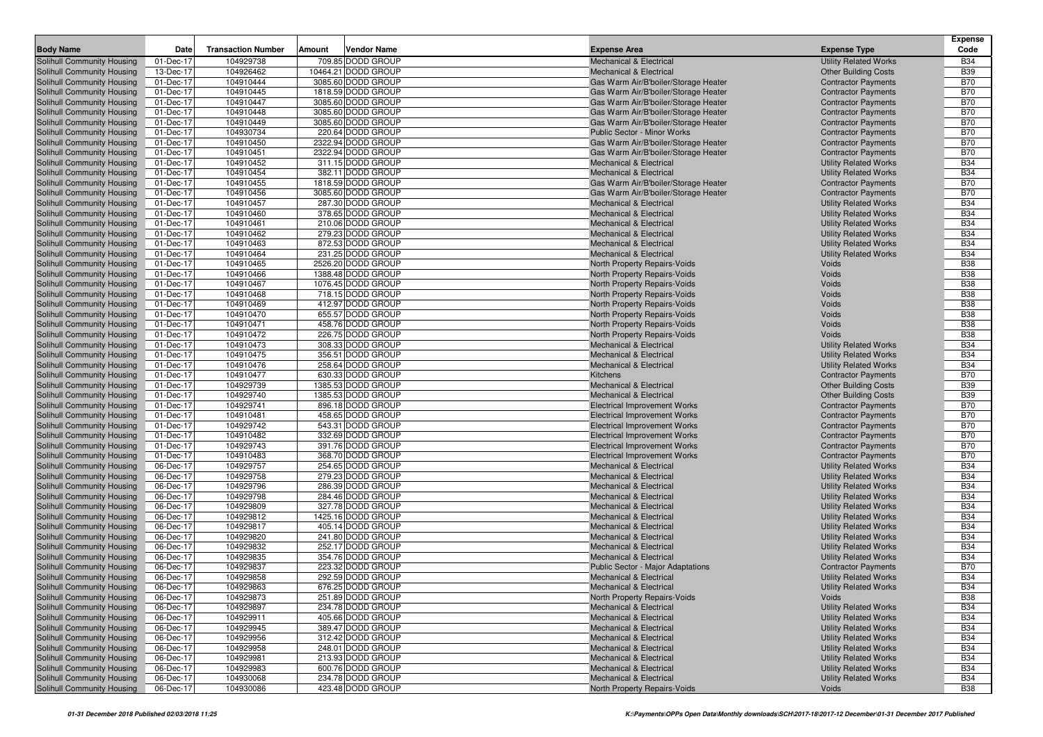| Body Name | Date | Transaction Number | Amount | Vendor Name | Expense Area | Expense Type | Expense Code |
|---|---|---|---|---|---|---|---|
| Solihull Community Housing | 01-Dec-17 | 104929738 | 709.85 | DODD GROUP | Mechanical & Electrical | Utility Related Works | B34 |
| Solihull Community Housing | 13-Dec-17 | 104926462 | 10464.21 | DODD GROUP | Mechanical & Electrical | Other Building Costs | B39 |
| Solihull Community Housing | 01-Dec-17 | 104910444 | 3085.60 | DODD GROUP | Gas Warm Air/B'boiler/Storage Heater | Contractor Payments | B70 |
| Solihull Community Housing | 01-Dec-17 | 104910445 | 1818.59 | DODD GROUP | Gas Warm Air/B'boiler/Storage Heater | Contractor Payments | B70 |
| Solihull Community Housing | 01-Dec-17 | 104910447 | 3085.60 | DODD GROUP | Gas Warm Air/B'boiler/Storage Heater | Contractor Payments | B70 |
| Solihull Community Housing | 01-Dec-17 | 104910448 | 3085.60 | DODD GROUP | Gas Warm Air/B'boiler/Storage Heater | Contractor Payments | B70 |
| Solihull Community Housing | 01-Dec-17 | 104910449 | 3085.60 | DODD GROUP | Gas Warm Air/B'boiler/Storage Heater | Contractor Payments | B70 |
| Solihull Community Housing | 01-Dec-17 | 104930734 | 220.64 | DODD GROUP | Public Sector - Minor Works | Contractor Payments | B70 |
| Solihull Community Housing | 01-Dec-17 | 104910450 | 2322.94 | DODD GROUP | Gas Warm Air/B'boiler/Storage Heater | Contractor Payments | B70 |
| Solihull Community Housing | 01-Dec-17 | 104910451 | 2322.94 | DODD GROUP | Gas Warm Air/B'boiler/Storage Heater | Contractor Payments | B70 |
| Solihull Community Housing | 01-Dec-17 | 104910452 | 311.15 | DODD GROUP | Mechanical & Electrical | Utility Related Works | B34 |
| Solihull Community Housing | 01-Dec-17 | 104910454 | 382.11 | DODD GROUP | Mechanical & Electrical | Utility Related Works | B34 |
| Solihull Community Housing | 01-Dec-17 | 104910455 | 1818.59 | DODD GROUP | Gas Warm Air/B'boiler/Storage Heater | Contractor Payments | B70 |
| Solihull Community Housing | 01-Dec-17 | 104910456 | 3085.60 | DODD GROUP | Gas Warm Air/B'boiler/Storage Heater | Contractor Payments | B70 |
| Solihull Community Housing | 01-Dec-17 | 104910457 | 287.30 | DODD GROUP | Mechanical & Electrical | Utility Related Works | B34 |
| Solihull Community Housing | 01-Dec-17 | 104910460 | 378.65 | DODD GROUP | Mechanical & Electrical | Utility Related Works | B34 |
| Solihull Community Housing | 01-Dec-17 | 104910461 | 210.06 | DODD GROUP | Mechanical & Electrical | Utility Related Works | B34 |
| Solihull Community Housing | 01-Dec-17 | 104910462 | 279.23 | DODD GROUP | Mechanical & Electrical | Utility Related Works | B34 |
| Solihull Community Housing | 01-Dec-17 | 104910463 | 872.53 | DODD GROUP | Mechanical & Electrical | Utility Related Works | B34 |
| Solihull Community Housing | 01-Dec-17 | 104910464 | 231.25 | DODD GROUP | Mechanical & Electrical | Utility Related Works | B34 |
| Solihull Community Housing | 01-Dec-17 | 104910465 | 2526.20 | DODD GROUP | North Property Repairs-Voids | Voids | B38 |
| Solihull Community Housing | 01-Dec-17 | 104910466 | 1388.48 | DODD GROUP | North Property Repairs-Voids | Voids | B38 |
| Solihull Community Housing | 01-Dec-17 | 104910467 | 1076.45 | DODD GROUP | North Property Repairs-Voids | Voids | B38 |
| Solihull Community Housing | 01-Dec-17 | 104910468 | 718.15 | DODD GROUP | North Property Repairs-Voids | Voids | B38 |
| Solihull Community Housing | 01-Dec-17 | 104910469 | 412.97 | DODD GROUP | North Property Repairs-Voids | Voids | B38 |
| Solihull Community Housing | 01-Dec-17 | 104910470 | 655.57 | DODD GROUP | North Property Repairs-Voids | Voids | B38 |
| Solihull Community Housing | 01-Dec-17 | 104910471 | 458.76 | DODD GROUP | North Property Repairs-Voids | Voids | B38 |
| Solihull Community Housing | 01-Dec-17 | 104910472 | 226.75 | DODD GROUP | North Property Repairs-Voids | Voids | B38 |
| Solihull Community Housing | 01-Dec-17 | 104910473 | 308.33 | DODD GROUP | Mechanical & Electrical | Utility Related Works | B34 |
| Solihull Community Housing | 01-Dec-17 | 104910475 | 356.51 | DODD GROUP | Mechanical & Electrical | Utility Related Works | B34 |
| Solihull Community Housing | 01-Dec-17 | 104910476 | 258.64 | DODD GROUP | Mechanical & Electrical | Utility Related Works | B34 |
| Solihull Community Housing | 01-Dec-17 | 104910477 | 630.33 | DODD GROUP | Kitchens | Contractor Payments | B70 |
| Solihull Community Housing | 01-Dec-17 | 104929739 | 1385.53 | DODD GROUP | Mechanical & Electrical | Other Building Costs | B39 |
| Solihull Community Housing | 01-Dec-17 | 104929740 | 1385.53 | DODD GROUP | Mechanical & Electrical | Other Building Costs | B39 |
| Solihull Community Housing | 01-Dec-17 | 104929741 | 896.18 | DODD GROUP | Electrical Improvement Works | Contractor Payments | B70 |
| Solihull Community Housing | 01-Dec-17 | 104910481 | 458.65 | DODD GROUP | Electrical Improvement Works | Contractor Payments | B70 |
| Solihull Community Housing | 01-Dec-17 | 104929742 | 543.31 | DODD GROUP | Electrical Improvement Works | Contractor Payments | B70 |
| Solihull Community Housing | 01-Dec-17 | 104910482 | 332.69 | DODD GROUP | Electrical Improvement Works | Contractor Payments | B70 |
| Solihull Community Housing | 01-Dec-17 | 104929743 | 391.76 | DODD GROUP | Electrical Improvement Works | Contractor Payments | B70 |
| Solihull Community Housing | 01-Dec-17 | 104910483 | 368.70 | DODD GROUP | Electrical Improvement Works | Contractor Payments | B70 |
| Solihull Community Housing | 06-Dec-17 | 104929757 | 254.65 | DODD GROUP | Mechanical & Electrical | Utility Related Works | B34 |
| Solihull Community Housing | 06-Dec-17 | 104929758 | 279.23 | DODD GROUP | Mechanical & Electrical | Utility Related Works | B34 |
| Solihull Community Housing | 06-Dec-17 | 104929796 | 286.39 | DODD GROUP | Mechanical & Electrical | Utility Related Works | B34 |
| Solihull Community Housing | 06-Dec-17 | 104929798 | 284.46 | DODD GROUP | Mechanical & Electrical | Utility Related Works | B34 |
| Solihull Community Housing | 06-Dec-17 | 104929809 | 327.78 | DODD GROUP | Mechanical & Electrical | Utility Related Works | B34 |
| Solihull Community Housing | 06-Dec-17 | 104929812 | 1425.16 | DODD GROUP | Mechanical & Electrical | Utility Related Works | B34 |
| Solihull Community Housing | 06-Dec-17 | 104929817 | 405.14 | DODD GROUP | Mechanical & Electrical | Utility Related Works | B34 |
| Solihull Community Housing | 06-Dec-17 | 104929820 | 241.80 | DODD GROUP | Mechanical & Electrical | Utility Related Works | B34 |
| Solihull Community Housing | 06-Dec-17 | 104929832 | 252.17 | DODD GROUP | Mechanical & Electrical | Utility Related Works | B34 |
| Solihull Community Housing | 06-Dec-17 | 104929835 | 354.76 | DODD GROUP | Mechanical & Electrical | Utility Related Works | B34 |
| Solihull Community Housing | 06-Dec-17 | 104929837 | 223.32 | DODD GROUP | Public Sector - Major Adaptations | Contractor Payments | B70 |
| Solihull Community Housing | 06-Dec-17 | 104929858 | 292.59 | DODD GROUP | Mechanical & Electrical | Utility Related Works | B34 |
| Solihull Community Housing | 06-Dec-17 | 104929863 | 676.25 | DODD GROUP | Mechanical & Electrical | Utility Related Works | B34 |
| Solihull Community Housing | 06-Dec-17 | 104929873 | 251.89 | DODD GROUP | North Property Repairs-Voids | Voids | B38 |
| Solihull Community Housing | 06-Dec-17 | 104929897 | 234.78 | DODD GROUP | Mechanical & Electrical | Utility Related Works | B34 |
| Solihull Community Housing | 06-Dec-17 | 104929911 | 405.66 | DODD GROUP | Mechanical & Electrical | Utility Related Works | B34 |
| Solihull Community Housing | 06-Dec-17 | 104929945 | 389.47 | DODD GROUP | Mechanical & Electrical | Utility Related Works | B34 |
| Solihull Community Housing | 06-Dec-17 | 104929956 | 312.42 | DODD GROUP | Mechanical & Electrical | Utility Related Works | B34 |
| Solihull Community Housing | 06-Dec-17 | 104929958 | 248.01 | DODD GROUP | Mechanical & Electrical | Utility Related Works | B34 |
| Solihull Community Housing | 06-Dec-17 | 104929981 | 213.93 | DODD GROUP | Mechanical & Electrical | Utility Related Works | B34 |
| Solihull Community Housing | 06-Dec-17 | 104929983 | 600.76 | DODD GROUP | Mechanical & Electrical | Utility Related Works | B34 |
| Solihull Community Housing | 06-Dec-17 | 104930068 | 234.78 | DODD GROUP | Mechanical & Electrical | Utility Related Works | B34 |
| Solihull Community Housing | 06-Dec-17 | 104930086 | 423.48 | DODD GROUP | North Property Repairs-Voids | Voids | B38 |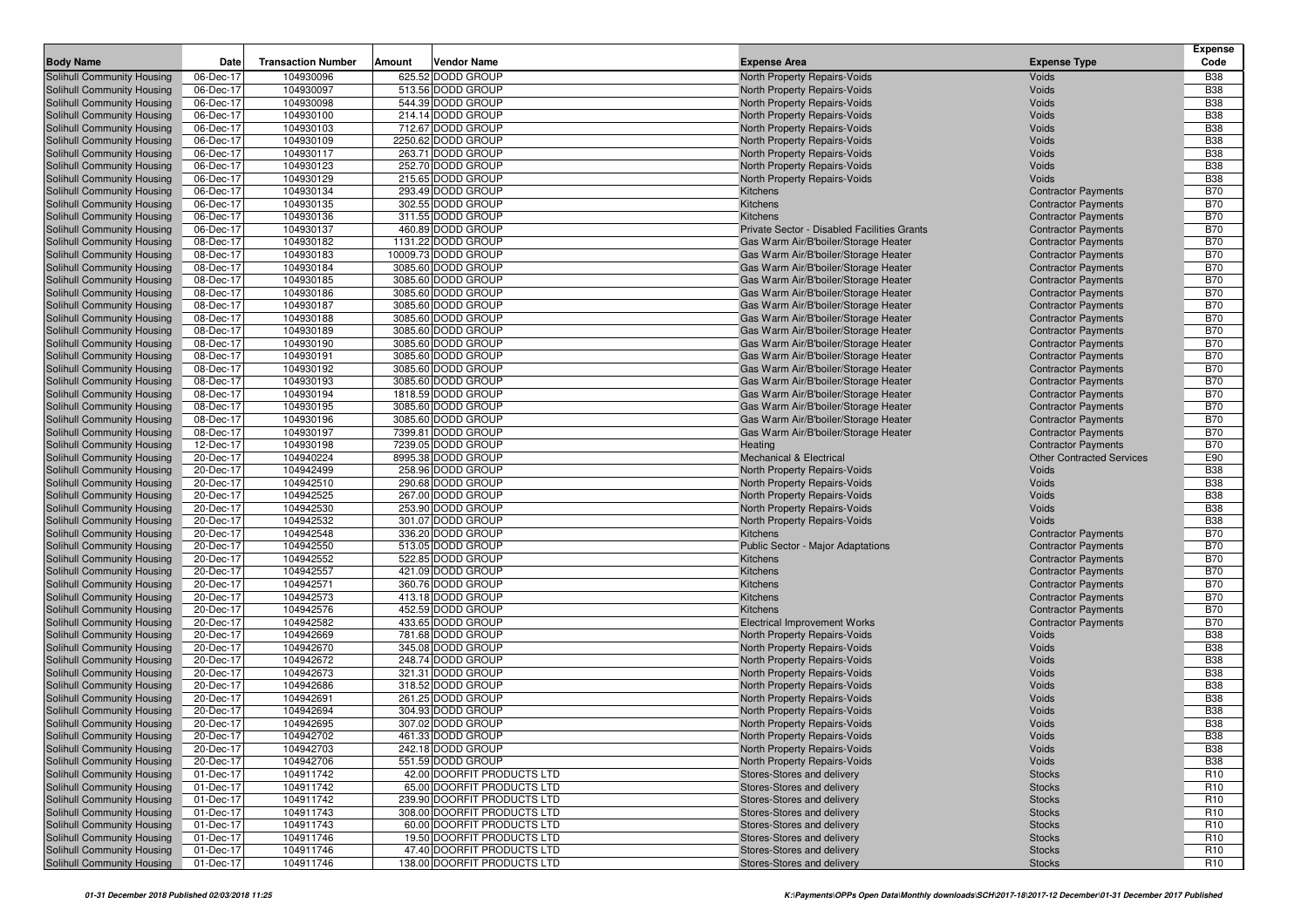| Body Name | Date | Transaction Number | Amount | Vendor Name | Expense Area | Expense Type | Expense Code |
|---|---|---|---|---|---|---|---|
| Solihull Community Housing | 06-Dec-17 | 104930096 | 625.52 | DODD GROUP | North Property Repairs-Voids | Voids | B38 |
| Solihull Community Housing | 06-Dec-17 | 104930097 | 513.56 | DODD GROUP | North Property Repairs-Voids | Voids | B38 |
| Solihull Community Housing | 06-Dec-17 | 104930098 | 544.39 | DODD GROUP | North Property Repairs-Voids | Voids | B38 |
| Solihull Community Housing | 06-Dec-17 | 104930100 | 214.14 | DODD GROUP | North Property Repairs-Voids | Voids | B38 |
| Solihull Community Housing | 06-Dec-17 | 104930103 | 712.67 | DODD GROUP | North Property Repairs-Voids | Voids | B38 |
| Solihull Community Housing | 06-Dec-17 | 104930109 | 2250.62 | DODD GROUP | North Property Repairs-Voids | Voids | B38 |
| Solihull Community Housing | 06-Dec-17 | 104930117 | 263.71 | DODD GROUP | North Property Repairs-Voids | Voids | B38 |
| Solihull Community Housing | 06-Dec-17 | 104930123 | 252.70 | DODD GROUP | North Property Repairs-Voids | Voids | B38 |
| Solihull Community Housing | 06-Dec-17 | 104930129 | 215.65 | DODD GROUP | North Property Repairs-Voids | Voids | B38 |
| Solihull Community Housing | 06-Dec-17 | 104930134 | 293.49 | DODD GROUP | Kitchens | Contractor Payments | B70 |
| Solihull Community Housing | 06-Dec-17 | 104930135 | 302.55 | DODD GROUP | Kitchens | Contractor Payments | B70 |
| Solihull Community Housing | 06-Dec-17 | 104930136 | 311.55 | DODD GROUP | Kitchens | Contractor Payments | B70 |
| Solihull Community Housing | 06-Dec-17 | 104930137 | 460.89 | DODD GROUP | Private Sector - Disabled Facilities Grants | Contractor Payments | B70 |
| Solihull Community Housing | 08-Dec-17 | 104930182 | 1131.22 | DODD GROUP | Gas Warm Air/B'boiler/Storage Heater | Contractor Payments | B70 |
| Solihull Community Housing | 08-Dec-17 | 104930183 | 10009.73 | DODD GROUP | Gas Warm Air/B'boiler/Storage Heater | Contractor Payments | B70 |
| Solihull Community Housing | 08-Dec-17 | 104930184 | 3085.60 | DODD GROUP | Gas Warm Air/B'boiler/Storage Heater | Contractor Payments | B70 |
| Solihull Community Housing | 08-Dec-17 | 104930185 | 3085.60 | DODD GROUP | Gas Warm Air/B'boiler/Storage Heater | Contractor Payments | B70 |
| Solihull Community Housing | 08-Dec-17 | 104930186 | 3085.60 | DODD GROUP | Gas Warm Air/B'boiler/Storage Heater | Contractor Payments | B70 |
| Solihull Community Housing | 08-Dec-17 | 104930187 | 3085.60 | DODD GROUP | Gas Warm Air/B'boiler/Storage Heater | Contractor Payments | B70 |
| Solihull Community Housing | 08-Dec-17 | 104930188 | 3085.60 | DODD GROUP | Gas Warm Air/B'boiler/Storage Heater | Contractor Payments | B70 |
| Solihull Community Housing | 08-Dec-17 | 104930189 | 3085.60 | DODD GROUP | Gas Warm Air/B'boiler/Storage Heater | Contractor Payments | B70 |
| Solihull Community Housing | 08-Dec-17 | 104930190 | 3085.60 | DODD GROUP | Gas Warm Air/B'boiler/Storage Heater | Contractor Payments | B70 |
| Solihull Community Housing | 08-Dec-17 | 104930191 | 3085.60 | DODD GROUP | Gas Warm Air/B'boiler/Storage Heater | Contractor Payments | B70 |
| Solihull Community Housing | 08-Dec-17 | 104930192 | 3085.60 | DODD GROUP | Gas Warm Air/B'boiler/Storage Heater | Contractor Payments | B70 |
| Solihull Community Housing | 08-Dec-17 | 104930193 | 3085.60 | DODD GROUP | Gas Warm Air/B'boiler/Storage Heater | Contractor Payments | B70 |
| Solihull Community Housing | 08-Dec-17 | 104930194 | 1818.59 | DODD GROUP | Gas Warm Air/B'boiler/Storage Heater | Contractor Payments | B70 |
| Solihull Community Housing | 08-Dec-17 | 104930195 | 3085.60 | DODD GROUP | Gas Warm Air/B'boiler/Storage Heater | Contractor Payments | B70 |
| Solihull Community Housing | 08-Dec-17 | 104930196 | 3085.60 | DODD GROUP | Gas Warm Air/B'boiler/Storage Heater | Contractor Payments | B70 |
| Solihull Community Housing | 08-Dec-17 | 104930197 | 7399.81 | DODD GROUP | Gas Warm Air/B'boiler/Storage Heater | Contractor Payments | B70 |
| Solihull Community Housing | 12-Dec-17 | 104930198 | 7239.05 | DODD GROUP | Heating | Contractor Payments | B70 |
| Solihull Community Housing | 20-Dec-17 | 104940224 | 8995.38 | DODD GROUP | Mechanical & Electrical | Other Contracted Services | E90 |
| Solihull Community Housing | 20-Dec-17 | 104942499 | 258.96 | DODD GROUP | North Property Repairs-Voids | Voids | B38 |
| Solihull Community Housing | 20-Dec-17 | 104942510 | 290.68 | DODD GROUP | North Property Repairs-Voids | Voids | B38 |
| Solihull Community Housing | 20-Dec-17 | 104942525 | 267.00 | DODD GROUP | North Property Repairs-Voids | Voids | B38 |
| Solihull Community Housing | 20-Dec-17 | 104942530 | 253.90 | DODD GROUP | North Property Repairs-Voids | Voids | B38 |
| Solihull Community Housing | 20-Dec-17 | 104942532 | 301.07 | DODD GROUP | North Property Repairs-Voids | Voids | B38 |
| Solihull Community Housing | 20-Dec-17 | 104942548 | 336.20 | DODD GROUP | Kitchens | Contractor Payments | B70 |
| Solihull Community Housing | 20-Dec-17 | 104942550 | 513.05 | DODD GROUP | Public Sector - Major Adaptations | Contractor Payments | B70 |
| Solihull Community Housing | 20-Dec-17 | 104942552 | 522.85 | DODD GROUP | Kitchens | Contractor Payments | B70 |
| Solihull Community Housing | 20-Dec-17 | 104942557 | 421.09 | DODD GROUP | Kitchens | Contractor Payments | B70 |
| Solihull Community Housing | 20-Dec-17 | 104942571 | 360.76 | DODD GROUP | Kitchens | Contractor Payments | B70 |
| Solihull Community Housing | 20-Dec-17 | 104942573 | 413.18 | DODD GROUP | Kitchens | Contractor Payments | B70 |
| Solihull Community Housing | 20-Dec-17 | 104942576 | 452.59 | DODD GROUP | Kitchens | Contractor Payments | B70 |
| Solihull Community Housing | 20-Dec-17 | 104942582 | 433.65 | DODD GROUP | Electrical Improvement Works | Contractor Payments | B70 |
| Solihull Community Housing | 20-Dec-17 | 104942669 | 781.68 | DODD GROUP | North Property Repairs-Voids | Voids | B38 |
| Solihull Community Housing | 20-Dec-17 | 104942670 | 345.08 | DODD GROUP | North Property Repairs-Voids | Voids | B38 |
| Solihull Community Housing | 20-Dec-17 | 104942672 | 248.74 | DODD GROUP | North Property Repairs-Voids | Voids | B38 |
| Solihull Community Housing | 20-Dec-17 | 104942673 | 321.31 | DODD GROUP | North Property Repairs-Voids | Voids | B38 |
| Solihull Community Housing | 20-Dec-17 | 104942686 | 318.52 | DODD GROUP | North Property Repairs-Voids | Voids | B38 |
| Solihull Community Housing | 20-Dec-17 | 104942691 | 261.25 | DODD GROUP | North Property Repairs-Voids | Voids | B38 |
| Solihull Community Housing | 20-Dec-17 | 104942694 | 304.93 | DODD GROUP | North Property Repairs-Voids | Voids | B38 |
| Solihull Community Housing | 20-Dec-17 | 104942695 | 307.02 | DODD GROUP | North Property Repairs-Voids | Voids | B38 |
| Solihull Community Housing | 20-Dec-17 | 104942702 | 461.33 | DODD GROUP | North Property Repairs-Voids | Voids | B38 |
| Solihull Community Housing | 20-Dec-17 | 104942703 | 242.18 | DODD GROUP | North Property Repairs-Voids | Voids | B38 |
| Solihull Community Housing | 20-Dec-17 | 104942706 | 551.59 | DODD GROUP | North Property Repairs-Voids | Voids | B38 |
| Solihull Community Housing | 01-Dec-17 | 104911742 | 42.00 | DOORFIT PRODUCTS LTD | Stores-Stores and delivery | Stocks | R10 |
| Solihull Community Housing | 01-Dec-17 | 104911742 | 65.00 | DOORFIT PRODUCTS LTD | Stores-Stores and delivery | Stocks | R10 |
| Solihull Community Housing | 01-Dec-17 | 104911742 | 239.90 | DOORFIT PRODUCTS LTD | Stores-Stores and delivery | Stocks | R10 |
| Solihull Community Housing | 01-Dec-17 | 104911743 | 308.00 | DOORFIT PRODUCTS LTD | Stores-Stores and delivery | Stocks | R10 |
| Solihull Community Housing | 01-Dec-17 | 104911743 | 60.00 | DOORFIT PRODUCTS LTD | Stores-Stores and delivery | Stocks | R10 |
| Solihull Community Housing | 01-Dec-17 | 104911746 | 19.50 | DOORFIT PRODUCTS LTD | Stores-Stores and delivery | Stocks | R10 |
| Solihull Community Housing | 01-Dec-17 | 104911746 | 47.40 | DOORFIT PRODUCTS LTD | Stores-Stores and delivery | Stocks | R10 |
| Solihull Community Housing | 01-Dec-17 | 104911746 | 138.00 | DOORFIT PRODUCTS LTD | Stores-Stores and delivery | Stocks | R10 |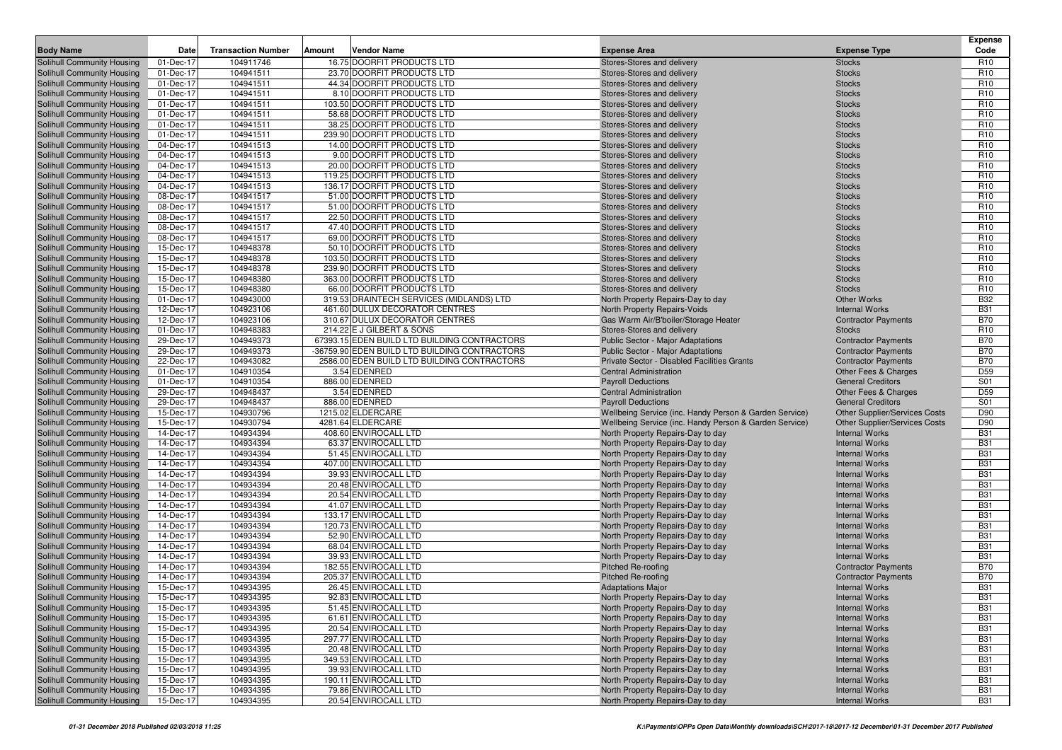| Body Name | Date | Transaction Number | Amount | Vendor Name | Expense Area | Expense Type | Expense Code |
|---|---|---|---|---|---|---|---|
| Solihull Community Housing | 01-Dec-17 | 104911746 | 16.75 | DOORFIT PRODUCTS LTD | Stores-Stores and delivery | Stocks | R10 |
| Solihull Community Housing | 01-Dec-17 | 104941511 | 23.70 | DOORFIT PRODUCTS LTD | Stores-Stores and delivery | Stocks | R10 |
| Solihull Community Housing | 01-Dec-17 | 104941511 | 44.34 | DOORFIT PRODUCTS LTD | Stores-Stores and delivery | Stocks | R10 |
| Solihull Community Housing | 01-Dec-17 | 104941511 | 8.10 | DOORFIT PRODUCTS LTD | Stores-Stores and delivery | Stocks | R10 |
| Solihull Community Housing | 01-Dec-17 | 104941511 | 103.50 | DOORFIT PRODUCTS LTD | Stores-Stores and delivery | Stocks | R10 |
| Solihull Community Housing | 01-Dec-17 | 104941511 | 58.68 | DOORFIT PRODUCTS LTD | Stores-Stores and delivery | Stocks | R10 |
| Solihull Community Housing | 01-Dec-17 | 104941511 | 38.25 | DOORFIT PRODUCTS LTD | Stores-Stores and delivery | Stocks | R10 |
| Solihull Community Housing | 01-Dec-17 | 104941511 | 239.90 | DOORFIT PRODUCTS LTD | Stores-Stores and delivery | Stocks | R10 |
| Solihull Community Housing | 04-Dec-17 | 104941513 | 14.00 | DOORFIT PRODUCTS LTD | Stores-Stores and delivery | Stocks | R10 |
| Solihull Community Housing | 04-Dec-17 | 104941513 | 9.00 | DOORFIT PRODUCTS LTD | Stores-Stores and delivery | Stocks | R10 |
| Solihull Community Housing | 04-Dec-17 | 104941513 | 20.00 | DOORFIT PRODUCTS LTD | Stores-Stores and delivery | Stocks | R10 |
| Solihull Community Housing | 04-Dec-17 | 104941513 | 119.25 | DOORFIT PRODUCTS LTD | Stores-Stores and delivery | Stocks | R10 |
| Solihull Community Housing | 04-Dec-17 | 104941513 | 136.17 | DOORFIT PRODUCTS LTD | Stores-Stores and delivery | Stocks | R10 |
| Solihull Community Housing | 08-Dec-17 | 104941517 | 51.00 | DOORFIT PRODUCTS LTD | Stores-Stores and delivery | Stocks | R10 |
| Solihull Community Housing | 08-Dec-17 | 104941517 | 51.00 | DOORFIT PRODUCTS LTD | Stores-Stores and delivery | Stocks | R10 |
| Solihull Community Housing | 08-Dec-17 | 104941517 | 22.50 | DOORFIT PRODUCTS LTD | Stores-Stores and delivery | Stocks | R10 |
| Solihull Community Housing | 08-Dec-17 | 104941517 | 47.40 | DOORFIT PRODUCTS LTD | Stores-Stores and delivery | Stocks | R10 |
| Solihull Community Housing | 08-Dec-17 | 104941517 | 69.00 | DOORFIT PRODUCTS LTD | Stores-Stores and delivery | Stocks | R10 |
| Solihull Community Housing | 15-Dec-17 | 104948378 | 50.10 | DOORFIT PRODUCTS LTD | Stores-Stores and delivery | Stocks | R10 |
| Solihull Community Housing | 15-Dec-17 | 104948378 | 103.50 | DOORFIT PRODUCTS LTD | Stores-Stores and delivery | Stocks | R10 |
| Solihull Community Housing | 15-Dec-17 | 104948378 | 239.90 | DOORFIT PRODUCTS LTD | Stores-Stores and delivery | Stocks | R10 |
| Solihull Community Housing | 15-Dec-17 | 104948380 | 363.00 | DOORFIT PRODUCTS LTD | Stores-Stores and delivery | Stocks | R10 |
| Solihull Community Housing | 15-Dec-17 | 104948380 | 66.00 | DOORFIT PRODUCTS LTD | Stores-Stores and delivery | Stocks | R10 |
| Solihull Community Housing | 01-Dec-17 | 104943000 | 319.53 | DRAINTECH SERVICES (MIDLANDS) LTD | North Property Repairs-Day to day | Other Works | B32 |
| Solihull Community Housing | 12-Dec-17 | 104923106 | 461.60 | DULUX DECORATOR CENTRES | North Property Repairs-Voids | Internal Works | B31 |
| Solihull Community Housing | 12-Dec-17 | 104923106 | 310.67 | DULUX DECORATOR CENTRES | Gas Warm Air/B'boiler/Storage Heater | Contractor Payments | B70 |
| Solihull Community Housing | 01-Dec-17 | 104948383 | 214.22 | E J GILBERT & SONS | Stores-Stores and delivery | Stocks | R10 |
| Solihull Community Housing | 29-Dec-17 | 104949373 | 67393.15 | EDEN BUILD LTD BUILDING CONTRACTORS | Public Sector - Major Adaptations | Contractor Payments | B70 |
| Solihull Community Housing | 29-Dec-17 | 104949373 | -36759.90 | EDEN BUILD LTD BUILDING CONTRACTORS | Public Sector - Major Adaptations | Contractor Payments | B70 |
| Solihull Community Housing | 22-Dec-17 | 104943082 | 2586.00 | EDEN BUILD LTD BUILDING CONTRACTORS | Private Sector - Disabled Facilities Grants | Contractor Payments | B70 |
| Solihull Community Housing | 01-Dec-17 | 104910354 | 3.54 | EDENRED | Central Administration | Other Fees & Charges | D59 |
| Solihull Community Housing | 01-Dec-17 | 104910354 | 886.00 | EDENRED | Payroll Deductions | General Creditors | S01 |
| Solihull Community Housing | 29-Dec-17 | 104948437 | 3.54 | EDENRED | Central Administration | Other Fees & Charges | D59 |
| Solihull Community Housing | 29-Dec-17 | 104948437 | 886.00 | EDENRED | Payroll Deductions | General Creditors | S01 |
| Solihull Community Housing | 15-Dec-17 | 104930796 | 1215.02 | ELDERCARE | Wellbeing Service (inc. Handy Person & Garden Service) | Other Supplier/Services Costs | D90 |
| Solihull Community Housing | 15-Dec-17 | 104930794 | 4281.64 | ELDERCARE | Wellbeing Service (inc. Handy Person & Garden Service) | Other Supplier/Services Costs | D90 |
| Solihull Community Housing | 14-Dec-17 | 104934394 | 408.60 | ENVIROCALL LTD | North Property Repairs-Day to day | Internal Works | B31 |
| Solihull Community Housing | 14-Dec-17 | 104934394 | 63.37 | ENVIROCALL LTD | North Property Repairs-Day to day | Internal Works | B31 |
| Solihull Community Housing | 14-Dec-17 | 104934394 | 51.45 | ENVIROCALL LTD | North Property Repairs-Day to day | Internal Works | B31 |
| Solihull Community Housing | 14-Dec-17 | 104934394 | 407.00 | ENVIROCALL LTD | North Property Repairs-Day to day | Internal Works | B31 |
| Solihull Community Housing | 14-Dec-17 | 104934394 | 39.93 | ENVIROCALL LTD | North Property Repairs-Day to day | Internal Works | B31 |
| Solihull Community Housing | 14-Dec-17 | 104934394 | 20.48 | ENVIROCALL LTD | North Property Repairs-Day to day | Internal Works | B31 |
| Solihull Community Housing | 14-Dec-17 | 104934394 | 20.54 | ENVIROCALL LTD | North Property Repairs-Day to day | Internal Works | B31 |
| Solihull Community Housing | 14-Dec-17 | 104934394 | 41.07 | ENVIROCALL LTD | North Property Repairs-Day to day | Internal Works | B31 |
| Solihull Community Housing | 14-Dec-17 | 104934394 | 133.17 | ENVIROCALL LTD | North Property Repairs-Day to day | Internal Works | B31 |
| Solihull Community Housing | 14-Dec-17 | 104934394 | 120.73 | ENVIROCALL LTD | North Property Repairs-Day to day | Internal Works | B31 |
| Solihull Community Housing | 14-Dec-17 | 104934394 | 52.90 | ENVIROCALL LTD | North Property Repairs-Day to day | Internal Works | B31 |
| Solihull Community Housing | 14-Dec-17 | 104934394 | 68.04 | ENVIROCALL LTD | North Property Repairs-Day to day | Internal Works | B31 |
| Solihull Community Housing | 14-Dec-17 | 104934394 | 39.93 | ENVIROCALL LTD | North Property Repairs-Day to day | Internal Works | B31 |
| Solihull Community Housing | 14-Dec-17 | 104934394 | 182.55 | ENVIROCALL LTD | Pitched Re-roofing | Contractor Payments | B70 |
| Solihull Community Housing | 14-Dec-17 | 104934394 | 205.37 | ENVIROCALL LTD | Pitched Re-roofing | Contractor Payments | B70 |
| Solihull Community Housing | 15-Dec-17 | 104934395 | 26.45 | ENVIROCALL LTD | Adaptations Major | Internal Works | B31 |
| Solihull Community Housing | 15-Dec-17 | 104934395 | 92.83 | ENVIROCALL LTD | North Property Repairs-Day to day | Internal Works | B31 |
| Solihull Community Housing | 15-Dec-17 | 104934395 | 51.45 | ENVIROCALL LTD | North Property Repairs-Day to day | Internal Works | B31 |
| Solihull Community Housing | 15-Dec-17 | 104934395 | 61.61 | ENVIROCALL LTD | North Property Repairs-Day to day | Internal Works | B31 |
| Solihull Community Housing | 15-Dec-17 | 104934395 | 20.54 | ENVIROCALL LTD | North Property Repairs-Day to day | Internal Works | B31 |
| Solihull Community Housing | 15-Dec-17 | 104934395 | 297.77 | ENVIROCALL LTD | North Property Repairs-Day to day | Internal Works | B31 |
| Solihull Community Housing | 15-Dec-17 | 104934395 | 20.48 | ENVIROCALL LTD | North Property Repairs-Day to day | Internal Works | B31 |
| Solihull Community Housing | 15-Dec-17 | 104934395 | 349.53 | ENVIROCALL LTD | North Property Repairs-Day to day | Internal Works | B31 |
| Solihull Community Housing | 15-Dec-17 | 104934395 | 39.93 | ENVIROCALL LTD | North Property Repairs-Day to day | Internal Works | B31 |
| Solihull Community Housing | 15-Dec-17 | 104934395 | 190.11 | ENVIROCALL LTD | North Property Repairs-Day to day | Internal Works | B31 |
| Solihull Community Housing | 15-Dec-17 | 104934395 | 79.86 | ENVIROCALL LTD | North Property Repairs-Day to day | Internal Works | B31 |
| Solihull Community Housing | 15-Dec-17 | 104934395 | 20.54 | ENVIROCALL LTD | North Property Repairs-Day to day | Internal Works | B31 |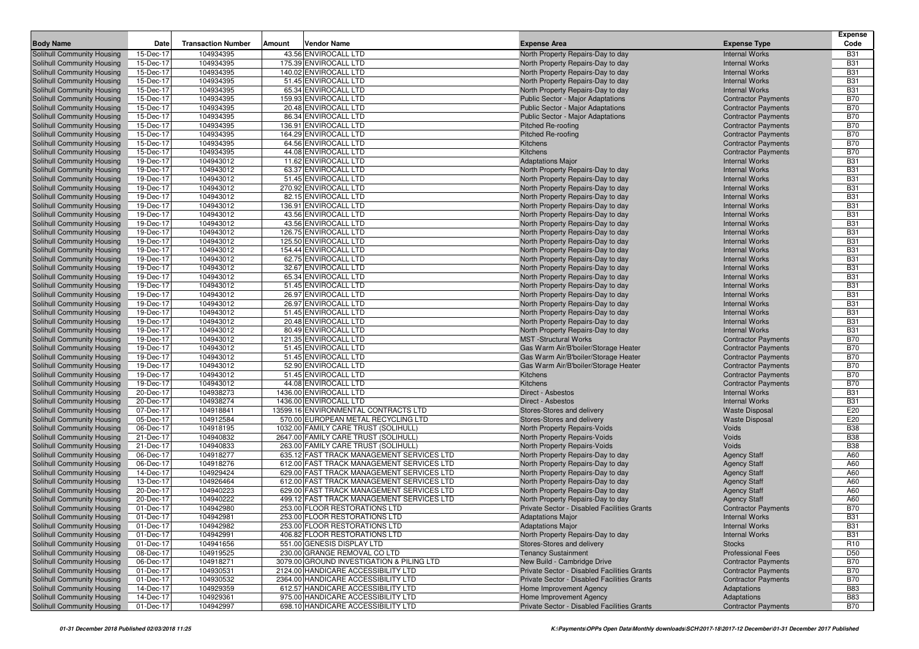| Body Name | Date | Transaction Number | Amount | Vendor Name | Expense Area | Expense Type | Expense Code |
|---|---|---|---|---|---|---|---|
| Solihull Community Housing | 15-Dec-17 | 104934395 | 43.56 | ENVIROCALL LTD | North Property Repairs-Day to day | Internal Works | B31 |
| Solihull Community Housing | 15-Dec-17 | 104934395 | 175.39 | ENVIROCALL LTD | North Property Repairs-Day to day | Internal Works | B31 |
| Solihull Community Housing | 15-Dec-17 | 104934395 | 140.02 | ENVIROCALL LTD | North Property Repairs-Day to day | Internal Works | B31 |
| Solihull Community Housing | 15-Dec-17 | 104934395 | 51.45 | ENVIROCALL LTD | North Property Repairs-Day to day | Internal Works | B31 |
| Solihull Community Housing | 15-Dec-17 | 104934395 | 65.34 | ENVIROCALL LTD | North Property Repairs-Day to day | Internal Works | B31 |
| Solihull Community Housing | 15-Dec-17 | 104934395 | 159.93 | ENVIROCALL LTD | Public Sector - Major Adaptations | Contractor Payments | B70 |
| Solihull Community Housing | 15-Dec-17 | 104934395 | 20.48 | ENVIROCALL LTD | Public Sector - Major Adaptations | Contractor Payments | B70 |
| Solihull Community Housing | 15-Dec-17 | 104934395 | 86.34 | ENVIROCALL LTD | Public Sector - Major Adaptations | Contractor Payments | B70 |
| Solihull Community Housing | 15-Dec-17 | 104934395 | 136.91 | ENVIROCALL LTD | Pitched Re-roofing | Contractor Payments | B70 |
| Solihull Community Housing | 15-Dec-17 | 104934395 | 164.29 | ENVIROCALL LTD | Pitched Re-roofing | Contractor Payments | B70 |
| Solihull Community Housing | 15-Dec-17 | 104934395 | 64.56 | ENVIROCALL LTD | Kitchens | Contractor Payments | B70 |
| Solihull Community Housing | 15-Dec-17 | 104934395 | 44.08 | ENVIROCALL LTD | Kitchens | Contractor Payments | B70 |
| Solihull Community Housing | 19-Dec-17 | 104943012 | 11.62 | ENVIROCALL LTD | Adaptations Major | Internal Works | B31 |
| Solihull Community Housing | 19-Dec-17 | 104943012 | 63.37 | ENVIROCALL LTD | North Property Repairs-Day to day | Internal Works | B31 |
| Solihull Community Housing | 19-Dec-17 | 104943012 | 51.45 | ENVIROCALL LTD | North Property Repairs-Day to day | Internal Works | B31 |
| Solihull Community Housing | 19-Dec-17 | 104943012 | 270.92 | ENVIROCALL LTD | North Property Repairs-Day to day | Internal Works | B31 |
| Solihull Community Housing | 19-Dec-17 | 104943012 | 82.15 | ENVIROCALL LTD | North Property Repairs-Day to day | Internal Works | B31 |
| Solihull Community Housing | 19-Dec-17 | 104943012 | 136.91 | ENVIROCALL LTD | North Property Repairs-Day to day | Internal Works | B31 |
| Solihull Community Housing | 19-Dec-17 | 104943012 | 43.56 | ENVIROCALL LTD | North Property Repairs-Day to day | Internal Works | B31 |
| Solihull Community Housing | 19-Dec-17 | 104943012 | 43.56 | ENVIROCALL LTD | North Property Repairs-Day to day | Internal Works | B31 |
| Solihull Community Housing | 19-Dec-17 | 104943012 | 126.75 | ENVIROCALL LTD | North Property Repairs-Day to day | Internal Works | B31 |
| Solihull Community Housing | 19-Dec-17 | 104943012 | 125.50 | ENVIROCALL LTD | North Property Repairs-Day to day | Internal Works | B31 |
| Solihull Community Housing | 19-Dec-17 | 104943012 | 154.44 | ENVIROCALL LTD | North Property Repairs-Day to day | Internal Works | B31 |
| Solihull Community Housing | 19-Dec-17 | 104943012 | 62.75 | ENVIROCALL LTD | North Property Repairs-Day to day | Internal Works | B31 |
| Solihull Community Housing | 19-Dec-17 | 104943012 | 32.67 | ENVIROCALL LTD | North Property Repairs-Day to day | Internal Works | B31 |
| Solihull Community Housing | 19-Dec-17 | 104943012 | 65.34 | ENVIROCALL LTD | North Property Repairs-Day to day | Internal Works | B31 |
| Solihull Community Housing | 19-Dec-17 | 104943012 | 51.45 | ENVIROCALL LTD | North Property Repairs-Day to day | Internal Works | B31 |
| Solihull Community Housing | 19-Dec-17 | 104943012 | 26.97 | ENVIROCALL LTD | North Property Repairs-Day to day | Internal Works | B31 |
| Solihull Community Housing | 19-Dec-17 | 104943012 | 26.97 | ENVIROCALL LTD | North Property Repairs-Day to day | Internal Works | B31 |
| Solihull Community Housing | 19-Dec-17 | 104943012 | 51.45 | ENVIROCALL LTD | North Property Repairs-Day to day | Internal Works | B31 |
| Solihull Community Housing | 19-Dec-17 | 104943012 | 20.48 | ENVIROCALL LTD | North Property Repairs-Day to day | Internal Works | B31 |
| Solihull Community Housing | 19-Dec-17 | 104943012 | 80.49 | ENVIROCALL LTD | North Property Repairs-Day to day | Internal Works | B31 |
| Solihull Community Housing | 19-Dec-17 | 104943012 | 121.35 | ENVIROCALL LTD | MST -Structural Works | Contractor Payments | B70 |
| Solihull Community Housing | 19-Dec-17 | 104943012 | 51.45 | ENVIROCALL LTD | Gas Warm Air/B'boiler/Storage Heater | Contractor Payments | B70 |
| Solihull Community Housing | 19-Dec-17 | 104943012 | 51.45 | ENVIROCALL LTD | Gas Warm Air/B'boiler/Storage Heater | Contractor Payments | B70 |
| Solihull Community Housing | 19-Dec-17 | 104943012 | 52.90 | ENVIROCALL LTD | Gas Warm Air/B'boiler/Storage Heater | Contractor Payments | B70 |
| Solihull Community Housing | 19-Dec-17 | 104943012 | 51.45 | ENVIROCALL LTD | Kitchens | Contractor Payments | B70 |
| Solihull Community Housing | 19-Dec-17 | 104943012 | 44.08 | ENVIROCALL LTD | Kitchens | Contractor Payments | B70 |
| Solihull Community Housing | 20-Dec-17 | 104938273 | 1436.00 | ENVIROCALL LTD | Direct - Asbestos | Internal Works | B31 |
| Solihull Community Housing | 20-Dec-17 | 104938274 | 1436.00 | ENVIROCALL LTD | Direct - Asbestos | Internal Works | B31 |
| Solihull Community Housing | 07-Dec-17 | 104918841 | 13599.16 | ENVIRONMENTAL CONTRACTS LTD | Stores-Stores and delivery | Waste Disposal | E20 |
| Solihull Community Housing | 05-Dec-17 | 104912584 | 570.00 | EUROPEAN METAL RECYCLING LTD | Stores-Stores and delivery | Waste Disposal | E20 |
| Solihull Community Housing | 06-Dec-17 | 104918195 | 1032.00 | FAMILY CARE TRUST (SOLIHULL) | North Property Repairs-Voids | Voids | B38 |
| Solihull Community Housing | 21-Dec-17 | 104940832 | 2647.00 | FAMILY CARE TRUST (SOLIHULL) | North Property Repairs-Voids | Voids | B38 |
| Solihull Community Housing | 21-Dec-17 | 104940833 | 263.00 | FAMILY CARE TRUST (SOLIHULL) | North Property Repairs-Voids | Voids | B38 |
| Solihull Community Housing | 06-Dec-17 | 104918277 | 635.12 | FAST TRACK MANAGEMENT SERVICES LTD | North Property Repairs-Day to day | Agency Staff | A60 |
| Solihull Community Housing | 06-Dec-17 | 104918276 | 612.00 | FAST TRACK MANAGEMENT SERVICES LTD | North Property Repairs-Day to day | Agency Staff | A60 |
| Solihull Community Housing | 14-Dec-17 | 104929424 | 629.00 | FAST TRACK MANAGEMENT SERVICES LTD | North Property Repairs-Day to day | Agency Staff | A60 |
| Solihull Community Housing | 13-Dec-17 | 104926464 | 612.00 | FAST TRACK MANAGEMENT SERVICES LTD | North Property Repairs-Day to day | Agency Staff | A60 |
| Solihull Community Housing | 20-Dec-17 | 104940223 | 629.00 | FAST TRACK MANAGEMENT SERVICES LTD | North Property Repairs-Day to day | Agency Staff | A60 |
| Solihull Community Housing | 20-Dec-17 | 104940222 | 499.12 | FAST TRACK MANAGEMENT SERVICES LTD | North Property Repairs-Day to day | Agency Staff | A60 |
| Solihull Community Housing | 01-Dec-17 | 104942980 | 253.00 | FLOOR RESTORATIONS LTD | Private Sector - Disabled Facilities Grants | Contractor Payments | B70 |
| Solihull Community Housing | 01-Dec-17 | 104942981 | 253.00 | FLOOR RESTORATIONS LTD | Adaptations Major | Internal Works | B31 |
| Solihull Community Housing | 01-Dec-17 | 104942982 | 253.00 | FLOOR RESTORATIONS LTD | Adaptations Major | Internal Works | B31 |
| Solihull Community Housing | 01-Dec-17 | 104942991 | 406.82 | FLOOR RESTORATIONS LTD | North Property Repairs-Day to day | Internal Works | B31 |
| Solihull Community Housing | 01-Dec-17 | 104941656 | 551.00 | GENESIS DISPLAY LTD | Stores-Stores and delivery | Stocks | R10 |
| Solihull Community Housing | 08-Dec-17 | 104919525 | 230.00 | GRANGE REMOVAL CO LTD | Tenancy Sustainment | Professional Fees | D50 |
| Solihull Community Housing | 06-Dec-17 | 104918271 | 3079.00 | GROUND INVESTIGATION & PILING LTD | New Build - Cambridge Drive | Contractor Payments | B70 |
| Solihull Community Housing | 01-Dec-17 | 104930531 | 2124.00 | HANDICARE ACCESSIBILITY LTD | Private Sector - Disabled Facilities Grants | Contractor Payments | B70 |
| Solihull Community Housing | 01-Dec-17 | 104930532 | 2364.00 | HANDICARE ACCESSIBILITY LTD | Private Sector - Disabled Facilities Grants | Contractor Payments | B70 |
| Solihull Community Housing | 14-Dec-17 | 104929359 | 612.57 | HANDICARE ACCESSIBILITY LTD | Home Improvement Agency | Adaptations | B83 |
| Solihull Community Housing | 14-Dec-17 | 104929361 | 975.00 | HANDICARE ACCESSIBILITY LTD | Home Improvement Agency | Adaptations | B83 |
| Solihull Community Housing | 01-Dec-17 | 104942997 | 698.10 | HANDICARE ACCESSIBILITY LTD | Private Sector - Disabled Facilities Grants | Contractor Payments | B70 |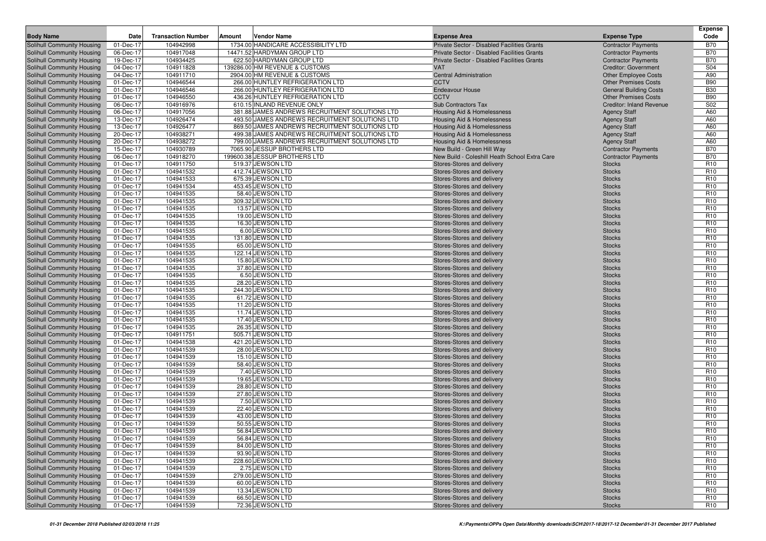| Body Name | Date | Transaction Number | Amount | Vendor Name | Expense Area | Expense Type | Expense Code |
|---|---|---|---|---|---|---|---|
| Solihull Community Housing | 01-Dec-17 | 104942998 | 1734.00 | HANDICARE ACCESSIBILITY LTD | Private Sector - Disabled Facilities Grants | Contractor Payments | B70 |
| Solihull Community Housing | 06-Dec-17 | 104917048 | 14471.52 | HARDYMAN GROUP LTD | Private Sector - Disabled Facilities Grants | Contractor Payments | B70 |
| Solihull Community Housing | 19-Dec-17 | 104934425 | 622.50 | HARDYMAN GROUP LTD | Private Sector - Disabled Facilities Grants | Contractor Payments | B70 |
| Solihull Community Housing | 04-Dec-17 | 104911828 | 139286.00 | HM REVENUE & CUSTOMS | VAT | Creditor: Government | S04 |
| Solihull Community Housing | 04-Dec-17 | 104911710 | 2904.00 | HM REVENUE & CUSTOMS | Central Administration | Other Employee Costs | A90 |
| Solihull Community Housing | 01-Dec-17 | 104946544 | 266.00 | HUNTLEY REFRIGERATION LTD | CCTV | Other Premises Costs | B90 |
| Solihull Community Housing | 01-Dec-17 | 104946546 | 266.00 | HUNTLEY REFRIGERATION LTD | Endeavour House | General Building Costs | B30 |
| Solihull Community Housing | 01-Dec-17 | 104946550 | 436.26 | HUNTLEY REFRIGERATION LTD | CCTV | Other Premises Costs | B90 |
| Solihull Community Housing | 06-Dec-17 | 104916976 | 610.15 | INLAND REVENUE ONLY | Sub Contractors Tax | Creditor: Inland Revenue | S02 |
| Solihull Community Housing | 06-Dec-17 | 104917056 | 381.88 | JAMES ANDREWS RECRUITMENT SOLUTIONS LTD | Housing Aid & Homelessness | Agency Staff | A60 |
| Solihull Community Housing | 13-Dec-17 | 104926474 | 493.50 | JAMES ANDREWS RECRUITMENT SOLUTIONS LTD | Housing Aid & Homelessness | Agency Staff | A60 |
| Solihull Community Housing | 13-Dec-17 | 104926477 | 869.50 | JAMES ANDREWS RECRUITMENT SOLUTIONS LTD | Housing Aid & Homelessness | Agency Staff | A60 |
| Solihull Community Housing | 20-Dec-17 | 104938271 | 499.38 | JAMES ANDREWS RECRUITMENT SOLUTIONS LTD | Housing Aid & Homelessness | Agency Staff | A60 |
| Solihull Community Housing | 20-Dec-17 | 104938272 | 799.00 | JAMES ANDREWS RECRUITMENT SOLUTIONS LTD | Housing Aid & Homelessness | Agency Staff | A60 |
| Solihull Community Housing | 15-Dec-17 | 104930789 | 7065.90 | JESSUP BROTHERS LTD | New Build - Green Hill Way | Contractor Payments | B70 |
| Solihull Community Housing | 06-Dec-17 | 104918270 | 199600.38 | JESSUP BROTHERS LTD | New Build - Coleshill Heath School Extra Care | Contractor Payments | B70 |
| Solihull Community Housing | 01-Dec-17 | 104911750 | 519.37 | JEWSON LTD | Stores-Stores and delivery | Stocks | R10 |
| Solihull Community Housing | 01-Dec-17 | 104941532 | 412.74 | JEWSON LTD | Stores-Stores and delivery | Stocks | R10 |
| Solihull Community Housing | 01-Dec-17 | 104941533 | 675.39 | JEWSON LTD | Stores-Stores and delivery | Stocks | R10 |
| Solihull Community Housing | 01-Dec-17 | 104941534 | 453.45 | JEWSON LTD | Stores-Stores and delivery | Stocks | R10 |
| Solihull Community Housing | 01-Dec-17 | 104941535 | 58.40 | JEWSON LTD | Stores-Stores and delivery | Stocks | R10 |
| Solihull Community Housing | 01-Dec-17 | 104941535 | 309.32 | JEWSON LTD | Stores-Stores and delivery | Stocks | R10 |
| Solihull Community Housing | 01-Dec-17 | 104941535 | 13.57 | JEWSON LTD | Stores-Stores and delivery | Stocks | R10 |
| Solihull Community Housing | 01-Dec-17 | 104941535 | 19.00 | JEWSON LTD | Stores-Stores and delivery | Stocks | R10 |
| Solihull Community Housing | 01-Dec-17 | 104941535 | 16.30 | JEWSON LTD | Stores-Stores and delivery | Stocks | R10 |
| Solihull Community Housing | 01-Dec-17 | 104941535 | 6.00 | JEWSON LTD | Stores-Stores and delivery | Stocks | R10 |
| Solihull Community Housing | 01-Dec-17 | 104941535 | 131.80 | JEWSON LTD | Stores-Stores and delivery | Stocks | R10 |
| Solihull Community Housing | 01-Dec-17 | 104941535 | 65.00 | JEWSON LTD | Stores-Stores and delivery | Stocks | R10 |
| Solihull Community Housing | 01-Dec-17 | 104941535 | 122.14 | JEWSON LTD | Stores-Stores and delivery | Stocks | R10 |
| Solihull Community Housing | 01-Dec-17 | 104941535 | 15.80 | JEWSON LTD | Stores-Stores and delivery | Stocks | R10 |
| Solihull Community Housing | 01-Dec-17 | 104941535 | 37.80 | JEWSON LTD | Stores-Stores and delivery | Stocks | R10 |
| Solihull Community Housing | 01-Dec-17 | 104941535 | 6.50 | JEWSON LTD | Stores-Stores and delivery | Stocks | R10 |
| Solihull Community Housing | 01-Dec-17 | 104941535 | 28.20 | JEWSON LTD | Stores-Stores and delivery | Stocks | R10 |
| Solihull Community Housing | 01-Dec-17 | 104941535 | 244.30 | JEWSON LTD | Stores-Stores and delivery | Stocks | R10 |
| Solihull Community Housing | 01-Dec-17 | 104941535 | 61.72 | JEWSON LTD | Stores-Stores and delivery | Stocks | R10 |
| Solihull Community Housing | 01-Dec-17 | 104941535 | 11.20 | JEWSON LTD | Stores-Stores and delivery | Stocks | R10 |
| Solihull Community Housing | 01-Dec-17 | 104941535 | 11.74 | JEWSON LTD | Stores-Stores and delivery | Stocks | R10 |
| Solihull Community Housing | 01-Dec-17 | 104941535 | 17.40 | JEWSON LTD | Stores-Stores and delivery | Stocks | R10 |
| Solihull Community Housing | 01-Dec-17 | 104941535 | 26.35 | JEWSON LTD | Stores-Stores and delivery | Stocks | R10 |
| Solihull Community Housing | 01-Dec-17 | 104911751 | 505.71 | JEWSON LTD | Stores-Stores and delivery | Stocks | R10 |
| Solihull Community Housing | 01-Dec-17 | 104941538 | 421.20 | JEWSON LTD | Stores-Stores and delivery | Stocks | R10 |
| Solihull Community Housing | 01-Dec-17 | 104941539 | 28.00 | JEWSON LTD | Stores-Stores and delivery | Stocks | R10 |
| Solihull Community Housing | 01-Dec-17 | 104941539 | 15.10 | JEWSON LTD | Stores-Stores and delivery | Stocks | R10 |
| Solihull Community Housing | 01-Dec-17 | 104941539 | 58.40 | JEWSON LTD | Stores-Stores and delivery | Stocks | R10 |
| Solihull Community Housing | 01-Dec-17 | 104941539 | 7.40 | JEWSON LTD | Stores-Stores and delivery | Stocks | R10 |
| Solihull Community Housing | 01-Dec-17 | 104941539 | 19.65 | JEWSON LTD | Stores-Stores and delivery | Stocks | R10 |
| Solihull Community Housing | 01-Dec-17 | 104941539 | 28.80 | JEWSON LTD | Stores-Stores and delivery | Stocks | R10 |
| Solihull Community Housing | 01-Dec-17 | 104941539 | 27.80 | JEWSON LTD | Stores-Stores and delivery | Stocks | R10 |
| Solihull Community Housing | 01-Dec-17 | 104941539 | 7.50 | JEWSON LTD | Stores-Stores and delivery | Stocks | R10 |
| Solihull Community Housing | 01-Dec-17 | 104941539 | 22.40 | JEWSON LTD | Stores-Stores and delivery | Stocks | R10 |
| Solihull Community Housing | 01-Dec-17 | 104941539 | 43.00 | JEWSON LTD | Stores-Stores and delivery | Stocks | R10 |
| Solihull Community Housing | 01-Dec-17 | 104941539 | 50.55 | JEWSON LTD | Stores-Stores and delivery | Stocks | R10 |
| Solihull Community Housing | 01-Dec-17 | 104941539 | 56.84 | JEWSON LTD | Stores-Stores and delivery | Stocks | R10 |
| Solihull Community Housing | 01-Dec-17 | 104941539 | 56.84 | JEWSON LTD | Stores-Stores and delivery | Stocks | R10 |
| Solihull Community Housing | 01-Dec-17 | 104941539 | 84.00 | JEWSON LTD | Stores-Stores and delivery | Stocks | R10 |
| Solihull Community Housing | 01-Dec-17 | 104941539 | 93.90 | JEWSON LTD | Stores-Stores and delivery | Stocks | R10 |
| Solihull Community Housing | 01-Dec-17 | 104941539 | 228.60 | JEWSON LTD | Stores-Stores and delivery | Stocks | R10 |
| Solihull Community Housing | 01-Dec-17 | 104941539 | 2.75 | JEWSON LTD | Stores-Stores and delivery | Stocks | R10 |
| Solihull Community Housing | 01-Dec-17 | 104941539 | 279.00 | JEWSON LTD | Stores-Stores and delivery | Stocks | R10 |
| Solihull Community Housing | 01-Dec-17 | 104941539 | 60.00 | JEWSON LTD | Stores-Stores and delivery | Stocks | R10 |
| Solihull Community Housing | 01-Dec-17 | 104941539 | 13.34 | JEWSON LTD | Stores-Stores and delivery | Stocks | R10 |
| Solihull Community Housing | 01-Dec-17 | 104941539 | 66.50 | JEWSON LTD | Stores-Stores and delivery | Stocks | R10 |
| Solihull Community Housing | 01-Dec-17 | 104941539 | 72.36 | JEWSON LTD | Stores-Stores and delivery | Stocks | R10 |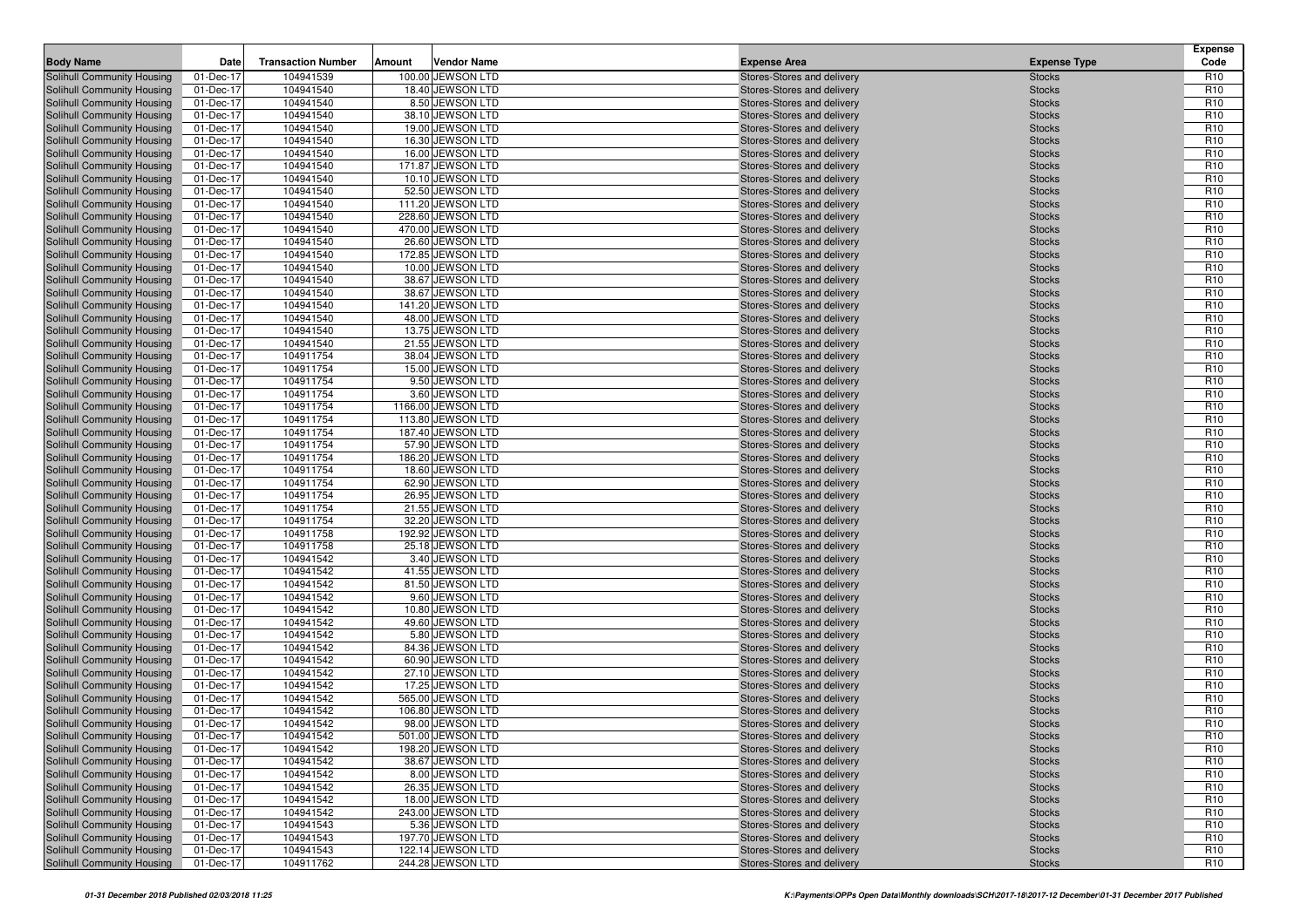| Body Name | Date | Transaction Number | Amount | Vendor Name | Expense Area | Expense Type | Expense Code |
|---|---|---|---|---|---|---|---|
| Solihull Community Housing | 01-Dec-17 | 104941539 | 100.00 | JEWSON LTD | Stores-Stores and delivery | Stocks | R10 |
| Solihull Community Housing | 01-Dec-17 | 104941540 | 18.40 | JEWSON LTD | Stores-Stores and delivery | Stocks | R10 |
| Solihull Community Housing | 01-Dec-17 | 104941540 | 8.50 | JEWSON LTD | Stores-Stores and delivery | Stocks | R10 |
| Solihull Community Housing | 01-Dec-17 | 104941540 | 38.10 | JEWSON LTD | Stores-Stores and delivery | Stocks | R10 |
| Solihull Community Housing | 01-Dec-17 | 104941540 | 19.00 | JEWSON LTD | Stores-Stores and delivery | Stocks | R10 |
| Solihull Community Housing | 01-Dec-17 | 104941540 | 16.30 | JEWSON LTD | Stores-Stores and delivery | Stocks | R10 |
| Solihull Community Housing | 01-Dec-17 | 104941540 | 16.00 | JEWSON LTD | Stores-Stores and delivery | Stocks | R10 |
| Solihull Community Housing | 01-Dec-17 | 104941540 | 171.87 | JEWSON LTD | Stores-Stores and delivery | Stocks | R10 |
| Solihull Community Housing | 01-Dec-17 | 104941540 | 10.10 | JEWSON LTD | Stores-Stores and delivery | Stocks | R10 |
| Solihull Community Housing | 01-Dec-17 | 104941540 | 52.50 | JEWSON LTD | Stores-Stores and delivery | Stocks | R10 |
| Solihull Community Housing | 01-Dec-17 | 104941540 | 111.20 | JEWSON LTD | Stores-Stores and delivery | Stocks | R10 |
| Solihull Community Housing | 01-Dec-17 | 104941540 | 228.60 | JEWSON LTD | Stores-Stores and delivery | Stocks | R10 |
| Solihull Community Housing | 01-Dec-17 | 104941540 | 470.00 | JEWSON LTD | Stores-Stores and delivery | Stocks | R10 |
| Solihull Community Housing | 01-Dec-17 | 104941540 | 26.60 | JEWSON LTD | Stores-Stores and delivery | Stocks | R10 |
| Solihull Community Housing | 01-Dec-17 | 104941540 | 172.85 | JEWSON LTD | Stores-Stores and delivery | Stocks | R10 |
| Solihull Community Housing | 01-Dec-17 | 104941540 | 10.00 | JEWSON LTD | Stores-Stores and delivery | Stocks | R10 |
| Solihull Community Housing | 01-Dec-17 | 104941540 | 38.67 | JEWSON LTD | Stores-Stores and delivery | Stocks | R10 |
| Solihull Community Housing | 01-Dec-17 | 104941540 | 38.67 | JEWSON LTD | Stores-Stores and delivery | Stocks | R10 |
| Solihull Community Housing | 01-Dec-17 | 104941540 | 141.20 | JEWSON LTD | Stores-Stores and delivery | Stocks | R10 |
| Solihull Community Housing | 01-Dec-17 | 104941540 | 48.00 | JEWSON LTD | Stores-Stores and delivery | Stocks | R10 |
| Solihull Community Housing | 01-Dec-17 | 104941540 | 13.75 | JEWSON LTD | Stores-Stores and delivery | Stocks | R10 |
| Solihull Community Housing | 01-Dec-17 | 104941540 | 21.55 | JEWSON LTD | Stores-Stores and delivery | Stocks | R10 |
| Solihull Community Housing | 01-Dec-17 | 104911754 | 38.04 | JEWSON LTD | Stores-Stores and delivery | Stocks | R10 |
| Solihull Community Housing | 01-Dec-17 | 104911754 | 15.00 | JEWSON LTD | Stores-Stores and delivery | Stocks | R10 |
| Solihull Community Housing | 01-Dec-17 | 104911754 | 9.50 | JEWSON LTD | Stores-Stores and delivery | Stocks | R10 |
| Solihull Community Housing | 01-Dec-17 | 104911754 | 3.60 | JEWSON LTD | Stores-Stores and delivery | Stocks | R10 |
| Solihull Community Housing | 01-Dec-17 | 104911754 | 1166.00 | JEWSON LTD | Stores-Stores and delivery | Stocks | R10 |
| Solihull Community Housing | 01-Dec-17 | 104911754 | 113.80 | JEWSON LTD | Stores-Stores and delivery | Stocks | R10 |
| Solihull Community Housing | 01-Dec-17 | 104911754 | 187.40 | JEWSON LTD | Stores-Stores and delivery | Stocks | R10 |
| Solihull Community Housing | 01-Dec-17 | 104911754 | 57.90 | JEWSON LTD | Stores-Stores and delivery | Stocks | R10 |
| Solihull Community Housing | 01-Dec-17 | 104911754 | 186.20 | JEWSON LTD | Stores-Stores and delivery | Stocks | R10 |
| Solihull Community Housing | 01-Dec-17 | 104911754 | 18.60 | JEWSON LTD | Stores-Stores and delivery | Stocks | R10 |
| Solihull Community Housing | 01-Dec-17 | 104911754 | 62.90 | JEWSON LTD | Stores-Stores and delivery | Stocks | R10 |
| Solihull Community Housing | 01-Dec-17 | 104911754 | 26.95 | JEWSON LTD | Stores-Stores and delivery | Stocks | R10 |
| Solihull Community Housing | 01-Dec-17 | 104911754 | 21.55 | JEWSON LTD | Stores-Stores and delivery | Stocks | R10 |
| Solihull Community Housing | 01-Dec-17 | 104911754 | 32.20 | JEWSON LTD | Stores-Stores and delivery | Stocks | R10 |
| Solihull Community Housing | 01-Dec-17 | 104911758 | 192.92 | JEWSON LTD | Stores-Stores and delivery | Stocks | R10 |
| Solihull Community Housing | 01-Dec-17 | 104911758 | 25.18 | JEWSON LTD | Stores-Stores and delivery | Stocks | R10 |
| Solihull Community Housing | 01-Dec-17 | 104941542 | 3.40 | JEWSON LTD | Stores-Stores and delivery | Stocks | R10 |
| Solihull Community Housing | 01-Dec-17 | 104941542 | 41.55 | JEWSON LTD | Stores-Stores and delivery | Stocks | R10 |
| Solihull Community Housing | 01-Dec-17 | 104941542 | 81.50 | JEWSON LTD | Stores-Stores and delivery | Stocks | R10 |
| Solihull Community Housing | 01-Dec-17 | 104941542 | 9.60 | JEWSON LTD | Stores-Stores and delivery | Stocks | R10 |
| Solihull Community Housing | 01-Dec-17 | 104941542 | 10.80 | JEWSON LTD | Stores-Stores and delivery | Stocks | R10 |
| Solihull Community Housing | 01-Dec-17 | 104941542 | 49.60 | JEWSON LTD | Stores-Stores and delivery | Stocks | R10 |
| Solihull Community Housing | 01-Dec-17 | 104941542 | 5.80 | JEWSON LTD | Stores-Stores and delivery | Stocks | R10 |
| Solihull Community Housing | 01-Dec-17 | 104941542 | 84.36 | JEWSON LTD | Stores-Stores and delivery | Stocks | R10 |
| Solihull Community Housing | 01-Dec-17 | 104941542 | 60.90 | JEWSON LTD | Stores-Stores and delivery | Stocks | R10 |
| Solihull Community Housing | 01-Dec-17 | 104941542 | 27.10 | JEWSON LTD | Stores-Stores and delivery | Stocks | R10 |
| Solihull Community Housing | 01-Dec-17 | 104941542 | 17.25 | JEWSON LTD | Stores-Stores and delivery | Stocks | R10 |
| Solihull Community Housing | 01-Dec-17 | 104941542 | 565.00 | JEWSON LTD | Stores-Stores and delivery | Stocks | R10 |
| Solihull Community Housing | 01-Dec-17 | 104941542 | 106.80 | JEWSON LTD | Stores-Stores and delivery | Stocks | R10 |
| Solihull Community Housing | 01-Dec-17 | 104941542 | 98.00 | JEWSON LTD | Stores-Stores and delivery | Stocks | R10 |
| Solihull Community Housing | 01-Dec-17 | 104941542 | 501.00 | JEWSON LTD | Stores-Stores and delivery | Stocks | R10 |
| Solihull Community Housing | 01-Dec-17 | 104941542 | 198.20 | JEWSON LTD | Stores-Stores and delivery | Stocks | R10 |
| Solihull Community Housing | 01-Dec-17 | 104941542 | 38.67 | JEWSON LTD | Stores-Stores and delivery | Stocks | R10 |
| Solihull Community Housing | 01-Dec-17 | 104941542 | 8.00 | JEWSON LTD | Stores-Stores and delivery | Stocks | R10 |
| Solihull Community Housing | 01-Dec-17 | 104941542 | 26.35 | JEWSON LTD | Stores-Stores and delivery | Stocks | R10 |
| Solihull Community Housing | 01-Dec-17 | 104941542 | 18.00 | JEWSON LTD | Stores-Stores and delivery | Stocks | R10 |
| Solihull Community Housing | 01-Dec-17 | 104941542 | 243.00 | JEWSON LTD | Stores-Stores and delivery | Stocks | R10 |
| Solihull Community Housing | 01-Dec-17 | 104941543 | 5.36 | JEWSON LTD | Stores-Stores and delivery | Stocks | R10 |
| Solihull Community Housing | 01-Dec-17 | 104941543 | 197.70 | JEWSON LTD | Stores-Stores and delivery | Stocks | R10 |
| Solihull Community Housing | 01-Dec-17 | 104941543 | 122.14 | JEWSON LTD | Stores-Stores and delivery | Stocks | R10 |
| Solihull Community Housing | 01-Dec-17 | 104911762 | 244.28 | JEWSON LTD | Stores-Stores and delivery | Stocks | R10 |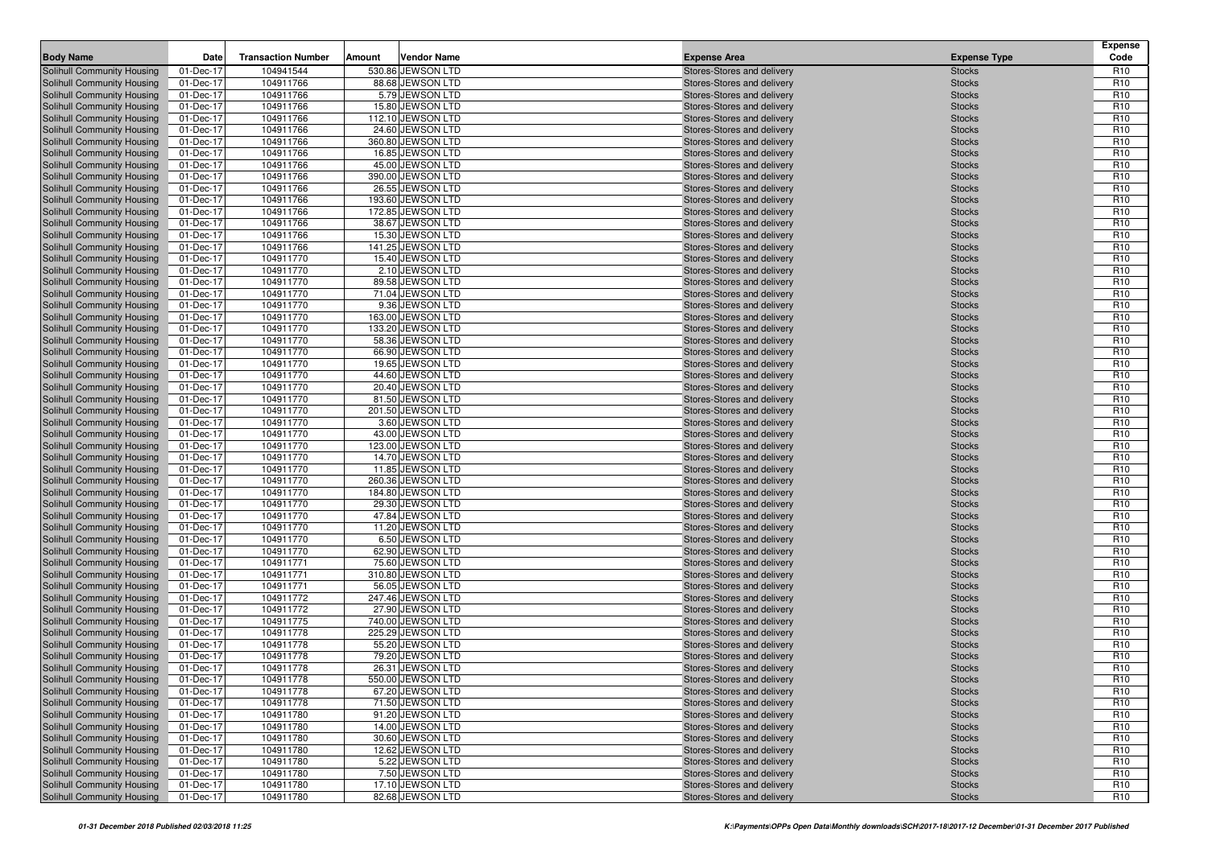| Body Name | Date | Transaction Number | Amount | Vendor Name | Expense Area | Expense Type | Expense Code |
|---|---|---|---|---|---|---|---|
| Solihull Community Housing | 01-Dec-17 | 104941544 | 530.86 | JEWSON LTD | Stores-Stores and delivery | Stocks | R10 |
| Solihull Community Housing | 01-Dec-17 | 104911766 | 88.68 | JEWSON LTD | Stores-Stores and delivery | Stocks | R10 |
| Solihull Community Housing | 01-Dec-17 | 104911766 | 5.79 | JEWSON LTD | Stores-Stores and delivery | Stocks | R10 |
| Solihull Community Housing | 01-Dec-17 | 104911766 | 15.80 | JEWSON LTD | Stores-Stores and delivery | Stocks | R10 |
| Solihull Community Housing | 01-Dec-17 | 104911766 | 112.10 | JEWSON LTD | Stores-Stores and delivery | Stocks | R10 |
| Solihull Community Housing | 01-Dec-17 | 104911766 | 24.60 | JEWSON LTD | Stores-Stores and delivery | Stocks | R10 |
| Solihull Community Housing | 01-Dec-17 | 104911766 | 360.80 | JEWSON LTD | Stores-Stores and delivery | Stocks | R10 |
| Solihull Community Housing | 01-Dec-17 | 104911766 | 16.85 | JEWSON LTD | Stores-Stores and delivery | Stocks | R10 |
| Solihull Community Housing | 01-Dec-17 | 104911766 | 45.00 | JEWSON LTD | Stores-Stores and delivery | Stocks | R10 |
| Solihull Community Housing | 01-Dec-17 | 104911766 | 390.00 | JEWSON LTD | Stores-Stores and delivery | Stocks | R10 |
| Solihull Community Housing | 01-Dec-17 | 104911766 | 26.55 | JEWSON LTD | Stores-Stores and delivery | Stocks | R10 |
| Solihull Community Housing | 01-Dec-17 | 104911766 | 193.60 | JEWSON LTD | Stores-Stores and delivery | Stocks | R10 |
| Solihull Community Housing | 01-Dec-17 | 104911766 | 172.85 | JEWSON LTD | Stores-Stores and delivery | Stocks | R10 |
| Solihull Community Housing | 01-Dec-17 | 104911766 | 38.67 | JEWSON LTD | Stores-Stores and delivery | Stocks | R10 |
| Solihull Community Housing | 01-Dec-17 | 104911766 | 15.30 | JEWSON LTD | Stores-Stores and delivery | Stocks | R10 |
| Solihull Community Housing | 01-Dec-17 | 104911766 | 141.25 | JEWSON LTD | Stores-Stores and delivery | Stocks | R10 |
| Solihull Community Housing | 01-Dec-17 | 104911770 | 15.40 | JEWSON LTD | Stores-Stores and delivery | Stocks | R10 |
| Solihull Community Housing | 01-Dec-17 | 104911770 | 2.10 | JEWSON LTD | Stores-Stores and delivery | Stocks | R10 |
| Solihull Community Housing | 01-Dec-17 | 104911770 | 89.58 | JEWSON LTD | Stores-Stores and delivery | Stocks | R10 |
| Solihull Community Housing | 01-Dec-17 | 104911770 | 71.04 | JEWSON LTD | Stores-Stores and delivery | Stocks | R10 |
| Solihull Community Housing | 01-Dec-17 | 104911770 | 9.36 | JEWSON LTD | Stores-Stores and delivery | Stocks | R10 |
| Solihull Community Housing | 01-Dec-17 | 104911770 | 163.00 | JEWSON LTD | Stores-Stores and delivery | Stocks | R10 |
| Solihull Community Housing | 01-Dec-17 | 104911770 | 133.20 | JEWSON LTD | Stores-Stores and delivery | Stocks | R10 |
| Solihull Community Housing | 01-Dec-17 | 104911770 | 58.36 | JEWSON LTD | Stores-Stores and delivery | Stocks | R10 |
| Solihull Community Housing | 01-Dec-17 | 104911770 | 66.90 | JEWSON LTD | Stores-Stores and delivery | Stocks | R10 |
| Solihull Community Housing | 01-Dec-17 | 104911770 | 19.65 | JEWSON LTD | Stores-Stores and delivery | Stocks | R10 |
| Solihull Community Housing | 01-Dec-17 | 104911770 | 44.60 | JEWSON LTD | Stores-Stores and delivery | Stocks | R10 |
| Solihull Community Housing | 01-Dec-17 | 104911770 | 20.40 | JEWSON LTD | Stores-Stores and delivery | Stocks | R10 |
| Solihull Community Housing | 01-Dec-17 | 104911770 | 81.50 | JEWSON LTD | Stores-Stores and delivery | Stocks | R10 |
| Solihull Community Housing | 01-Dec-17 | 104911770 | 201.50 | JEWSON LTD | Stores-Stores and delivery | Stocks | R10 |
| Solihull Community Housing | 01-Dec-17 | 104911770 | 3.60 | JEWSON LTD | Stores-Stores and delivery | Stocks | R10 |
| Solihull Community Housing | 01-Dec-17 | 104911770 | 43.00 | JEWSON LTD | Stores-Stores and delivery | Stocks | R10 |
| Solihull Community Housing | 01-Dec-17 | 104911770 | 123.00 | JEWSON LTD | Stores-Stores and delivery | Stocks | R10 |
| Solihull Community Housing | 01-Dec-17 | 104911770 | 14.70 | JEWSON LTD | Stores-Stores and delivery | Stocks | R10 |
| Solihull Community Housing | 01-Dec-17 | 104911770 | 11.85 | JEWSON LTD | Stores-Stores and delivery | Stocks | R10 |
| Solihull Community Housing | 01-Dec-17 | 104911770 | 260.36 | JEWSON LTD | Stores-Stores and delivery | Stocks | R10 |
| Solihull Community Housing | 01-Dec-17 | 104911770 | 184.80 | JEWSON LTD | Stores-Stores and delivery | Stocks | R10 |
| Solihull Community Housing | 01-Dec-17 | 104911770 | 29.30 | JEWSON LTD | Stores-Stores and delivery | Stocks | R10 |
| Solihull Community Housing | 01-Dec-17 | 104911770 | 47.84 | JEWSON LTD | Stores-Stores and delivery | Stocks | R10 |
| Solihull Community Housing | 01-Dec-17 | 104911770 | 11.20 | JEWSON LTD | Stores-Stores and delivery | Stocks | R10 |
| Solihull Community Housing | 01-Dec-17 | 104911770 | 6.50 | JEWSON LTD | Stores-Stores and delivery | Stocks | R10 |
| Solihull Community Housing | 01-Dec-17 | 104911770 | 62.90 | JEWSON LTD | Stores-Stores and delivery | Stocks | R10 |
| Solihull Community Housing | 01-Dec-17 | 104911771 | 75.60 | JEWSON LTD | Stores-Stores and delivery | Stocks | R10 |
| Solihull Community Housing | 01-Dec-17 | 104911771 | 310.80 | JEWSON LTD | Stores-Stores and delivery | Stocks | R10 |
| Solihull Community Housing | 01-Dec-17 | 104911771 | 56.05 | JEWSON LTD | Stores-Stores and delivery | Stocks | R10 |
| Solihull Community Housing | 01-Dec-17 | 104911772 | 247.46 | JEWSON LTD | Stores-Stores and delivery | Stocks | R10 |
| Solihull Community Housing | 01-Dec-17 | 104911772 | 27.90 | JEWSON LTD | Stores-Stores and delivery | Stocks | R10 |
| Solihull Community Housing | 01-Dec-17 | 104911775 | 740.00 | JEWSON LTD | Stores-Stores and delivery | Stocks | R10 |
| Solihull Community Housing | 01-Dec-17 | 104911778 | 225.29 | JEWSON LTD | Stores-Stores and delivery | Stocks | R10 |
| Solihull Community Housing | 01-Dec-17 | 104911778 | 55.20 | JEWSON LTD | Stores-Stores and delivery | Stocks | R10 |
| Solihull Community Housing | 01-Dec-17 | 104911778 | 79.20 | JEWSON LTD | Stores-Stores and delivery | Stocks | R10 |
| Solihull Community Housing | 01-Dec-17 | 104911778 | 26.31 | JEWSON LTD | Stores-Stores and delivery | Stocks | R10 |
| Solihull Community Housing | 01-Dec-17 | 104911778 | 550.00 | JEWSON LTD | Stores-Stores and delivery | Stocks | R10 |
| Solihull Community Housing | 01-Dec-17 | 104911778 | 67.20 | JEWSON LTD | Stores-Stores and delivery | Stocks | R10 |
| Solihull Community Housing | 01-Dec-17 | 104911778 | 71.50 | JEWSON LTD | Stores-Stores and delivery | Stocks | R10 |
| Solihull Community Housing | 01-Dec-17 | 104911780 | 91.20 | JEWSON LTD | Stores-Stores and delivery | Stocks | R10 |
| Solihull Community Housing | 01-Dec-17 | 104911780 | 14.00 | JEWSON LTD | Stores-Stores and delivery | Stocks | R10 |
| Solihull Community Housing | 01-Dec-17 | 104911780 | 30.60 | JEWSON LTD | Stores-Stores and delivery | Stocks | R10 |
| Solihull Community Housing | 01-Dec-17 | 104911780 | 12.62 | JEWSON LTD | Stores-Stores and delivery | Stocks | R10 |
| Solihull Community Housing | 01-Dec-17 | 104911780 | 5.22 | JEWSON LTD | Stores-Stores and delivery | Stocks | R10 |
| Solihull Community Housing | 01-Dec-17 | 104911780 | 7.50 | JEWSON LTD | Stores-Stores and delivery | Stocks | R10 |
| Solihull Community Housing | 01-Dec-17 | 104911780 | 17.10 | JEWSON LTD | Stores-Stores and delivery | Stocks | R10 |
| Solihull Community Housing | 01-Dec-17 | 104911780 | 82.68 | JEWSON LTD | Stores-Stores and delivery | Stocks | R10 |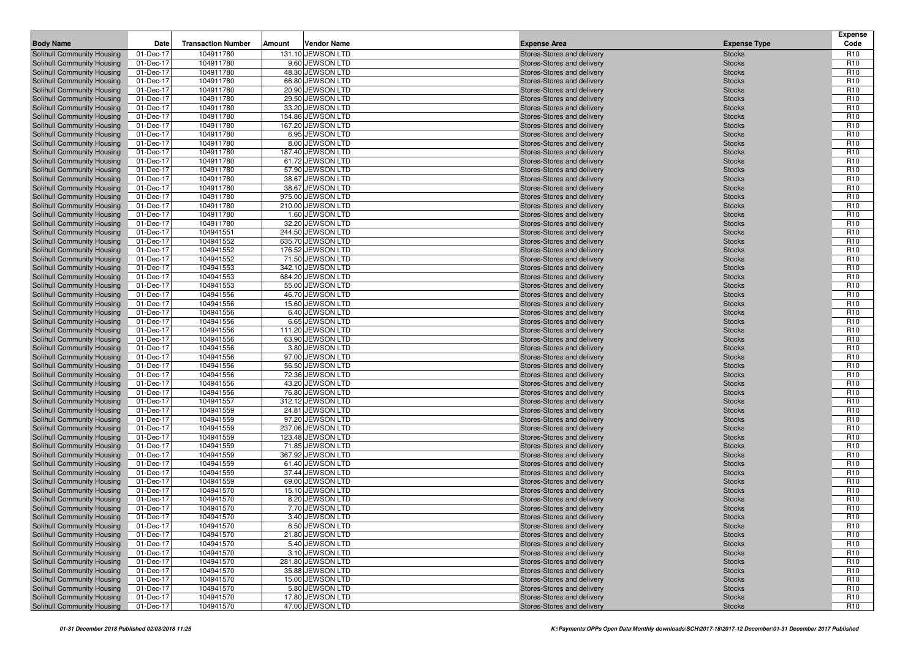| Body Name | Date | Transaction Number | Amount | Vendor Name | Expense Area | Expense Type | Expense Code |
|---|---|---|---|---|---|---|---|
| Solihull Community Housing | 01-Dec-17 | 104911780 | 131.10 | JEWSON LTD | Stores-Stores and delivery | Stocks | R10 |
| Solihull Community Housing | 01-Dec-17 | 104911780 | 9.60 | JEWSON LTD | Stores-Stores and delivery | Stocks | R10 |
| Solihull Community Housing | 01-Dec-17 | 104911780 | 48.30 | JEWSON LTD | Stores-Stores and delivery | Stocks | R10 |
| Solihull Community Housing | 01-Dec-17 | 104911780 | 66.80 | JEWSON LTD | Stores-Stores and delivery | Stocks | R10 |
| Solihull Community Housing | 01-Dec-17 | 104911780 | 20.90 | JEWSON LTD | Stores-Stores and delivery | Stocks | R10 |
| Solihull Community Housing | 01-Dec-17 | 104911780 | 29.50 | JEWSON LTD | Stores-Stores and delivery | Stocks | R10 |
| Solihull Community Housing | 01-Dec-17 | 104911780 | 33.20 | JEWSON LTD | Stores-Stores and delivery | Stocks | R10 |
| Solihull Community Housing | 01-Dec-17 | 104911780 | 154.86 | JEWSON LTD | Stores-Stores and delivery | Stocks | R10 |
| Solihull Community Housing | 01-Dec-17 | 104911780 | 167.20 | JEWSON LTD | Stores-Stores and delivery | Stocks | R10 |
| Solihull Community Housing | 01-Dec-17 | 104911780 | 6.95 | JEWSON LTD | Stores-Stores and delivery | Stocks | R10 |
| Solihull Community Housing | 01-Dec-17 | 104911780 | 8.00 | JEWSON LTD | Stores-Stores and delivery | Stocks | R10 |
| Solihull Community Housing | 01-Dec-17 | 104911780 | 187.40 | JEWSON LTD | Stores-Stores and delivery | Stocks | R10 |
| Solihull Community Housing | 01-Dec-17 | 104911780 | 61.72 | JEWSON LTD | Stores-Stores and delivery | Stocks | R10 |
| Solihull Community Housing | 01-Dec-17 | 104911780 | 57.90 | JEWSON LTD | Stores-Stores and delivery | Stocks | R10 |
| Solihull Community Housing | 01-Dec-17 | 104911780 | 38.67 | JEWSON LTD | Stores-Stores and delivery | Stocks | R10 |
| Solihull Community Housing | 01-Dec-17 | 104911780 | 38.67 | JEWSON LTD | Stores-Stores and delivery | Stocks | R10 |
| Solihull Community Housing | 01-Dec-17 | 104911780 | 975.00 | JEWSON LTD | Stores-Stores and delivery | Stocks | R10 |
| Solihull Community Housing | 01-Dec-17 | 104911780 | 210.00 | JEWSON LTD | Stores-Stores and delivery | Stocks | R10 |
| Solihull Community Housing | 01-Dec-17 | 104911780 | 1.60 | JEWSON LTD | Stores-Stores and delivery | Stocks | R10 |
| Solihull Community Housing | 01-Dec-17 | 104911780 | 32.20 | JEWSON LTD | Stores-Stores and delivery | Stocks | R10 |
| Solihull Community Housing | 01-Dec-17 | 104941551 | 244.50 | JEWSON LTD | Stores-Stores and delivery | Stocks | R10 |
| Solihull Community Housing | 01-Dec-17 | 104941552 | 635.70 | JEWSON LTD | Stores-Stores and delivery | Stocks | R10 |
| Solihull Community Housing | 01-Dec-17 | 104941552 | 176.52 | JEWSON LTD | Stores-Stores and delivery | Stocks | R10 |
| Solihull Community Housing | 01-Dec-17 | 104941552 | 71.50 | JEWSON LTD | Stores-Stores and delivery | Stocks | R10 |
| Solihull Community Housing | 01-Dec-17 | 104941553 | 342.10 | JEWSON LTD | Stores-Stores and delivery | Stocks | R10 |
| Solihull Community Housing | 01-Dec-17 | 104941553 | 684.20 | JEWSON LTD | Stores-Stores and delivery | Stocks | R10 |
| Solihull Community Housing | 01-Dec-17 | 104941553 | 55.00 | JEWSON LTD | Stores-Stores and delivery | Stocks | R10 |
| Solihull Community Housing | 01-Dec-17 | 104941556 | 46.70 | JEWSON LTD | Stores-Stores and delivery | Stocks | R10 |
| Solihull Community Housing | 01-Dec-17 | 104941556 | 15.60 | JEWSON LTD | Stores-Stores and delivery | Stocks | R10 |
| Solihull Community Housing | 01-Dec-17 | 104941556 | 6.40 | JEWSON LTD | Stores-Stores and delivery | Stocks | R10 |
| Solihull Community Housing | 01-Dec-17 | 104941556 | 6.65 | JEWSON LTD | Stores-Stores and delivery | Stocks | R10 |
| Solihull Community Housing | 01-Dec-17 | 104941556 | 111.20 | JEWSON LTD | Stores-Stores and delivery | Stocks | R10 |
| Solihull Community Housing | 01-Dec-17 | 104941556 | 63.90 | JEWSON LTD | Stores-Stores and delivery | Stocks | R10 |
| Solihull Community Housing | 01-Dec-17 | 104941556 | 3.80 | JEWSON LTD | Stores-Stores and delivery | Stocks | R10 |
| Solihull Community Housing | 01-Dec-17 | 104941556 | 97.00 | JEWSON LTD | Stores-Stores and delivery | Stocks | R10 |
| Solihull Community Housing | 01-Dec-17 | 104941556 | 56.50 | JEWSON LTD | Stores-Stores and delivery | Stocks | R10 |
| Solihull Community Housing | 01-Dec-17 | 104941556 | 72.36 | JEWSON LTD | Stores-Stores and delivery | Stocks | R10 |
| Solihull Community Housing | 01-Dec-17 | 104941556 | 43.20 | JEWSON LTD | Stores-Stores and delivery | Stocks | R10 |
| Solihull Community Housing | 01-Dec-17 | 104941556 | 76.80 | JEWSON LTD | Stores-Stores and delivery | Stocks | R10 |
| Solihull Community Housing | 01-Dec-17 | 104941557 | 312.12 | JEWSON LTD | Stores-Stores and delivery | Stocks | R10 |
| Solihull Community Housing | 01-Dec-17 | 104941559 | 24.81 | JEWSON LTD | Stores-Stores and delivery | Stocks | R10 |
| Solihull Community Housing | 01-Dec-17 | 104941559 | 97.20 | JEWSON LTD | Stores-Stores and delivery | Stocks | R10 |
| Solihull Community Housing | 01-Dec-17 | 104941559 | 237.06 | JEWSON LTD | Stores-Stores and delivery | Stocks | R10 |
| Solihull Community Housing | 01-Dec-17 | 104941559 | 123.48 | JEWSON LTD | Stores-Stores and delivery | Stocks | R10 |
| Solihull Community Housing | 01-Dec-17 | 104941559 | 71.85 | JEWSON LTD | Stores-Stores and delivery | Stocks | R10 |
| Solihull Community Housing | 01-Dec-17 | 104941559 | 367.92 | JEWSON LTD | Stores-Stores and delivery | Stocks | R10 |
| Solihull Community Housing | 01-Dec-17 | 104941559 | 61.40 | JEWSON LTD | Stores-Stores and delivery | Stocks | R10 |
| Solihull Community Housing | 01-Dec-17 | 104941559 | 37.44 | JEWSON LTD | Stores-Stores and delivery | Stocks | R10 |
| Solihull Community Housing | 01-Dec-17 | 104941559 | 69.00 | JEWSON LTD | Stores-Stores and delivery | Stocks | R10 |
| Solihull Community Housing | 01-Dec-17 | 104941570 | 15.10 | JEWSON LTD | Stores-Stores and delivery | Stocks | R10 |
| Solihull Community Housing | 01-Dec-17 | 104941570 | 8.20 | JEWSON LTD | Stores-Stores and delivery | Stocks | R10 |
| Solihull Community Housing | 01-Dec-17 | 104941570 | 7.70 | JEWSON LTD | Stores-Stores and delivery | Stocks | R10 |
| Solihull Community Housing | 01-Dec-17 | 104941570 | 3.40 | JEWSON LTD | Stores-Stores and delivery | Stocks | R10 |
| Solihull Community Housing | 01-Dec-17 | 104941570 | 6.50 | JEWSON LTD | Stores-Stores and delivery | Stocks | R10 |
| Solihull Community Housing | 01-Dec-17 | 104941570 | 21.80 | JEWSON LTD | Stores-Stores and delivery | Stocks | R10 |
| Solihull Community Housing | 01-Dec-17 | 104941570 | 5.40 | JEWSON LTD | Stores-Stores and delivery | Stocks | R10 |
| Solihull Community Housing | 01-Dec-17 | 104941570 | 3.10 | JEWSON LTD | Stores-Stores and delivery | Stocks | R10 |
| Solihull Community Housing | 01-Dec-17 | 104941570 | 281.80 | JEWSON LTD | Stores-Stores and delivery | Stocks | R10 |
| Solihull Community Housing | 01-Dec-17 | 104941570 | 35.88 | JEWSON LTD | Stores-Stores and delivery | Stocks | R10 |
| Solihull Community Housing | 01-Dec-17 | 104941570 | 15.00 | JEWSON LTD | Stores-Stores and delivery | Stocks | R10 |
| Solihull Community Housing | 01-Dec-17 | 104941570 | 5.80 | JEWSON LTD | Stores-Stores and delivery | Stocks | R10 |
| Solihull Community Housing | 01-Dec-17 | 104941570 | 17.80 | JEWSON LTD | Stores-Stores and delivery | Stocks | R10 |
| Solihull Community Housing | 01-Dec-17 | 104941570 | 47.00 | JEWSON LTD | Stores-Stores and delivery | Stocks | R10 |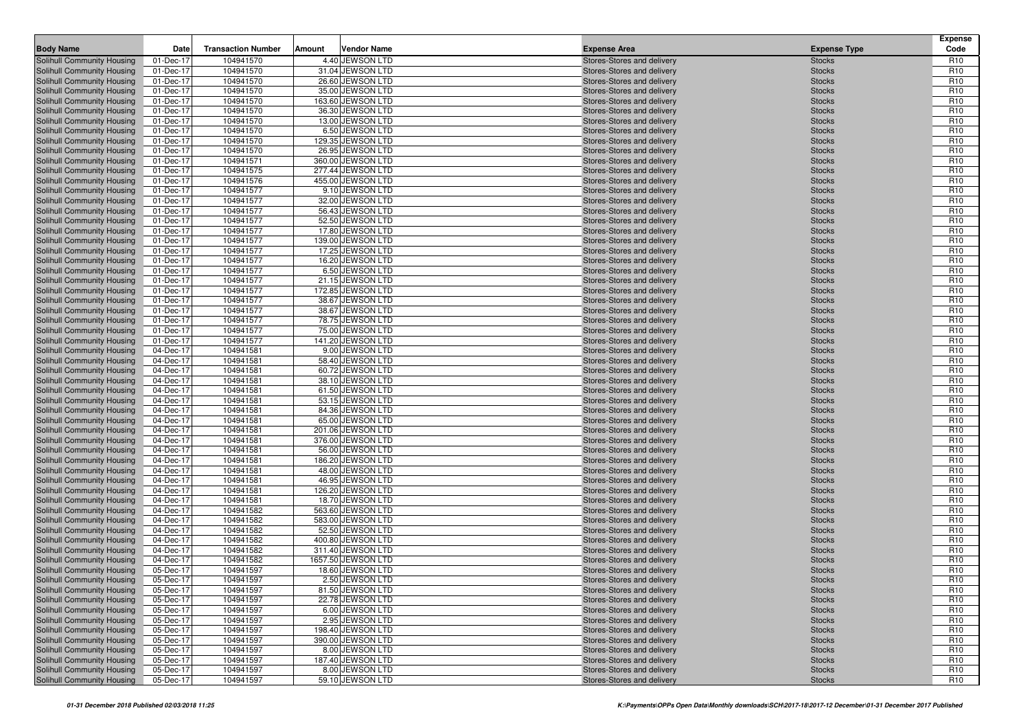| Body Name | Date | Transaction Number | Amount | Vendor Name | Expense Area | Expense Type | Expense Code |
|---|---|---|---|---|---|---|---|
| Solihull Community Housing | 01-Dec-17 | 104941570 | 4.40 | JEWSON LTD | Stores-Stores and delivery | Stocks | R10 |
| Solihull Community Housing | 01-Dec-17 | 104941570 | 31.04 | JEWSON LTD | Stores-Stores and delivery | Stocks | R10 |
| Solihull Community Housing | 01-Dec-17 | 104941570 | 26.60 | JEWSON LTD | Stores-Stores and delivery | Stocks | R10 |
| Solihull Community Housing | 01-Dec-17 | 104941570 | 35.00 | JEWSON LTD | Stores-Stores and delivery | Stocks | R10 |
| Solihull Community Housing | 01-Dec-17 | 104941570 | 163.60 | JEWSON LTD | Stores-Stores and delivery | Stocks | R10 |
| Solihull Community Housing | 01-Dec-17 | 104941570 | 36.30 | JEWSON LTD | Stores-Stores and delivery | Stocks | R10 |
| Solihull Community Housing | 01-Dec-17 | 104941570 | 13.00 | JEWSON LTD | Stores-Stores and delivery | Stocks | R10 |
| Solihull Community Housing | 01-Dec-17 | 104941570 | 6.50 | JEWSON LTD | Stores-Stores and delivery | Stocks | R10 |
| Solihull Community Housing | 01-Dec-17 | 104941570 | 129.35 | JEWSON LTD | Stores-Stores and delivery | Stocks | R10 |
| Solihull Community Housing | 01-Dec-17 | 104941570 | 26.95 | JEWSON LTD | Stores-Stores and delivery | Stocks | R10 |
| Solihull Community Housing | 01-Dec-17 | 104941571 | 360.00 | JEWSON LTD | Stores-Stores and delivery | Stocks | R10 |
| Solihull Community Housing | 01-Dec-17 | 104941575 | 277.44 | JEWSON LTD | Stores-Stores and delivery | Stocks | R10 |
| Solihull Community Housing | 01-Dec-17 | 104941576 | 455.00 | JEWSON LTD | Stores-Stores and delivery | Stocks | R10 |
| Solihull Community Housing | 01-Dec-17 | 104941577 | 9.10 | JEWSON LTD | Stores-Stores and delivery | Stocks | R10 |
| Solihull Community Housing | 01-Dec-17 | 104941577 | 32.00 | JEWSON LTD | Stores-Stores and delivery | Stocks | R10 |
| Solihull Community Housing | 01-Dec-17 | 104941577 | 56.43 | JEWSON LTD | Stores-Stores and delivery | Stocks | R10 |
| Solihull Community Housing | 01-Dec-17 | 104941577 | 52.50 | JEWSON LTD | Stores-Stores and delivery | Stocks | R10 |
| Solihull Community Housing | 01-Dec-17 | 104941577 | 17.80 | JEWSON LTD | Stores-Stores and delivery | Stocks | R10 |
| Solihull Community Housing | 01-Dec-17 | 104941577 | 139.00 | JEWSON LTD | Stores-Stores and delivery | Stocks | R10 |
| Solihull Community Housing | 01-Dec-17 | 104941577 | 17.25 | JEWSON LTD | Stores-Stores and delivery | Stocks | R10 |
| Solihull Community Housing | 01-Dec-17 | 104941577 | 16.20 | JEWSON LTD | Stores-Stores and delivery | Stocks | R10 |
| Solihull Community Housing | 01-Dec-17 | 104941577 | 6.50 | JEWSON LTD | Stores-Stores and delivery | Stocks | R10 |
| Solihull Community Housing | 01-Dec-17 | 104941577 | 21.15 | JEWSON LTD | Stores-Stores and delivery | Stocks | R10 |
| Solihull Community Housing | 01-Dec-17 | 104941577 | 172.85 | JEWSON LTD | Stores-Stores and delivery | Stocks | R10 |
| Solihull Community Housing | 01-Dec-17 | 104941577 | 38.67 | JEWSON LTD | Stores-Stores and delivery | Stocks | R10 |
| Solihull Community Housing | 01-Dec-17 | 104941577 | 38.67 | JEWSON LTD | Stores-Stores and delivery | Stocks | R10 |
| Solihull Community Housing | 01-Dec-17 | 104941577 | 78.75 | JEWSON LTD | Stores-Stores and delivery | Stocks | R10 |
| Solihull Community Housing | 01-Dec-17 | 104941577 | 75.00 | JEWSON LTD | Stores-Stores and delivery | Stocks | R10 |
| Solihull Community Housing | 01-Dec-17 | 104941577 | 141.20 | JEWSON LTD | Stores-Stores and delivery | Stocks | R10 |
| Solihull Community Housing | 04-Dec-17 | 104941581 | 9.00 | JEWSON LTD | Stores-Stores and delivery | Stocks | R10 |
| Solihull Community Housing | 04-Dec-17 | 104941581 | 58.40 | JEWSON LTD | Stores-Stores and delivery | Stocks | R10 |
| Solihull Community Housing | 04-Dec-17 | 104941581 | 60.72 | JEWSON LTD | Stores-Stores and delivery | Stocks | R10 |
| Solihull Community Housing | 04-Dec-17 | 104941581 | 38.10 | JEWSON LTD | Stores-Stores and delivery | Stocks | R10 |
| Solihull Community Housing | 04-Dec-17 | 104941581 | 61.50 | JEWSON LTD | Stores-Stores and delivery | Stocks | R10 |
| Solihull Community Housing | 04-Dec-17 | 104941581 | 53.15 | JEWSON LTD | Stores-Stores and delivery | Stocks | R10 |
| Solihull Community Housing | 04-Dec-17 | 104941581 | 84.36 | JEWSON LTD | Stores-Stores and delivery | Stocks | R10 |
| Solihull Community Housing | 04-Dec-17 | 104941581 | 65.00 | JEWSON LTD | Stores-Stores and delivery | Stocks | R10 |
| Solihull Community Housing | 04-Dec-17 | 104941581 | 201.06 | JEWSON LTD | Stores-Stores and delivery | Stocks | R10 |
| Solihull Community Housing | 04-Dec-17 | 104941581 | 376.00 | JEWSON LTD | Stores-Stores and delivery | Stocks | R10 |
| Solihull Community Housing | 04-Dec-17 | 104941581 | 56.00 | JEWSON LTD | Stores-Stores and delivery | Stocks | R10 |
| Solihull Community Housing | 04-Dec-17 | 104941581 | 186.20 | JEWSON LTD | Stores-Stores and delivery | Stocks | R10 |
| Solihull Community Housing | 04-Dec-17 | 104941581 | 48.00 | JEWSON LTD | Stores-Stores and delivery | Stocks | R10 |
| Solihull Community Housing | 04-Dec-17 | 104941581 | 46.95 | JEWSON LTD | Stores-Stores and delivery | Stocks | R10 |
| Solihull Community Housing | 04-Dec-17 | 104941581 | 126.20 | JEWSON LTD | Stores-Stores and delivery | Stocks | R10 |
| Solihull Community Housing | 04-Dec-17 | 104941581 | 18.70 | JEWSON LTD | Stores-Stores and delivery | Stocks | R10 |
| Solihull Community Housing | 04-Dec-17 | 104941582 | 563.60 | JEWSON LTD | Stores-Stores and delivery | Stocks | R10 |
| Solihull Community Housing | 04-Dec-17 | 104941582 | 583.00 | JEWSON LTD | Stores-Stores and delivery | Stocks | R10 |
| Solihull Community Housing | 04-Dec-17 | 104941582 | 52.50 | JEWSON LTD | Stores-Stores and delivery | Stocks | R10 |
| Solihull Community Housing | 04-Dec-17 | 104941582 | 400.80 | JEWSON LTD | Stores-Stores and delivery | Stocks | R10 |
| Solihull Community Housing | 04-Dec-17 | 104941582 | 311.40 | JEWSON LTD | Stores-Stores and delivery | Stocks | R10 |
| Solihull Community Housing | 04-Dec-17 | 104941582 | 1657.50 | JEWSON LTD | Stores-Stores and delivery | Stocks | R10 |
| Solihull Community Housing | 05-Dec-17 | 104941597 | 18.60 | JEWSON LTD | Stores-Stores and delivery | Stocks | R10 |
| Solihull Community Housing | 05-Dec-17 | 104941597 | 2.50 | JEWSON LTD | Stores-Stores and delivery | Stocks | R10 |
| Solihull Community Housing | 05-Dec-17 | 104941597 | 81.50 | JEWSON LTD | Stores-Stores and delivery | Stocks | R10 |
| Solihull Community Housing | 05-Dec-17 | 104941597 | 22.78 | JEWSON LTD | Stores-Stores and delivery | Stocks | R10 |
| Solihull Community Housing | 05-Dec-17 | 104941597 | 6.00 | JEWSON LTD | Stores-Stores and delivery | Stocks | R10 |
| Solihull Community Housing | 05-Dec-17 | 104941597 | 2.95 | JEWSON LTD | Stores-Stores and delivery | Stocks | R10 |
| Solihull Community Housing | 05-Dec-17 | 104941597 | 198.40 | JEWSON LTD | Stores-Stores and delivery | Stocks | R10 |
| Solihull Community Housing | 05-Dec-17 | 104941597 | 390.00 | JEWSON LTD | Stores-Stores and delivery | Stocks | R10 |
| Solihull Community Housing | 05-Dec-17 | 104941597 | 8.00 | JEWSON LTD | Stores-Stores and delivery | Stocks | R10 |
| Solihull Community Housing | 05-Dec-17 | 104941597 | 187.40 | JEWSON LTD | Stores-Stores and delivery | Stocks | R10 |
| Solihull Community Housing | 05-Dec-17 | 104941597 | 8.00 | JEWSON LTD | Stores-Stores and delivery | Stocks | R10 |
| Solihull Community Housing | 05-Dec-17 | 104941597 | 59.10 | JEWSON LTD | Stores-Stores and delivery | Stocks | R10 |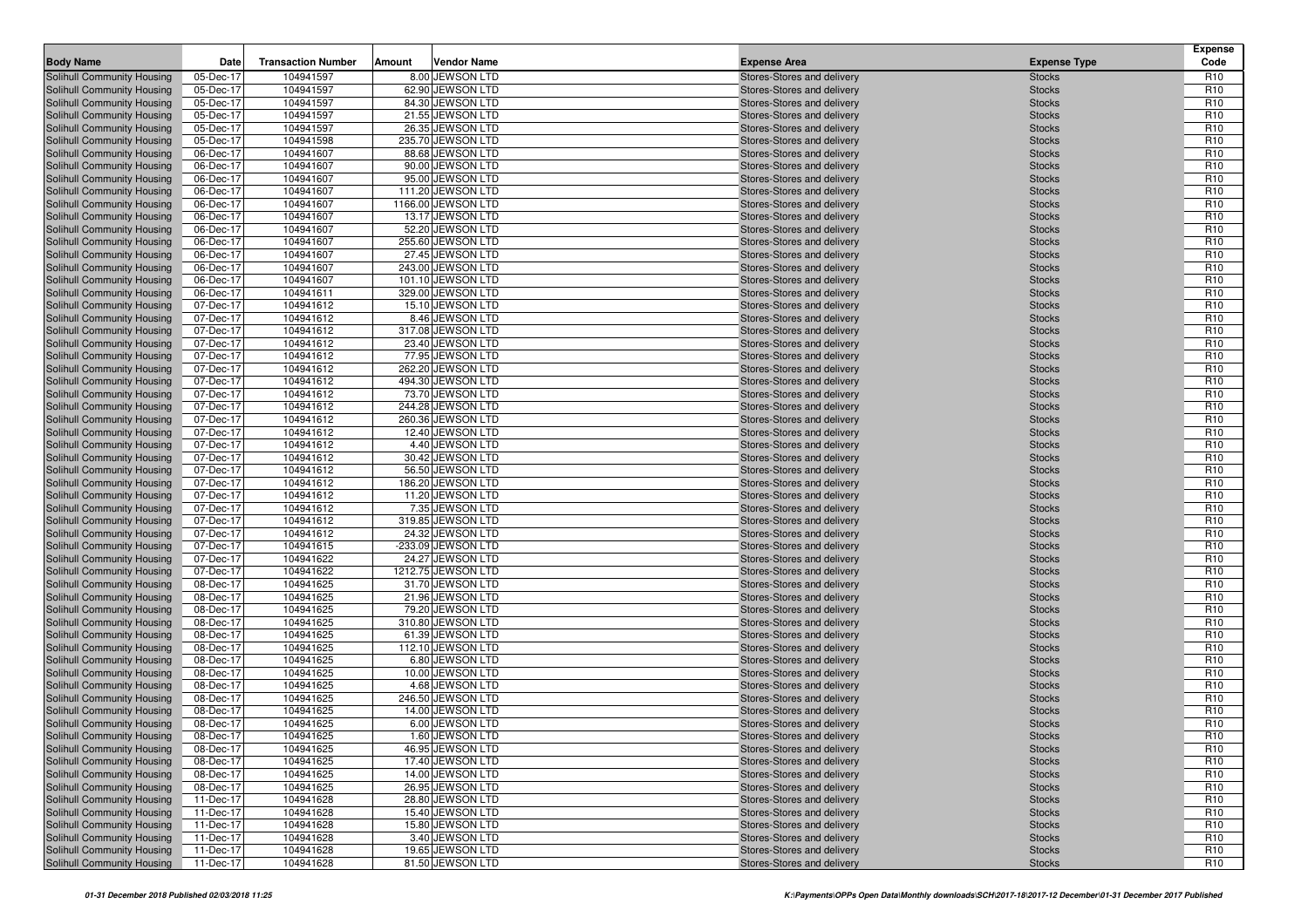| Body Name | Date | Transaction Number | Amount | Vendor Name | Expense Area | Expense Type | Expense Code |
|---|---|---|---|---|---|---|---|
| Solihull Community Housing | 05-Dec-17 | 104941597 | 8.00 | JEWSON LTD | Stores-Stores and delivery | Stocks | R10 |
| Solihull Community Housing | 05-Dec-17 | 104941597 | 62.90 | JEWSON LTD | Stores-Stores and delivery | Stocks | R10 |
| Solihull Community Housing | 05-Dec-17 | 104941597 | 84.30 | JEWSON LTD | Stores-Stores and delivery | Stocks | R10 |
| Solihull Community Housing | 05-Dec-17 | 104941597 | 21.55 | JEWSON LTD | Stores-Stores and delivery | Stocks | R10 |
| Solihull Community Housing | 05-Dec-17 | 104941597 | 26.35 | JEWSON LTD | Stores-Stores and delivery | Stocks | R10 |
| Solihull Community Housing | 05-Dec-17 | 104941598 | 235.70 | JEWSON LTD | Stores-Stores and delivery | Stocks | R10 |
| Solihull Community Housing | 06-Dec-17 | 104941607 | 88.68 | JEWSON LTD | Stores-Stores and delivery | Stocks | R10 |
| Solihull Community Housing | 06-Dec-17 | 104941607 | 90.00 | JEWSON LTD | Stores-Stores and delivery | Stocks | R10 |
| Solihull Community Housing | 06-Dec-17 | 104941607 | 95.00 | JEWSON LTD | Stores-Stores and delivery | Stocks | R10 |
| Solihull Community Housing | 06-Dec-17 | 104941607 | 111.20 | JEWSON LTD | Stores-Stores and delivery | Stocks | R10 |
| Solihull Community Housing | 06-Dec-17 | 104941607 | 1166.00 | JEWSON LTD | Stores-Stores and delivery | Stocks | R10 |
| Solihull Community Housing | 06-Dec-17 | 104941607 | 13.17 | JEWSON LTD | Stores-Stores and delivery | Stocks | R10 |
| Solihull Community Housing | 06-Dec-17 | 104941607 | 52.20 | JEWSON LTD | Stores-Stores and delivery | Stocks | R10 |
| Solihull Community Housing | 06-Dec-17 | 104941607 | 255.60 | JEWSON LTD | Stores-Stores and delivery | Stocks | R10 |
| Solihull Community Housing | 06-Dec-17 | 104941607 | 27.45 | JEWSON LTD | Stores-Stores and delivery | Stocks | R10 |
| Solihull Community Housing | 06-Dec-17 | 104941607 | 243.00 | JEWSON LTD | Stores-Stores and delivery | Stocks | R10 |
| Solihull Community Housing | 06-Dec-17 | 104941607 | 101.10 | JEWSON LTD | Stores-Stores and delivery | Stocks | R10 |
| Solihull Community Housing | 06-Dec-17 | 104941611 | 329.00 | JEWSON LTD | Stores-Stores and delivery | Stocks | R10 |
| Solihull Community Housing | 07-Dec-17 | 104941612 | 15.10 | JEWSON LTD | Stores-Stores and delivery | Stocks | R10 |
| Solihull Community Housing | 07-Dec-17 | 104941612 | 8.46 | JEWSON LTD | Stores-Stores and delivery | Stocks | R10 |
| Solihull Community Housing | 07-Dec-17 | 104941612 | 317.08 | JEWSON LTD | Stores-Stores and delivery | Stocks | R10 |
| Solihull Community Housing | 07-Dec-17 | 104941612 | 23.40 | JEWSON LTD | Stores-Stores and delivery | Stocks | R10 |
| Solihull Community Housing | 07-Dec-17 | 104941612 | 77.95 | JEWSON LTD | Stores-Stores and delivery | Stocks | R10 |
| Solihull Community Housing | 07-Dec-17 | 104941612 | 262.20 | JEWSON LTD | Stores-Stores and delivery | Stocks | R10 |
| Solihull Community Housing | 07-Dec-17 | 104941612 | 494.30 | JEWSON LTD | Stores-Stores and delivery | Stocks | R10 |
| Solihull Community Housing | 07-Dec-17 | 104941612 | 73.70 | JEWSON LTD | Stores-Stores and delivery | Stocks | R10 |
| Solihull Community Housing | 07-Dec-17 | 104941612 | 244.28 | JEWSON LTD | Stores-Stores and delivery | Stocks | R10 |
| Solihull Community Housing | 07-Dec-17 | 104941612 | 260.36 | JEWSON LTD | Stores-Stores and delivery | Stocks | R10 |
| Solihull Community Housing | 07-Dec-17 | 104941612 | 12.40 | JEWSON LTD | Stores-Stores and delivery | Stocks | R10 |
| Solihull Community Housing | 07-Dec-17 | 104941612 | 4.40 | JEWSON LTD | Stores-Stores and delivery | Stocks | R10 |
| Solihull Community Housing | 07-Dec-17 | 104941612 | 30.42 | JEWSON LTD | Stores-Stores and delivery | Stocks | R10 |
| Solihull Community Housing | 07-Dec-17 | 104941612 | 56.50 | JEWSON LTD | Stores-Stores and delivery | Stocks | R10 |
| Solihull Community Housing | 07-Dec-17 | 104941612 | 186.20 | JEWSON LTD | Stores-Stores and delivery | Stocks | R10 |
| Solihull Community Housing | 07-Dec-17 | 104941612 | 11.20 | JEWSON LTD | Stores-Stores and delivery | Stocks | R10 |
| Solihull Community Housing | 07-Dec-17 | 104941612 | 7.35 | JEWSON LTD | Stores-Stores and delivery | Stocks | R10 |
| Solihull Community Housing | 07-Dec-17 | 104941612 | 319.85 | JEWSON LTD | Stores-Stores and delivery | Stocks | R10 |
| Solihull Community Housing | 07-Dec-17 | 104941612 | 24.32 | JEWSON LTD | Stores-Stores and delivery | Stocks | R10 |
| Solihull Community Housing | 07-Dec-17 | 104941615 | -233.09 | JEWSON LTD | Stores-Stores and delivery | Stocks | R10 |
| Solihull Community Housing | 07-Dec-17 | 104941622 | 24.27 | JEWSON LTD | Stores-Stores and delivery | Stocks | R10 |
| Solihull Community Housing | 07-Dec-17 | 104941622 | 1212.75 | JEWSON LTD | Stores-Stores and delivery | Stocks | R10 |
| Solihull Community Housing | 08-Dec-17 | 104941625 | 31.70 | JEWSON LTD | Stores-Stores and delivery | Stocks | R10 |
| Solihull Community Housing | 08-Dec-17 | 104941625 | 21.96 | JEWSON LTD | Stores-Stores and delivery | Stocks | R10 |
| Solihull Community Housing | 08-Dec-17 | 104941625 | 79.20 | JEWSON LTD | Stores-Stores and delivery | Stocks | R10 |
| Solihull Community Housing | 08-Dec-17 | 104941625 | 310.80 | JEWSON LTD | Stores-Stores and delivery | Stocks | R10 |
| Solihull Community Housing | 08-Dec-17 | 104941625 | 61.39 | JEWSON LTD | Stores-Stores and delivery | Stocks | R10 |
| Solihull Community Housing | 08-Dec-17 | 104941625 | 112.10 | JEWSON LTD | Stores-Stores and delivery | Stocks | R10 |
| Solihull Community Housing | 08-Dec-17 | 104941625 | 6.80 | JEWSON LTD | Stores-Stores and delivery | Stocks | R10 |
| Solihull Community Housing | 08-Dec-17 | 104941625 | 10.00 | JEWSON LTD | Stores-Stores and delivery | Stocks | R10 |
| Solihull Community Housing | 08-Dec-17 | 104941625 | 4.68 | JEWSON LTD | Stores-Stores and delivery | Stocks | R10 |
| Solihull Community Housing | 08-Dec-17 | 104941625 | 246.50 | JEWSON LTD | Stores-Stores and delivery | Stocks | R10 |
| Solihull Community Housing | 08-Dec-17 | 104941625 | 14.00 | JEWSON LTD | Stores-Stores and delivery | Stocks | R10 |
| Solihull Community Housing | 08-Dec-17 | 104941625 | 6.00 | JEWSON LTD | Stores-Stores and delivery | Stocks | R10 |
| Solihull Community Housing | 08-Dec-17 | 104941625 | 1.60 | JEWSON LTD | Stores-Stores and delivery | Stocks | R10 |
| Solihull Community Housing | 08-Dec-17 | 104941625 | 46.95 | JEWSON LTD | Stores-Stores and delivery | Stocks | R10 |
| Solihull Community Housing | 08-Dec-17 | 104941625 | 17.40 | JEWSON LTD | Stores-Stores and delivery | Stocks | R10 |
| Solihull Community Housing | 08-Dec-17 | 104941625 | 14.00 | JEWSON LTD | Stores-Stores and delivery | Stocks | R10 |
| Solihull Community Housing | 08-Dec-17 | 104941625 | 26.95 | JEWSON LTD | Stores-Stores and delivery | Stocks | R10 |
| Solihull Community Housing | 11-Dec-17 | 104941628 | 28.80 | JEWSON LTD | Stores-Stores and delivery | Stocks | R10 |
| Solihull Community Housing | 11-Dec-17 | 104941628 | 15.40 | JEWSON LTD | Stores-Stores and delivery | Stocks | R10 |
| Solihull Community Housing | 11-Dec-17 | 104941628 | 15.80 | JEWSON LTD | Stores-Stores and delivery | Stocks | R10 |
| Solihull Community Housing | 11-Dec-17 | 104941628 | 3.40 | JEWSON LTD | Stores-Stores and delivery | Stocks | R10 |
| Solihull Community Housing | 11-Dec-17 | 104941628 | 19.65 | JEWSON LTD | Stores-Stores and delivery | Stocks | R10 |
| Solihull Community Housing | 11-Dec-17 | 104941628 | 81.50 | JEWSON LTD | Stores-Stores and delivery | Stocks | R10 |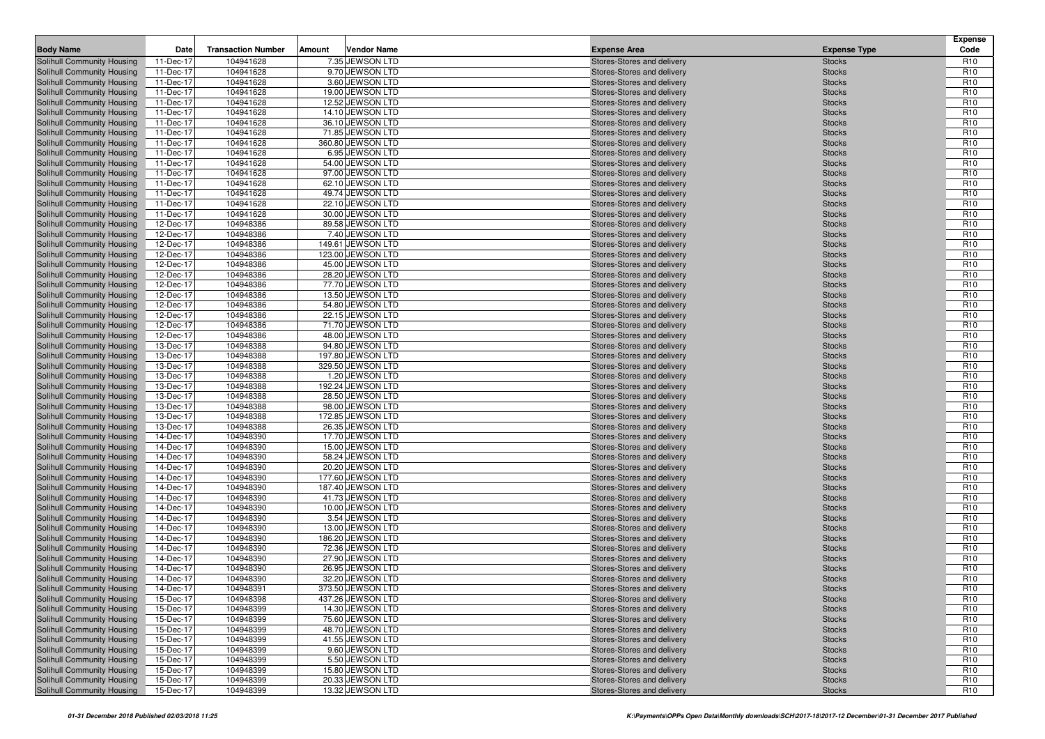| Body Name | Date | Transaction Number | Amount | Vendor Name | Expense Area | Expense Type | Expense Code |
|---|---|---|---|---|---|---|---|
| Solihull Community Housing | 11-Dec-17 | 104941628 | 7.35 | JEWSON LTD | Stores-Stores and delivery | Stocks | R10 |
| Solihull Community Housing | 11-Dec-17 | 104941628 | 9.70 | JEWSON LTD | Stores-Stores and delivery | Stocks | R10 |
| Solihull Community Housing | 11-Dec-17 | 104941628 | 3.60 | JEWSON LTD | Stores-Stores and delivery | Stocks | R10 |
| Solihull Community Housing | 11-Dec-17 | 104941628 | 19.00 | JEWSON LTD | Stores-Stores and delivery | Stocks | R10 |
| Solihull Community Housing | 11-Dec-17 | 104941628 | 12.52 | JEWSON LTD | Stores-Stores and delivery | Stocks | R10 |
| Solihull Community Housing | 11-Dec-17 | 104941628 | 14.10 | JEWSON LTD | Stores-Stores and delivery | Stocks | R10 |
| Solihull Community Housing | 11-Dec-17 | 104941628 | 36.10 | JEWSON LTD | Stores-Stores and delivery | Stocks | R10 |
| Solihull Community Housing | 11-Dec-17 | 104941628 | 71.85 | JEWSON LTD | Stores-Stores and delivery | Stocks | R10 |
| Solihull Community Housing | 11-Dec-17 | 104941628 | 360.80 | JEWSON LTD | Stores-Stores and delivery | Stocks | R10 |
| Solihull Community Housing | 11-Dec-17 | 104941628 | 6.95 | JEWSON LTD | Stores-Stores and delivery | Stocks | R10 |
| Solihull Community Housing | 11-Dec-17 | 104941628 | 54.00 | JEWSON LTD | Stores-Stores and delivery | Stocks | R10 |
| Solihull Community Housing | 11-Dec-17 | 104941628 | 97.00 | JEWSON LTD | Stores-Stores and delivery | Stocks | R10 |
| Solihull Community Housing | 11-Dec-17 | 104941628 | 62.10 | JEWSON LTD | Stores-Stores and delivery | Stocks | R10 |
| Solihull Community Housing | 11-Dec-17 | 104941628 | 49.74 | JEWSON LTD | Stores-Stores and delivery | Stocks | R10 |
| Solihull Community Housing | 11-Dec-17 | 104941628 | 22.10 | JEWSON LTD | Stores-Stores and delivery | Stocks | R10 |
| Solihull Community Housing | 11-Dec-17 | 104941628 | 30.00 | JEWSON LTD | Stores-Stores and delivery | Stocks | R10 |
| Solihull Community Housing | 12-Dec-17 | 104948386 | 89.58 | JEWSON LTD | Stores-Stores and delivery | Stocks | R10 |
| Solihull Community Housing | 12-Dec-17 | 104948386 | 7.40 | JEWSON LTD | Stores-Stores and delivery | Stocks | R10 |
| Solihull Community Housing | 12-Dec-17 | 104948386 | 149.61 | JEWSON LTD | Stores-Stores and delivery | Stocks | R10 |
| Solihull Community Housing | 12-Dec-17 | 104948386 | 123.00 | JEWSON LTD | Stores-Stores and delivery | Stocks | R10 |
| Solihull Community Housing | 12-Dec-17 | 104948386 | 45.00 | JEWSON LTD | Stores-Stores and delivery | Stocks | R10 |
| Solihull Community Housing | 12-Dec-17 | 104948386 | 28.20 | JEWSON LTD | Stores-Stores and delivery | Stocks | R10 |
| Solihull Community Housing | 12-Dec-17 | 104948386 | 77.70 | JEWSON LTD | Stores-Stores and delivery | Stocks | R10 |
| Solihull Community Housing | 12-Dec-17 | 104948386 | 13.50 | JEWSON LTD | Stores-Stores and delivery | Stocks | R10 |
| Solihull Community Housing | 12-Dec-17 | 104948386 | 54.80 | JEWSON LTD | Stores-Stores and delivery | Stocks | R10 |
| Solihull Community Housing | 12-Dec-17 | 104948386 | 22.15 | JEWSON LTD | Stores-Stores and delivery | Stocks | R10 |
| Solihull Community Housing | 12-Dec-17 | 104948386 | 71.70 | JEWSON LTD | Stores-Stores and delivery | Stocks | R10 |
| Solihull Community Housing | 12-Dec-17 | 104948386 | 48.00 | JEWSON LTD | Stores-Stores and delivery | Stocks | R10 |
| Solihull Community Housing | 13-Dec-17 | 104948388 | 94.80 | JEWSON LTD | Stores-Stores and delivery | Stocks | R10 |
| Solihull Community Housing | 13-Dec-17 | 104948388 | 197.80 | JEWSON LTD | Stores-Stores and delivery | Stocks | R10 |
| Solihull Community Housing | 13-Dec-17 | 104948388 | 329.50 | JEWSON LTD | Stores-Stores and delivery | Stocks | R10 |
| Solihull Community Housing | 13-Dec-17 | 104948388 | 1.20 | JEWSON LTD | Stores-Stores and delivery | Stocks | R10 |
| Solihull Community Housing | 13-Dec-17 | 104948388 | 192.24 | JEWSON LTD | Stores-Stores and delivery | Stocks | R10 |
| Solihull Community Housing | 13-Dec-17 | 104948388 | 28.50 | JEWSON LTD | Stores-Stores and delivery | Stocks | R10 |
| Solihull Community Housing | 13-Dec-17 | 104948388 | 98.00 | JEWSON LTD | Stores-Stores and delivery | Stocks | R10 |
| Solihull Community Housing | 13-Dec-17 | 104948388 | 172.85 | JEWSON LTD | Stores-Stores and delivery | Stocks | R10 |
| Solihull Community Housing | 13-Dec-17 | 104948388 | 26.35 | JEWSON LTD | Stores-Stores and delivery | Stocks | R10 |
| Solihull Community Housing | 14-Dec-17 | 104948390 | 17.70 | JEWSON LTD | Stores-Stores and delivery | Stocks | R10 |
| Solihull Community Housing | 14-Dec-17 | 104948390 | 15.00 | JEWSON LTD | Stores-Stores and delivery | Stocks | R10 |
| Solihull Community Housing | 14-Dec-17 | 104948390 | 58.24 | JEWSON LTD | Stores-Stores and delivery | Stocks | R10 |
| Solihull Community Housing | 14-Dec-17 | 104948390 | 20.20 | JEWSON LTD | Stores-Stores and delivery | Stocks | R10 |
| Solihull Community Housing | 14-Dec-17 | 104948390 | 177.60 | JEWSON LTD | Stores-Stores and delivery | Stocks | R10 |
| Solihull Community Housing | 14-Dec-17 | 104948390 | 187.40 | JEWSON LTD | Stores-Stores and delivery | Stocks | R10 |
| Solihull Community Housing | 14-Dec-17 | 104948390 | 41.73 | JEWSON LTD | Stores-Stores and delivery | Stocks | R10 |
| Solihull Community Housing | 14-Dec-17 | 104948390 | 10.00 | JEWSON LTD | Stores-Stores and delivery | Stocks | R10 |
| Solihull Community Housing | 14-Dec-17 | 104948390 | 3.54 | JEWSON LTD | Stores-Stores and delivery | Stocks | R10 |
| Solihull Community Housing | 14-Dec-17 | 104948390 | 13.00 | JEWSON LTD | Stores-Stores and delivery | Stocks | R10 |
| Solihull Community Housing | 14-Dec-17 | 104948390 | 186.20 | JEWSON LTD | Stores-Stores and delivery | Stocks | R10 |
| Solihull Community Housing | 14-Dec-17 | 104948390 | 72.36 | JEWSON LTD | Stores-Stores and delivery | Stocks | R10 |
| Solihull Community Housing | 14-Dec-17 | 104948390 | 27.90 | JEWSON LTD | Stores-Stores and delivery | Stocks | R10 |
| Solihull Community Housing | 14-Dec-17 | 104948390 | 26.95 | JEWSON LTD | Stores-Stores and delivery | Stocks | R10 |
| Solihull Community Housing | 14-Dec-17 | 104948390 | 32.20 | JEWSON LTD | Stores-Stores and delivery | Stocks | R10 |
| Solihull Community Housing | 14-Dec-17 | 104948391 | 373.50 | JEWSON LTD | Stores-Stores and delivery | Stocks | R10 |
| Solihull Community Housing | 15-Dec-17 | 104948398 | 437.26 | JEWSON LTD | Stores-Stores and delivery | Stocks | R10 |
| Solihull Community Housing | 15-Dec-17 | 104948399 | 14.30 | JEWSON LTD | Stores-Stores and delivery | Stocks | R10 |
| Solihull Community Housing | 15-Dec-17 | 104948399 | 75.60 | JEWSON LTD | Stores-Stores and delivery | Stocks | R10 |
| Solihull Community Housing | 15-Dec-17 | 104948399 | 48.70 | JEWSON LTD | Stores-Stores and delivery | Stocks | R10 |
| Solihull Community Housing | 15-Dec-17 | 104948399 | 41.55 | JEWSON LTD | Stores-Stores and delivery | Stocks | R10 |
| Solihull Community Housing | 15-Dec-17 | 104948399 | 9.60 | JEWSON LTD | Stores-Stores and delivery | Stocks | R10 |
| Solihull Community Housing | 15-Dec-17 | 104948399 | 5.50 | JEWSON LTD | Stores-Stores and delivery | Stocks | R10 |
| Solihull Community Housing | 15-Dec-17 | 104948399 | 15.80 | JEWSON LTD | Stores-Stores and delivery | Stocks | R10 |
| Solihull Community Housing | 15-Dec-17 | 104948399 | 20.33 | JEWSON LTD | Stores-Stores and delivery | Stocks | R10 |
| Solihull Community Housing | 15-Dec-17 | 104948399 | 13.32 | JEWSON LTD | Stores-Stores and delivery | Stocks | R10 |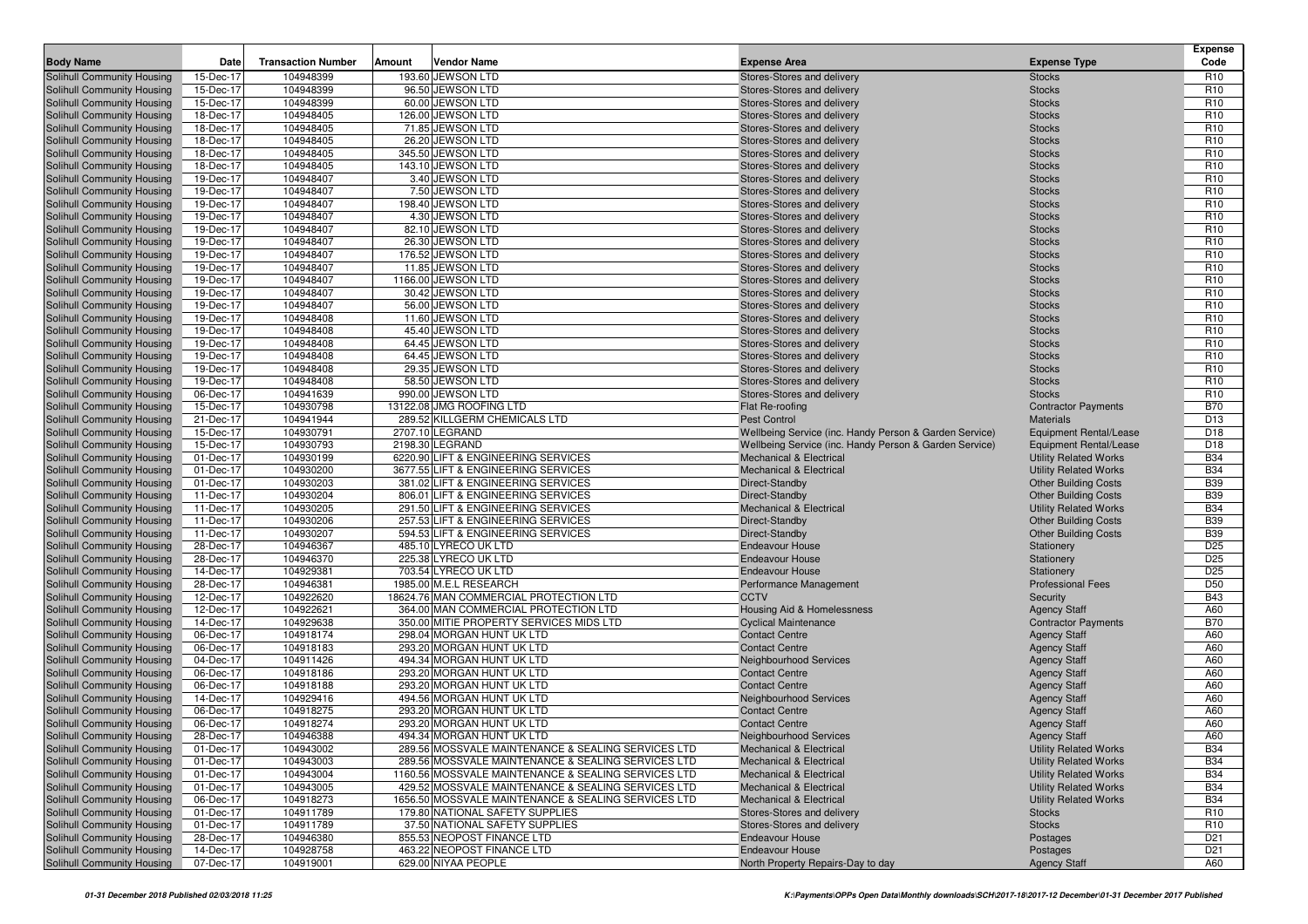| Body Name | Date | Transaction Number | Amount | Vendor Name | Expense Area | Expense Type | Expense Code |
|---|---|---|---|---|---|---|---|
| Solihull Community Housing | 15-Dec-17 | 104948399 | 193.60 | JEWSON LTD | Stores-Stores and delivery | Stocks | R10 |
| Solihull Community Housing | 15-Dec-17 | 104948399 | 96.50 | JEWSON LTD | Stores-Stores and delivery | Stocks | R10 |
| Solihull Community Housing | 15-Dec-17 | 104948399 | 60.00 | JEWSON LTD | Stores-Stores and delivery | Stocks | R10 |
| Solihull Community Housing | 18-Dec-17 | 104948405 | 126.00 | JEWSON LTD | Stores-Stores and delivery | Stocks | R10 |
| Solihull Community Housing | 18-Dec-17 | 104948405 | 71.85 | JEWSON LTD | Stores-Stores and delivery | Stocks | R10 |
| Solihull Community Housing | 18-Dec-17 | 104948405 | 26.20 | JEWSON LTD | Stores-Stores and delivery | Stocks | R10 |
| Solihull Community Housing | 18-Dec-17 | 104948405 | 345.50 | JEWSON LTD | Stores-Stores and delivery | Stocks | R10 |
| Solihull Community Housing | 18-Dec-17 | 104948405 | 143.10 | JEWSON LTD | Stores-Stores and delivery | Stocks | R10 |
| Solihull Community Housing | 19-Dec-17 | 104948407 | 3.40 | JEWSON LTD | Stores-Stores and delivery | Stocks | R10 |
| Solihull Community Housing | 19-Dec-17 | 104948407 | 7.50 | JEWSON LTD | Stores-Stores and delivery | Stocks | R10 |
| Solihull Community Housing | 19-Dec-17 | 104948407 | 198.40 | JEWSON LTD | Stores-Stores and delivery | Stocks | R10 |
| Solihull Community Housing | 19-Dec-17 | 104948407 | 4.30 | JEWSON LTD | Stores-Stores and delivery | Stocks | R10 |
| Solihull Community Housing | 19-Dec-17 | 104948407 | 82.10 | JEWSON LTD | Stores-Stores and delivery | Stocks | R10 |
| Solihull Community Housing | 19-Dec-17 | 104948407 | 26.30 | JEWSON LTD | Stores-Stores and delivery | Stocks | R10 |
| Solihull Community Housing | 19-Dec-17 | 104948407 | 176.52 | JEWSON LTD | Stores-Stores and delivery | Stocks | R10 |
| Solihull Community Housing | 19-Dec-17 | 104948407 | 11.85 | JEWSON LTD | Stores-Stores and delivery | Stocks | R10 |
| Solihull Community Housing | 19-Dec-17 | 104948407 | 1166.00 | JEWSON LTD | Stores-Stores and delivery | Stocks | R10 |
| Solihull Community Housing | 19-Dec-17 | 104948407 | 30.42 | JEWSON LTD | Stores-Stores and delivery | Stocks | R10 |
| Solihull Community Housing | 19-Dec-17 | 104948407 | 56.00 | JEWSON LTD | Stores-Stores and delivery | Stocks | R10 |
| Solihull Community Housing | 19-Dec-17 | 104948408 | 11.60 | JEWSON LTD | Stores-Stores and delivery | Stocks | R10 |
| Solihull Community Housing | 19-Dec-17 | 104948408 | 45.40 | JEWSON LTD | Stores-Stores and delivery | Stocks | R10 |
| Solihull Community Housing | 19-Dec-17 | 104948408 | 64.45 | JEWSON LTD | Stores-Stores and delivery | Stocks | R10 |
| Solihull Community Housing | 19-Dec-17 | 104948408 | 64.45 | JEWSON LTD | Stores-Stores and delivery | Stocks | R10 |
| Solihull Community Housing | 19-Dec-17 | 104948408 | 29.35 | JEWSON LTD | Stores-Stores and delivery | Stocks | R10 |
| Solihull Community Housing | 19-Dec-17 | 104948408 | 58.50 | JEWSON LTD | Stores-Stores and delivery | Stocks | R10 |
| Solihull Community Housing | 06-Dec-17 | 104941639 | 990.00 | JEWSON LTD | Stores-Stores and delivery | Stocks | R10 |
| Solihull Community Housing | 15-Dec-17 | 104930798 | 13122.08 | JMG ROOFING LTD | Flat Re-roofing | Contractor Payments | B70 |
| Solihull Community Housing | 21-Dec-17 | 104941944 | 289.52 | KILLGERM CHEMICALS LTD | Pest Control | Materials | D13 |
| Solihull Community Housing | 15-Dec-17 | 104930791 | 2707.10 | LEGRAND | Wellbeing Service (inc. Handy Person & Garden Service) | Equipment Rental/Lease | D18 |
| Solihull Community Housing | 15-Dec-17 | 104930793 | 2198.30 | LEGRAND | Wellbeing Service (inc. Handy Person & Garden Service) | Equipment Rental/Lease | D18 |
| Solihull Community Housing | 01-Dec-17 | 104930199 | 6220.90 | LIFT & ENGINEERING SERVICES | Mechanical & Electrical | Utility Related Works | B34 |
| Solihull Community Housing | 01-Dec-17 | 104930200 | 3677.55 | LIFT & ENGINEERING SERVICES | Mechanical & Electrical | Utility Related Works | B34 |
| Solihull Community Housing | 01-Dec-17 | 104930203 | 381.02 | LIFT & ENGINEERING SERVICES | Direct-Standby | Other Building Costs | B39 |
| Solihull Community Housing | 11-Dec-17 | 104930204 | 806.01 | LIFT & ENGINEERING SERVICES | Direct-Standby | Other Building Costs | B39 |
| Solihull Community Housing | 11-Dec-17 | 104930205 | 291.50 | LIFT & ENGINEERING SERVICES | Mechanical & Electrical | Utility Related Works | B34 |
| Solihull Community Housing | 11-Dec-17 | 104930206 | 257.53 | LIFT & ENGINEERING SERVICES | Direct-Standby | Other Building Costs | B39 |
| Solihull Community Housing | 11-Dec-17 | 104930207 | 594.53 | LIFT & ENGINEERING SERVICES | Direct-Standby | Other Building Costs | B39 |
| Solihull Community Housing | 28-Dec-17 | 104946367 | 485.10 | LYRECO UK LTD | Endeavour House | Stationery | D25 |
| Solihull Community Housing | 28-Dec-17 | 104946370 | 225.38 | LYRECO UK LTD | Endeavour House | Stationery | D25 |
| Solihull Community Housing | 14-Dec-17 | 104929381 | 703.54 | LYRECO UK LTD | Endeavour House | Stationery | D25 |
| Solihull Community Housing | 28-Dec-17 | 104946381 | 1985.00 | M.E.L RESEARCH | Performance Management | Professional Fees | D50 |
| Solihull Community Housing | 12-Dec-17 | 104922620 | 18624.76 | MAN COMMERCIAL PROTECTION LTD | CCTV | Security | B43 |
| Solihull Community Housing | 12-Dec-17 | 104922621 | 364.00 | MAN COMMERCIAL PROTECTION LTD | Housing Aid & Homelessness | Agency Staff | A60 |
| Solihull Community Housing | 14-Dec-17 | 104929638 | 350.00 | MITIE PROPERTY SERVICES MIDS LTD | Cyclical Maintenance | Contractor Payments | B70 |
| Solihull Community Housing | 06-Dec-17 | 104918174 | 298.04 | MORGAN HUNT UK LTD | Contact Centre | Agency Staff | A60 |
| Solihull Community Housing | 06-Dec-17 | 104918183 | 293.20 | MORGAN HUNT UK LTD | Contact Centre | Agency Staff | A60 |
| Solihull Community Housing | 04-Dec-17 | 104911426 | 494.34 | MORGAN HUNT UK LTD | Neighbourhood Services | Agency Staff | A60 |
| Solihull Community Housing | 06-Dec-17 | 104918186 | 293.20 | MORGAN HUNT UK LTD | Contact Centre | Agency Staff | A60 |
| Solihull Community Housing | 06-Dec-17 | 104918188 | 293.20 | MORGAN HUNT UK LTD | Contact Centre | Agency Staff | A60 |
| Solihull Community Housing | 14-Dec-17 | 104929416 | 494.56 | MORGAN HUNT UK LTD | Neighbourhood Services | Agency Staff | A60 |
| Solihull Community Housing | 06-Dec-17 | 104918275 | 293.20 | MORGAN HUNT UK LTD | Contact Centre | Agency Staff | A60 |
| Solihull Community Housing | 06-Dec-17 | 104918274 | 293.20 | MORGAN HUNT UK LTD | Contact Centre | Agency Staff | A60 |
| Solihull Community Housing | 28-Dec-17 | 104946388 | 494.34 | MORGAN HUNT UK LTD | Neighbourhood Services | Agency Staff | A60 |
| Solihull Community Housing | 01-Dec-17 | 104943002 | 289.56 | MOSSVALE MAINTENANCE & SEALING SERVICES LTD | Mechanical & Electrical | Utility Related Works | B34 |
| Solihull Community Housing | 01-Dec-17 | 104943003 | 289.56 | MOSSVALE MAINTENANCE & SEALING SERVICES LTD | Mechanical & Electrical | Utility Related Works | B34 |
| Solihull Community Housing | 01-Dec-17 | 104943004 | 1160.56 | MOSSVALE MAINTENANCE & SEALING SERVICES LTD | Mechanical & Electrical | Utility Related Works | B34 |
| Solihull Community Housing | 01-Dec-17 | 104943005 | 429.52 | MOSSVALE MAINTENANCE & SEALING SERVICES LTD | Mechanical & Electrical | Utility Related Works | B34 |
| Solihull Community Housing | 06-Dec-17 | 104918273 | 1656.50 | MOSSVALE MAINTENANCE & SEALING SERVICES LTD | Mechanical & Electrical | Utility Related Works | B34 |
| Solihull Community Housing | 01-Dec-17 | 104911789 | 179.80 | NATIONAL SAFETY SUPPLIES | Stores-Stores and delivery | Stocks | R10 |
| Solihull Community Housing | 01-Dec-17 | 104911789 | 37.50 | NATIONAL SAFETY SUPPLIES | Stores-Stores and delivery | Stocks | R10 |
| Solihull Community Housing | 28-Dec-17 | 104946380 | 855.53 | NEOPOST FINANCE LTD | Endeavour House | Postages | D21 |
| Solihull Community Housing | 14-Dec-17 | 104928758 | 463.22 | NEOPOST FINANCE LTD | Endeavour House | Postages | D21 |
| Solihull Community Housing | 07-Dec-17 | 104919001 | 629.00 | NIYAA PEOPLE | North Property Repairs-Day to day | Agency Staff | A60 |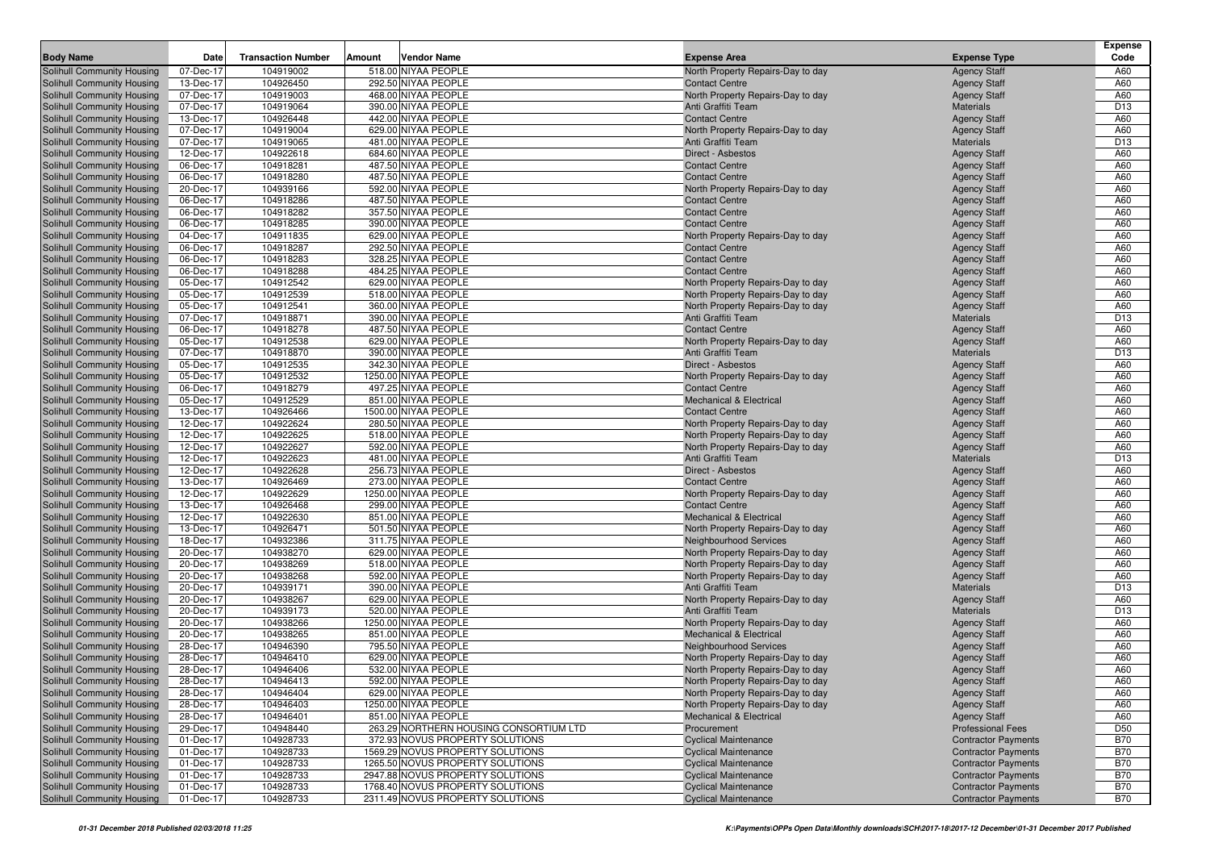| Body Name | Date | Transaction Number | Amount | Vendor Name | Expense Area | Expense Type | Expense Code |
|---|---|---|---|---|---|---|---|
| Solihull Community Housing | 07-Dec-17 | 104919002 | 518.00 | NIYAA PEOPLE | North Property Repairs-Day to day | Agency Staff | A60 |
| Solihull Community Housing | 13-Dec-17 | 104926450 | 292.50 | NIYAA PEOPLE | Contact Centre | Agency Staff | A60 |
| Solihull Community Housing | 07-Dec-17 | 104919003 | 468.00 | NIYAA PEOPLE | North Property Repairs-Day to day | Agency Staff | A60 |
| Solihull Community Housing | 07-Dec-17 | 104919064 | 390.00 | NIYAA PEOPLE | Anti Graffiti Team | Materials | D13 |
| Solihull Community Housing | 13-Dec-17 | 104926448 | 442.00 | NIYAA PEOPLE | Contact Centre | Agency Staff | A60 |
| Solihull Community Housing | 07-Dec-17 | 104919004 | 629.00 | NIYAA PEOPLE | North Property Repairs-Day to day | Agency Staff | A60 |
| Solihull Community Housing | 07-Dec-17 | 104919065 | 481.00 | NIYAA PEOPLE | Anti Graffiti Team | Materials | D13 |
| Solihull Community Housing | 12-Dec-17 | 104922618 | 684.60 | NIYAA PEOPLE | Direct - Asbestos | Agency Staff | A60 |
| Solihull Community Housing | 06-Dec-17 | 104918281 | 487.50 | NIYAA PEOPLE | Contact Centre | Agency Staff | A60 |
| Solihull Community Housing | 06-Dec-17 | 104918280 | 487.50 | NIYAA PEOPLE | Contact Centre | Agency Staff | A60 |
| Solihull Community Housing | 20-Dec-17 | 104939166 | 592.00 | NIYAA PEOPLE | North Property Repairs-Day to day | Agency Staff | A60 |
| Solihull Community Housing | 06-Dec-17 | 104918286 | 487.50 | NIYAA PEOPLE | Contact Centre | Agency Staff | A60 |
| Solihull Community Housing | 06-Dec-17 | 104918282 | 357.50 | NIYAA PEOPLE | Contact Centre | Agency Staff | A60 |
| Solihull Community Housing | 06-Dec-17 | 104918285 | 390.00 | NIYAA PEOPLE | Contact Centre | Agency Staff | A60 |
| Solihull Community Housing | 04-Dec-17 | 104911835 | 629.00 | NIYAA PEOPLE | North Property Repairs-Day to day | Agency Staff | A60 |
| Solihull Community Housing | 06-Dec-17 | 104918287 | 292.50 | NIYAA PEOPLE | Contact Centre | Agency Staff | A60 |
| Solihull Community Housing | 06-Dec-17 | 104918283 | 328.25 | NIYAA PEOPLE | Contact Centre | Agency Staff | A60 |
| Solihull Community Housing | 06-Dec-17 | 104918288 | 484.25 | NIYAA PEOPLE | Contact Centre | Agency Staff | A60 |
| Solihull Community Housing | 05-Dec-17 | 104912542 | 629.00 | NIYAA PEOPLE | North Property Repairs-Day to day | Agency Staff | A60 |
| Solihull Community Housing | 05-Dec-17 | 104912539 | 518.00 | NIYAA PEOPLE | North Property Repairs-Day to day | Agency Staff | A60 |
| Solihull Community Housing | 05-Dec-17 | 104912541 | 360.00 | NIYAA PEOPLE | North Property Repairs-Day to day | Agency Staff | A60 |
| Solihull Community Housing | 07-Dec-17 | 104918871 | 390.00 | NIYAA PEOPLE | Anti Graffiti Team | Materials | D13 |
| Solihull Community Housing | 06-Dec-17 | 104918278 | 487.50 | NIYAA PEOPLE | Contact Centre | Agency Staff | A60 |
| Solihull Community Housing | 05-Dec-17 | 104912538 | 629.00 | NIYAA PEOPLE | North Property Repairs-Day to day | Agency Staff | A60 |
| Solihull Community Housing | 07-Dec-17 | 104918870 | 390.00 | NIYAA PEOPLE | Anti Graffiti Team | Materials | D13 |
| Solihull Community Housing | 05-Dec-17 | 104912535 | 342.30 | NIYAA PEOPLE | Direct - Asbestos | Agency Staff | A60 |
| Solihull Community Housing | 05-Dec-17 | 104912532 | 1250.00 | NIYAA PEOPLE | North Property Repairs-Day to day | Agency Staff | A60 |
| Solihull Community Housing | 06-Dec-17 | 104918279 | 497.25 | NIYAA PEOPLE | Contact Centre | Agency Staff | A60 |
| Solihull Community Housing | 05-Dec-17 | 104912529 | 851.00 | NIYAA PEOPLE | Mechanical & Electrical | Agency Staff | A60 |
| Solihull Community Housing | 13-Dec-17 | 104926466 | 1500.00 | NIYAA PEOPLE | Contact Centre | Agency Staff | A60 |
| Solihull Community Housing | 12-Dec-17 | 104922624 | 280.50 | NIYAA PEOPLE | North Property Repairs-Day to day | Agency Staff | A60 |
| Solihull Community Housing | 12-Dec-17 | 104922625 | 518.00 | NIYAA PEOPLE | North Property Repairs-Day to day | Agency Staff | A60 |
| Solihull Community Housing | 12-Dec-17 | 104922627 | 592.00 | NIYAA PEOPLE | North Property Repairs-Day to day | Agency Staff | A60 |
| Solihull Community Housing | 12-Dec-17 | 104922623 | 481.00 | NIYAA PEOPLE | Anti Graffiti Team | Materials | D13 |
| Solihull Community Housing | 12-Dec-17 | 104922628 | 256.73 | NIYAA PEOPLE | Direct - Asbestos | Agency Staff | A60 |
| Solihull Community Housing | 13-Dec-17 | 104926469 | 273.00 | NIYAA PEOPLE | Contact Centre | Agency Staff | A60 |
| Solihull Community Housing | 12-Dec-17 | 104922629 | 1250.00 | NIYAA PEOPLE | North Property Repairs-Day to day | Agency Staff | A60 |
| Solihull Community Housing | 13-Dec-17 | 104926468 | 299.00 | NIYAA PEOPLE | Contact Centre | Agency Staff | A60 |
| Solihull Community Housing | 12-Dec-17 | 104922630 | 851.00 | NIYAA PEOPLE | Mechanical & Electrical | Agency Staff | A60 |
| Solihull Community Housing | 13-Dec-17 | 104926471 | 501.50 | NIYAA PEOPLE | North Property Repairs-Day to day | Agency Staff | A60 |
| Solihull Community Housing | 18-Dec-17 | 104932386 | 311.75 | NIYAA PEOPLE | Neighbourhood Services | Agency Staff | A60 |
| Solihull Community Housing | 20-Dec-17 | 104938270 | 629.00 | NIYAA PEOPLE | North Property Repairs-Day to day | Agency Staff | A60 |
| Solihull Community Housing | 20-Dec-17 | 104938269 | 518.00 | NIYAA PEOPLE | North Property Repairs-Day to day | Agency Staff | A60 |
| Solihull Community Housing | 20-Dec-17 | 104938268 | 592.00 | NIYAA PEOPLE | North Property Repairs-Day to day | Agency Staff | A60 |
| Solihull Community Housing | 20-Dec-17 | 104939171 | 390.00 | NIYAA PEOPLE | Anti Graffiti Team | Materials | D13 |
| Solihull Community Housing | 20-Dec-17 | 104938267 | 629.00 | NIYAA PEOPLE | North Property Repairs-Day to day | Agency Staff | A60 |
| Solihull Community Housing | 20-Dec-17 | 104939173 | 520.00 | NIYAA PEOPLE | Anti Graffiti Team | Materials | D13 |
| Solihull Community Housing | 20-Dec-17 | 104938266 | 1250.00 | NIYAA PEOPLE | North Property Repairs-Day to day | Agency Staff | A60 |
| Solihull Community Housing | 20-Dec-17 | 104938265 | 851.00 | NIYAA PEOPLE | Mechanical & Electrical | Agency Staff | A60 |
| Solihull Community Housing | 28-Dec-17 | 104946390 | 795.50 | NIYAA PEOPLE | Neighbourhood Services | Agency Staff | A60 |
| Solihull Community Housing | 28-Dec-17 | 104946410 | 629.00 | NIYAA PEOPLE | North Property Repairs-Day to day | Agency Staff | A60 |
| Solihull Community Housing | 28-Dec-17 | 104946406 | 532.00 | NIYAA PEOPLE | North Property Repairs-Day to day | Agency Staff | A60 |
| Solihull Community Housing | 28-Dec-17 | 104946413 | 592.00 | NIYAA PEOPLE | North Property Repairs-Day to day | Agency Staff | A60 |
| Solihull Community Housing | 28-Dec-17 | 104946404 | 629.00 | NIYAA PEOPLE | North Property Repairs-Day to day | Agency Staff | A60 |
| Solihull Community Housing | 28-Dec-17 | 104946403 | 1250.00 | NIYAA PEOPLE | North Property Repairs-Day to day | Agency Staff | A60 |
| Solihull Community Housing | 28-Dec-17 | 104946401 | 851.00 | NIYAA PEOPLE | Mechanical & Electrical | Agency Staff | A60 |
| Solihull Community Housing | 29-Dec-17 | 104948440 | 263.29 | NORTHERN HOUSING CONSORTIUM LTD | Procurement | Professional Fees | D50 |
| Solihull Community Housing | 01-Dec-17 | 104928733 | 372.93 | NOVUS PROPERTY SOLUTIONS | Cyclical Maintenance | Contractor Payments | B70 |
| Solihull Community Housing | 01-Dec-17 | 104928733 | 1569.29 | NOVUS PROPERTY SOLUTIONS | Cyclical Maintenance | Contractor Payments | B70 |
| Solihull Community Housing | 01-Dec-17 | 104928733 | 1265.50 | NOVUS PROPERTY SOLUTIONS | Cyclical Maintenance | Contractor Payments | B70 |
| Solihull Community Housing | 01-Dec-17 | 104928733 | 2947.88 | NOVUS PROPERTY SOLUTIONS | Cyclical Maintenance | Contractor Payments | B70 |
| Solihull Community Housing | 01-Dec-17 | 104928733 | 1768.40 | NOVUS PROPERTY SOLUTIONS | Cyclical Maintenance | Contractor Payments | B70 |
| Solihull Community Housing | 01-Dec-17 | 104928733 | 2311.49 | NOVUS PROPERTY SOLUTIONS | Cyclical Maintenance | Contractor Payments | B70 |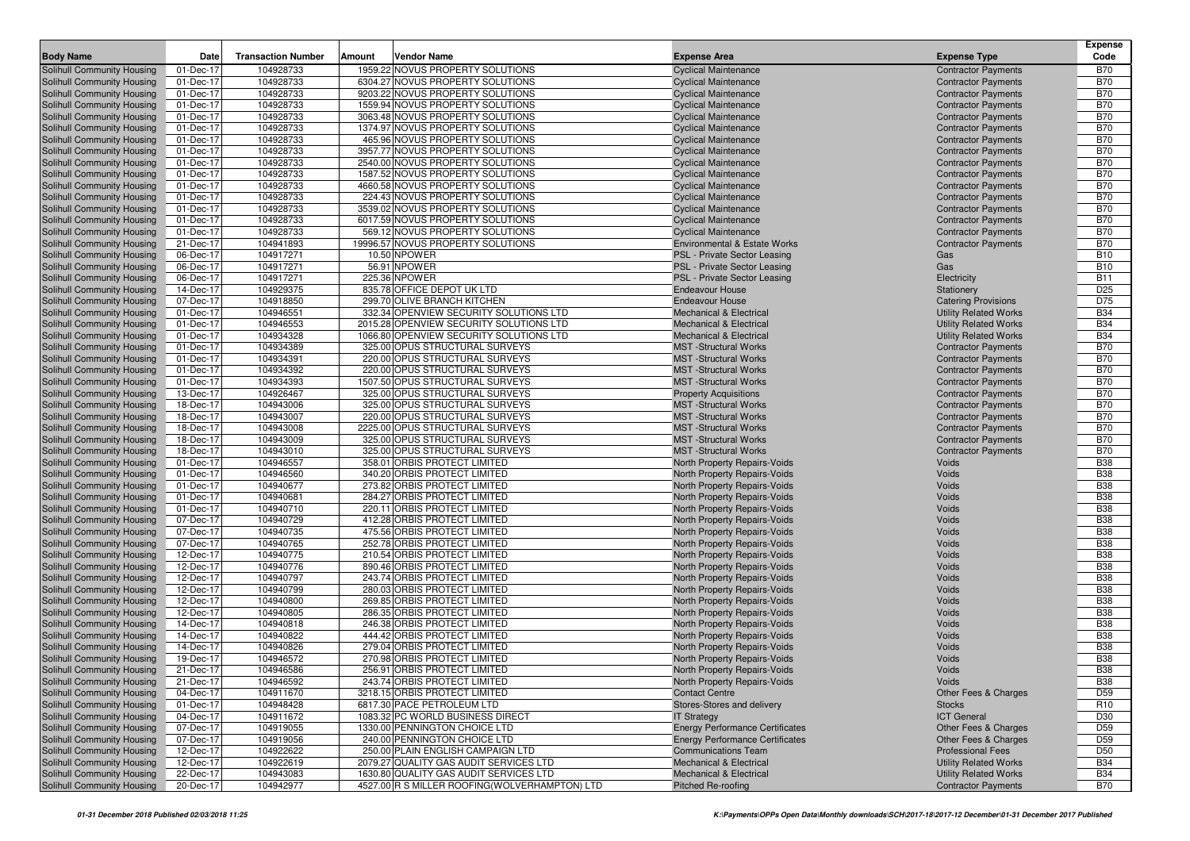| Body Name | Date | Transaction Number | Amount | Vendor Name | Expense Area | Expense Type | Expense Code |
|---|---|---|---|---|---|---|---|
| Solihull Community Housing | 01-Dec-17 | 104928733 | 1959.22 | NOVUS PROPERTY SOLUTIONS | Cyclical Maintenance | Contractor Payments | B70 |
| Solihull Community Housing | 01-Dec-17 | 104928733 | 6304.27 | NOVUS PROPERTY SOLUTIONS | Cyclical Maintenance | Contractor Payments | B70 |
| Solihull Community Housing | 01-Dec-17 | 104928733 | 9203.22 | NOVUS PROPERTY SOLUTIONS | Cyclical Maintenance | Contractor Payments | B70 |
| Solihull Community Housing | 01-Dec-17 | 104928733 | 1559.94 | NOVUS PROPERTY SOLUTIONS | Cyclical Maintenance | Contractor Payments | B70 |
| Solihull Community Housing | 01-Dec-17 | 104928733 | 3063.48 | NOVUS PROPERTY SOLUTIONS | Cyclical Maintenance | Contractor Payments | B70 |
| Solihull Community Housing | 01-Dec-17 | 104928733 | 1374.97 | NOVUS PROPERTY SOLUTIONS | Cyclical Maintenance | Contractor Payments | B70 |
| Solihull Community Housing | 01-Dec-17 | 104928733 | 465.96 | NOVUS PROPERTY SOLUTIONS | Cyclical Maintenance | Contractor Payments | B70 |
| Solihull Community Housing | 01-Dec-17 | 104928733 | 3957.77 | NOVUS PROPERTY SOLUTIONS | Cyclical Maintenance | Contractor Payments | B70 |
| Solihull Community Housing | 01-Dec-17 | 104928733 | 2540.00 | NOVUS PROPERTY SOLUTIONS | Cyclical Maintenance | Contractor Payments | B70 |
| Solihull Community Housing | 01-Dec-17 | 104928733 | 1587.52 | NOVUS PROPERTY SOLUTIONS | Cyclical Maintenance | Contractor Payments | B70 |
| Solihull Community Housing | 01-Dec-17 | 104928733 | 4660.58 | NOVUS PROPERTY SOLUTIONS | Cyclical Maintenance | Contractor Payments | B70 |
| Solihull Community Housing | 01-Dec-17 | 104928733 | 224.43 | NOVUS PROPERTY SOLUTIONS | Cyclical Maintenance | Contractor Payments | B70 |
| Solihull Community Housing | 01-Dec-17 | 104928733 | 3539.02 | NOVUS PROPERTY SOLUTIONS | Cyclical Maintenance | Contractor Payments | B70 |
| Solihull Community Housing | 01-Dec-17 | 104928733 | 6017.59 | NOVUS PROPERTY SOLUTIONS | Cyclical Maintenance | Contractor Payments | B70 |
| Solihull Community Housing | 01-Dec-17 | 104928733 | 569.12 | NOVUS PROPERTY SOLUTIONS | Cyclical Maintenance | Contractor Payments | B70 |
| Solihull Community Housing | 21-Dec-17 | 104941893 | 19996.57 | NOVUS PROPERTY SOLUTIONS | Environmental & Estate Works | Contractor Payments | B70 |
| Solihull Community Housing | 06-Dec-17 | 104917271 | 10.50 | NPOWER | PSL - Private Sector Leasing | Gas | B10 |
| Solihull Community Housing | 06-Dec-17 | 104917271 | 56.91 | NPOWER | PSL - Private Sector Leasing | Gas | B10 |
| Solihull Community Housing | 06-Dec-17 | 104917271 | 225.36 | NPOWER | PSL - Private Sector Leasing | Electricity | B11 |
| Solihull Community Housing | 14-Dec-17 | 104929375 | 835.78 | OFFICE DEPOT UK LTD | Endeavour House | Stationery | D25 |
| Solihull Community Housing | 07-Dec-17 | 104918850 | 299.70 | OLIVE BRANCH KITCHEN | Endeavour House | Catering Provisions | D75 |
| Solihull Community Housing | 01-Dec-17 | 104946551 | 332.34 | OPENVIEW SECURITY SOLUTIONS LTD | Mechanical & Electrical | Utility Related Works | B34 |
| Solihull Community Housing | 01-Dec-17 | 104946553 | 2015.28 | OPENVIEW SECURITY SOLUTIONS LTD | Mechanical & Electrical | Utility Related Works | B34 |
| Solihull Community Housing | 01-Dec-17 | 104934328 | 1066.80 | OPENVIEW SECURITY SOLUTIONS LTD | Mechanical & Electrical | Utility Related Works | B34 |
| Solihull Community Housing | 01-Dec-17 | 104934389 | 325.00 | OPUS STRUCTURAL SURVEYS | MST -Structural Works | Contractor Payments | B70 |
| Solihull Community Housing | 01-Dec-17 | 104934391 | 220.00 | OPUS STRUCTURAL SURVEYS | MST -Structural Works | Contractor Payments | B70 |
| Solihull Community Housing | 01-Dec-17 | 104934392 | 220.00 | OPUS STRUCTURAL SURVEYS | MST -Structural Works | Contractor Payments | B70 |
| Solihull Community Housing | 01-Dec-17 | 104934393 | 1507.50 | OPUS STRUCTURAL SURVEYS | MST -Structural Works | Contractor Payments | B70 |
| Solihull Community Housing | 13-Dec-17 | 104926467 | 325.00 | OPUS STRUCTURAL SURVEYS | Property Acquisitions | Contractor Payments | B70 |
| Solihull Community Housing | 18-Dec-17 | 104943006 | 325.00 | OPUS STRUCTURAL SURVEYS | MST -Structural Works | Contractor Payments | B70 |
| Solihull Community Housing | 18-Dec-17 | 104943007 | 220.00 | OPUS STRUCTURAL SURVEYS | MST -Structural Works | Contractor Payments | B70 |
| Solihull Community Housing | 18-Dec-17 | 104943008 | 2225.00 | OPUS STRUCTURAL SURVEYS | MST -Structural Works | Contractor Payments | B70 |
| Solihull Community Housing | 18-Dec-17 | 104943009 | 325.00 | OPUS STRUCTURAL SURVEYS | MST -Structural Works | Contractor Payments | B70 |
| Solihull Community Housing | 18-Dec-17 | 104943010 | 325.00 | OPUS STRUCTURAL SURVEYS | MST -Structural Works | Contractor Payments | B70 |
| Solihull Community Housing | 01-Dec-17 | 104946557 | 358.01 | ORBIS PROTECT LIMITED | North Property Repairs-Voids | Voids | B38 |
| Solihull Community Housing | 01-Dec-17 | 104946560 | 340.20 | ORBIS PROTECT LIMITED | North Property Repairs-Voids | Voids | B38 |
| Solihull Community Housing | 01-Dec-17 | 104940677 | 273.82 | ORBIS PROTECT LIMITED | North Property Repairs-Voids | Voids | B38 |
| Solihull Community Housing | 01-Dec-17 | 104940681 | 284.27 | ORBIS PROTECT LIMITED | North Property Repairs-Voids | Voids | B38 |
| Solihull Community Housing | 01-Dec-17 | 104940710 | 220.11 | ORBIS PROTECT LIMITED | North Property Repairs-Voids | Voids | B38 |
| Solihull Community Housing | 07-Dec-17 | 104940729 | 412.28 | ORBIS PROTECT LIMITED | North Property Repairs-Voids | Voids | B38 |
| Solihull Community Housing | 07-Dec-17 | 104940735 | 475.56 | ORBIS PROTECT LIMITED | North Property Repairs-Voids | Voids | B38 |
| Solihull Community Housing | 07-Dec-17 | 104940765 | 252.78 | ORBIS PROTECT LIMITED | North Property Repairs-Voids | Voids | B38 |
| Solihull Community Housing | 12-Dec-17 | 104940775 | 210.54 | ORBIS PROTECT LIMITED | North Property Repairs-Voids | Voids | B38 |
| Solihull Community Housing | 12-Dec-17 | 104940776 | 890.46 | ORBIS PROTECT LIMITED | North Property Repairs-Voids | Voids | B38 |
| Solihull Community Housing | 12-Dec-17 | 104940797 | 243.74 | ORBIS PROTECT LIMITED | North Property Repairs-Voids | Voids | B38 |
| Solihull Community Housing | 12-Dec-17 | 104940799 | 280.03 | ORBIS PROTECT LIMITED | North Property Repairs-Voids | Voids | B38 |
| Solihull Community Housing | 12-Dec-17 | 104940800 | 269.85 | ORBIS PROTECT LIMITED | North Property Repairs-Voids | Voids | B38 |
| Solihull Community Housing | 12-Dec-17 | 104940805 | 286.35 | ORBIS PROTECT LIMITED | North Property Repairs-Voids | Voids | B38 |
| Solihull Community Housing | 14-Dec-17 | 104940818 | 246.38 | ORBIS PROTECT LIMITED | North Property Repairs-Voids | Voids | B38 |
| Solihull Community Housing | 14-Dec-17 | 104940822 | 444.42 | ORBIS PROTECT LIMITED | North Property Repairs-Voids | Voids | B38 |
| Solihull Community Housing | 14-Dec-17 | 104940826 | 279.04 | ORBIS PROTECT LIMITED | North Property Repairs-Voids | Voids | B38 |
| Solihull Community Housing | 19-Dec-17 | 104946572 | 270.98 | ORBIS PROTECT LIMITED | North Property Repairs-Voids | Voids | B38 |
| Solihull Community Housing | 21-Dec-17 | 104946586 | 256.91 | ORBIS PROTECT LIMITED | North Property Repairs-Voids | Voids | B38 |
| Solihull Community Housing | 21-Dec-17 | 104946592 | 243.74 | ORBIS PROTECT LIMITED | North Property Repairs-Voids | Voids | B38 |
| Solihull Community Housing | 04-Dec-17 | 104911670 | 3218.15 | ORBIS PROTECT LIMITED | Contact Centre | Other Fees & Charges | D59 |
| Solihull Community Housing | 01-Dec-17 | 104948428 | 6817.30 | PACE PETROLEUM LTD | Stores-Stores and delivery | Stocks | R10 |
| Solihull Community Housing | 04-Dec-17 | 104911672 | 1083.32 | PC WORLD BUSINESS DIRECT | IT Strategy | ICT General | D30 |
| Solihull Community Housing | 07-Dec-17 | 104919055 | 1330.00 | PENNINGTON CHOICE LTD | Energy Performance Certificates | Other Fees & Charges | D59 |
| Solihull Community Housing | 07-Dec-17 | 104919056 | 240.00 | PENNINGTON CHOICE LTD | Energy Performance Certificates | Other Fees & Charges | D59 |
| Solihull Community Housing | 12-Dec-17 | 104922622 | 250.00 | PLAIN ENGLISH CAMPAIGN LTD | Communications Team | Professional Fees | D50 |
| Solihull Community Housing | 12-Dec-17 | 104922619 | 2079.27 | QUALITY GAS AUDIT SERVICES LTD | Mechanical & Electrical | Utility Related Works | B34 |
| Solihull Community Housing | 22-Dec-17 | 104943083 | 1630.80 | QUALITY GAS AUDIT SERVICES LTD | Mechanical & Electrical | Utility Related Works | B34 |
| Solihull Community Housing | 20-Dec-17 | 104942977 | 4527.00 | R S MILLER ROOFING(WOLVERHAMPTON) LTD | Pitched Re-roofing | Contractor Payments | B70 |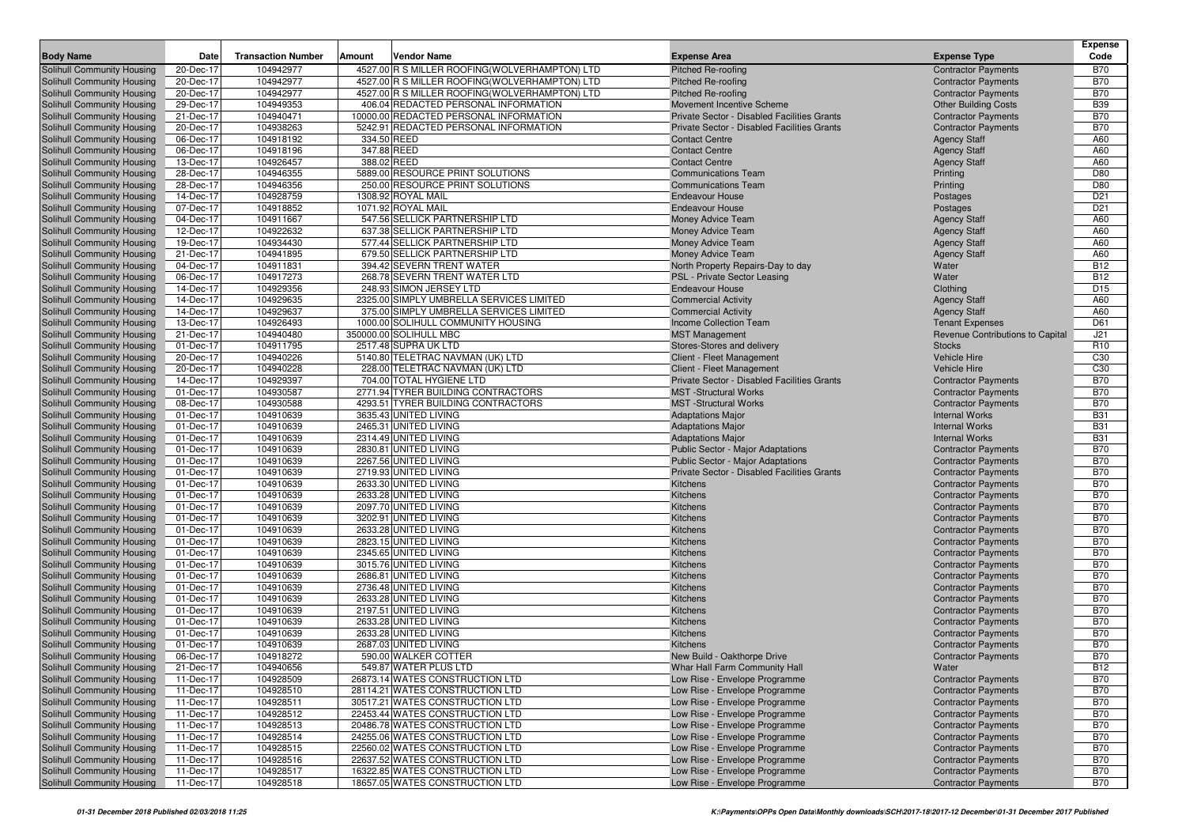| Body Name | Date | Transaction Number | Amount | Vendor Name | Expense Area | Expense Type | Expense Code |
|---|---|---|---|---|---|---|---|
| Solihull Community Housing | 20-Dec-17 | 104942977 | 4527.00 | R S MILLER ROOFING(WOLVERHAMPTON) LTD | Pitched Re-roofing | Contractor Payments | B70 |
| Solihull Community Housing | 20-Dec-17 | 104942977 | 4527.00 | R S MILLER ROOFING(WOLVERHAMPTON) LTD | Pitched Re-roofing | Contractor Payments | B70 |
| Solihull Community Housing | 20-Dec-17 | 104942977 | 4527.00 | R S MILLER ROOFING(WOLVERHAMPTON) LTD | Pitched Re-roofing | Contractor Payments | B70 |
| Solihull Community Housing | 29-Dec-17 | 104949353 | 406.04 | REDACTED PERSONAL INFORMATION | Movement Incentive Scheme | Other Building Costs | B39 |
| Solihull Community Housing | 21-Dec-17 | 104940471 | 10000.00 | REDACTED PERSONAL INFORMATION | Private Sector - Disabled Facilities Grants | Contractor Payments | B70 |
| Solihull Community Housing | 20-Dec-17 | 104938263 | 5242.91 | REDACTED PERSONAL INFORMATION | Private Sector - Disabled Facilities Grants | Contractor Payments | B70 |
| Solihull Community Housing | 06-Dec-17 | 104918192 | 334.50 | REED | Contact Centre | Agency Staff | A60 |
| Solihull Community Housing | 06-Dec-17 | 104918196 | 347.88 | REED | Contact Centre | Agency Staff | A60 |
| Solihull Community Housing | 13-Dec-17 | 104926457 | 388.02 | REED | Contact Centre | Agency Staff | A60 |
| Solihull Community Housing | 28-Dec-17 | 104946355 | 5889.00 | RESOURCE PRINT SOLUTIONS | Communications Team | Printing | D80 |
| Solihull Community Housing | 28-Dec-17 | 104946356 | 250.00 | RESOURCE PRINT SOLUTIONS | Communications Team | Printing | D80 |
| Solihull Community Housing | 14-Dec-17 | 104928759 | 1308.92 | ROYAL MAIL | Endeavour House | Postages | D21 |
| Solihull Community Housing | 07-Dec-17 | 104918852 | 1071.92 | ROYAL MAIL | Endeavour House | Postages | D21 |
| Solihull Community Housing | 04-Dec-17 | 104911667 | 547.56 | SELLICK PARTNERSHIP LTD | Money Advice Team | Agency Staff | A60 |
| Solihull Community Housing | 12-Dec-17 | 104922632 | 637.38 | SELLICK PARTNERSHIP LTD | Money Advice Team | Agency Staff | A60 |
| Solihull Community Housing | 19-Dec-17 | 104934430 | 577.44 | SELLICK PARTNERSHIP LTD | Money Advice Team | Agency Staff | A60 |
| Solihull Community Housing | 21-Dec-17 | 104941895 | 679.50 | SELLICK PARTNERSHIP LTD | Money Advice Team | Agency Staff | A60 |
| Solihull Community Housing | 04-Dec-17 | 104911831 | 394.42 | SEVERN TRENT WATER | North Property Repairs-Day to day | Water | B12 |
| Solihull Community Housing | 06-Dec-17 | 104917273 | 268.78 | SEVERN TRENT WATER LTD | PSL - Private Sector Leasing | Water | B12 |
| Solihull Community Housing | 14-Dec-17 | 104929356 | 248.93 | SIMON JERSEY LTD | Endeavour House | Clothing | D15 |
| Solihull Community Housing | 14-Dec-17 | 104929635 | 2325.00 | SIMPLY UMBRELLA SERVICES LIMITED | Commercial Activity | Agency Staff | A60 |
| Solihull Community Housing | 14-Dec-17 | 104929637 | 375.00 | SIMPLY UMBRELLA SERVICES LIMITED | Commercial Activity | Agency Staff | A60 |
| Solihull Community Housing | 13-Dec-17 | 104926493 | 1000.00 | SOLIHULL COMMUNITY HOUSING | Income Collection Team | Tenant Expenses | D61 |
| Solihull Community Housing | 21-Dec-17 | 104940480 | 350000.00 | SOLIHULL MBC | MST Management | Revenue Contributions to Capital | J21 |
| Solihull Community Housing | 01-Dec-17 | 104911795 | 2517.48 | SUPRA UK LTD | Stores-Stores and delivery | Stocks | R10 |
| Solihull Community Housing | 20-Dec-17 | 104940226 | 5140.80 | TELETRAC NAVMAN (UK) LTD | Client - Fleet Management | Vehicle Hire | C30 |
| Solihull Community Housing | 20-Dec-17 | 104940228 | 228.00 | TELETRAC NAVMAN (UK) LTD | Client - Fleet Management | Vehicle Hire | C30 |
| Solihull Community Housing | 14-Dec-17 | 104929397 | 704.00 | TOTAL HYGIENE LTD | Private Sector - Disabled Facilities Grants | Contractor Payments | B70 |
| Solihull Community Housing | 01-Dec-17 | 104930587 | 2771.94 | TYRER BUILDING CONTRACTORS | MST -Structural Works | Contractor Payments | B70 |
| Solihull Community Housing | 08-Dec-17 | 104930588 | 4293.51 | TYRER BUILDING CONTRACTORS | MST -Structural Works | Contractor Payments | B70 |
| Solihull Community Housing | 01-Dec-17 | 104910639 | 3635.43 | UNITED LIVING | Adaptations Major | Internal Works | B31 |
| Solihull Community Housing | 01-Dec-17 | 104910639 | 2465.31 | UNITED LIVING | Adaptations Major | Internal Works | B31 |
| Solihull Community Housing | 01-Dec-17 | 104910639 | 2314.49 | UNITED LIVING | Adaptations Major | Internal Works | B31 |
| Solihull Community Housing | 01-Dec-17 | 104910639 | 2830.81 | UNITED LIVING | Public Sector - Major Adaptations | Contractor Payments | B70 |
| Solihull Community Housing | 01-Dec-17 | 104910639 | 2267.56 | UNITED LIVING | Public Sector - Major Adaptations | Contractor Payments | B70 |
| Solihull Community Housing | 01-Dec-17 | 104910639 | 2719.93 | UNITED LIVING | Private Sector - Disabled Facilities Grants | Contractor Payments | B70 |
| Solihull Community Housing | 01-Dec-17 | 104910639 | 2633.30 | UNITED LIVING | Kitchens | Contractor Payments | B70 |
| Solihull Community Housing | 01-Dec-17 | 104910639 | 2633.28 | UNITED LIVING | Kitchens | Contractor Payments | B70 |
| Solihull Community Housing | 01-Dec-17 | 104910639 | 2097.70 | UNITED LIVING | Kitchens | Contractor Payments | B70 |
| Solihull Community Housing | 01-Dec-17 | 104910639 | 3202.91 | UNITED LIVING | Kitchens | Contractor Payments | B70 |
| Solihull Community Housing | 01-Dec-17 | 104910639 | 2633.28 | UNITED LIVING | Kitchens | Contractor Payments | B70 |
| Solihull Community Housing | 01-Dec-17 | 104910639 | 2823.15 | UNITED LIVING | Kitchens | Contractor Payments | B70 |
| Solihull Community Housing | 01-Dec-17 | 104910639 | 2345.65 | UNITED LIVING | Kitchens | Contractor Payments | B70 |
| Solihull Community Housing | 01-Dec-17 | 104910639 | 3015.76 | UNITED LIVING | Kitchens | Contractor Payments | B70 |
| Solihull Community Housing | 01-Dec-17 | 104910639 | 2686.81 | UNITED LIVING | Kitchens | Contractor Payments | B70 |
| Solihull Community Housing | 01-Dec-17 | 104910639 | 2736.48 | UNITED LIVING | Kitchens | Contractor Payments | B70 |
| Solihull Community Housing | 01-Dec-17 | 104910639 | 2633.28 | UNITED LIVING | Kitchens | Contractor Payments | B70 |
| Solihull Community Housing | 01-Dec-17 | 104910639 | 2197.51 | UNITED LIVING | Kitchens | Contractor Payments | B70 |
| Solihull Community Housing | 01-Dec-17 | 104910639 | 2633.28 | UNITED LIVING | Kitchens | Contractor Payments | B70 |
| Solihull Community Housing | 01-Dec-17 | 104910639 | 2633.28 | UNITED LIVING | Kitchens | Contractor Payments | B70 |
| Solihull Community Housing | 01-Dec-17 | 104910639 | 2687.03 | UNITED LIVING | Kitchens | Contractor Payments | B70 |
| Solihull Community Housing | 06-Dec-17 | 104918272 | 590.00 | WALKER COTTER | New Build - Oakthorpe Drive | Contractor Payments | B70 |
| Solihull Community Housing | 21-Dec-17 | 104940656 | 549.87 | WATER PLUS LTD | Whar Hall Farm Community Hall | Water | B12 |
| Solihull Community Housing | 11-Dec-17 | 104928509 | 26873.14 | WATES CONSTRUCTION LTD | Low Rise - Envelope Programme | Contractor Payments | B70 |
| Solihull Community Housing | 11-Dec-17 | 104928510 | 28114.21 | WATES CONSTRUCTION LTD | Low Rise - Envelope Programme | Contractor Payments | B70 |
| Solihull Community Housing | 11-Dec-17 | 104928511 | 30517.21 | WATES CONSTRUCTION LTD | Low Rise - Envelope Programme | Contractor Payments | B70 |
| Solihull Community Housing | 11-Dec-17 | 104928512 | 22453.44 | WATES CONSTRUCTION LTD | Low Rise - Envelope Programme | Contractor Payments | B70 |
| Solihull Community Housing | 11-Dec-17 | 104928513 | 20486.78 | WATES CONSTRUCTION LTD | Low Rise - Envelope Programme | Contractor Payments | B70 |
| Solihull Community Housing | 11-Dec-17 | 104928514 | 24255.06 | WATES CONSTRUCTION LTD | Low Rise - Envelope Programme | Contractor Payments | B70 |
| Solihull Community Housing | 11-Dec-17 | 104928515 | 22560.02 | WATES CONSTRUCTION LTD | Low Rise - Envelope Programme | Contractor Payments | B70 |
| Solihull Community Housing | 11-Dec-17 | 104928516 | 22637.52 | WATES CONSTRUCTION LTD | Low Rise - Envelope Programme | Contractor Payments | B70 |
| Solihull Community Housing | 11-Dec-17 | 104928517 | 16322.85 | WATES CONSTRUCTION LTD | Low Rise - Envelope Programme | Contractor Payments | B70 |
| Solihull Community Housing | 11-Dec-17 | 104928518 | 18657.05 | WATES CONSTRUCTION LTD | Low Rise - Envelope Programme | Contractor Payments | B70 |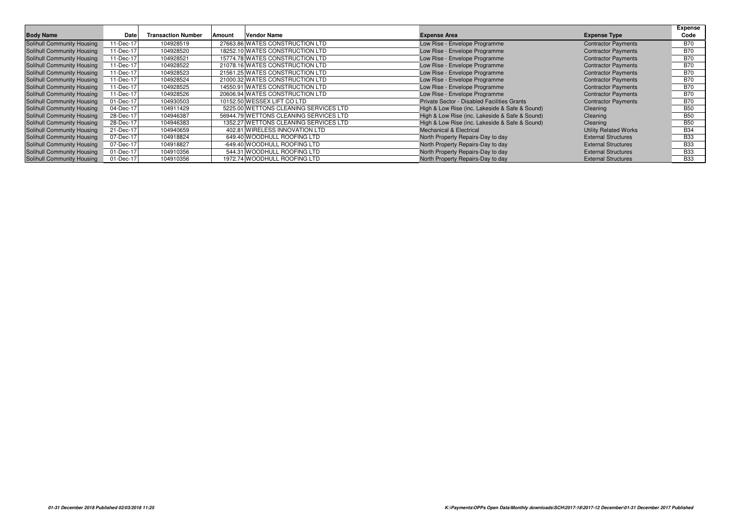| Body Name | Date | Transaction Number | Amount | Vendor Name | Expense Area | Expense Type | Expense Code |
|---|---|---|---|---|---|---|---|
| Solihull Community Housing | 11-Dec-17 | 104928519 | 27663.86 | WATES CONSTRUCTION LTD | Low Rise - Envelope Programme | Contractor Payments | B70 |
| Solihull Community Housing | 11-Dec-17 | 104928520 | 18252.10 | WATES CONSTRUCTION LTD | Low Rise - Envelope Programme | Contractor Payments | B70 |
| Solihull Community Housing | 11-Dec-17 | 104928521 | 15774.78 | WATES CONSTRUCTION LTD | Low Rise - Envelope Programme | Contractor Payments | B70 |
| Solihull Community Housing | 11-Dec-17 | 104928522 | 21078.16 | WATES CONSTRUCTION LTD | Low Rise - Envelope Programme | Contractor Payments | B70 |
| Solihull Community Housing | 11-Dec-17 | 104928523 | 21561.25 | WATES CONSTRUCTION LTD | Low Rise - Envelope Programme | Contractor Payments | B70 |
| Solihull Community Housing | 11-Dec-17 | 104928524 | 21000.32 | WATES CONSTRUCTION LTD | Low Rise - Envelope Programme | Contractor Payments | B70 |
| Solihull Community Housing | 11-Dec-17 | 104928525 | 14550.91 | WATES CONSTRUCTION LTD | Low Rise - Envelope Programme | Contractor Payments | B70 |
| Solihull Community Housing | 11-Dec-17 | 104928526 | 20606.94 | WATES CONSTRUCTION LTD | Low Rise - Envelope Programme | Contractor Payments | B70 |
| Solihull Community Housing | 01-Dec-17 | 104930503 | 10152.50 | WESSEX LIFT CO LTD | Private Sector - Disabled Facilities Grants | Contractor Payments | B70 |
| Solihull Community Housing | 04-Dec-17 | 104911429 | 5225.00 | WETTONS CLEANING SERVICES LTD | High & Low Rise (inc. Lakeside & Safe & Sound) | Cleaning | B50 |
| Solihull Community Housing | 28-Dec-17 | 104946387 | 56944.79 | WETTONS CLEANING SERVICES LTD | High & Low Rise (inc. Lakeside & Safe & Sound) | Cleaning | B50 |
| Solihull Community Housing | 28-Dec-17 | 104946383 | 1352.27 | WETTONS CLEANING SERVICES LTD | High & Low Rise (inc. Lakeside & Safe & Sound) | Cleaning | B50 |
| Solihull Community Housing | 21-Dec-17 | 104940659 | 402.81 | WIRELESS INNOVATION LTD | Mechanical & Electrical | Utility Related Works | B34 |
| Solihull Community Housing | 07-Dec-17 | 104918824 | 649.40 | WOODHULL ROOFING LTD | North Property Repairs-Day to day | External Structures | B33 |
| Solihull Community Housing | 07-Dec-17 | 104918827 | -649.40 | WOODHULL ROOFING LTD | North Property Repairs-Day to day | External Structures | B33 |
| Solihull Community Housing | 01-Dec-17 | 104910356 | 544.31 | WOODHULL ROOFING LTD | North Property Repairs-Day to day | External Structures | B33 |
| Solihull Community Housing | 01-Dec-17 | 104910356 | 1972.74 | WOODHULL ROOFING LTD | North Property Repairs-Day to day | External Structures | B33 |